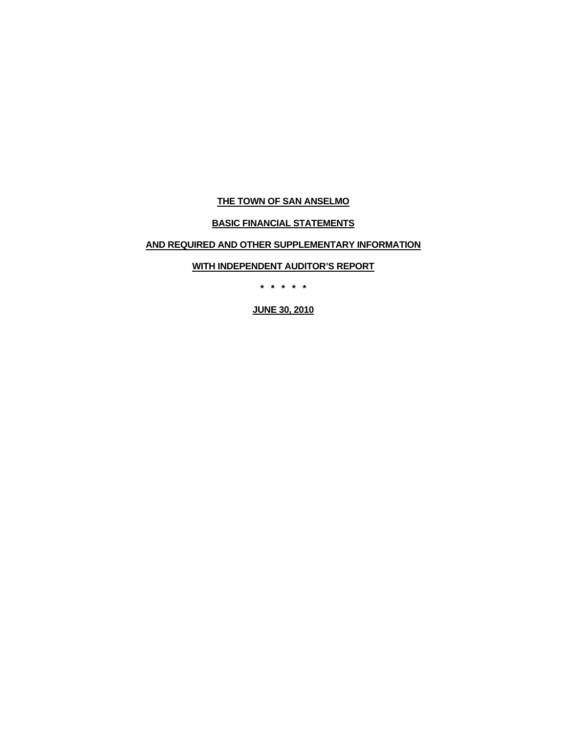# THE TOWN OF SAN ANSELMO

## BASIC FINANCIAL STATEMENTS

## AND REQUIRED AND OTHER SUPPLEMENTARY INFORMATION

## WITH INDEPENDENT AUDITOR'S REPORT

\* \* \* \* \*

**JUNE 30, 2010**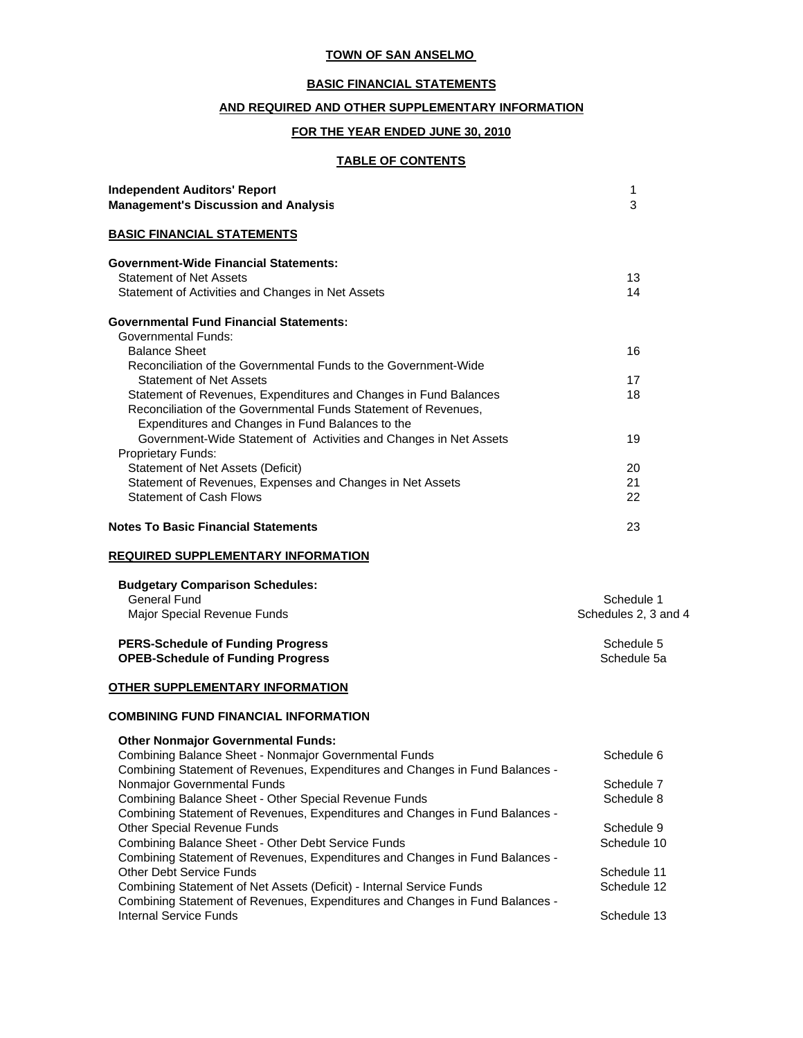# TOWN OF SAN ANSELMO

## BASIC FINANCIAL STATEMENTS

## AND REQUIRED AND OTHER SUPPLEMENTARY INFORMATION

## FOR THE YEAR ENDED JUNE 30, 2010

## TABLE OF CONTENTS

| | |
|---|---|
| **Independent Auditors' Report** | 1 |
| **Management's Discussion and Analysis** | 3 |
| **BASIC FINANCIAL STATEMENTS** | |
| **Government-Wide Financial Statements:** | |
| Statement of Net Assets | 13 |
| Statement of Activities and Changes in Net Assets | 14 |
| **Governmental Fund Financial Statements:** | |
| Governmental Funds: | |
| Balance Sheet | 16 |
| Reconciliation of the Governmental Funds to the Government-Wide Statement of Net Assets | 17 |
| Statement of Revenues, Expenditures and Changes in Fund Balances | 18 |
| Reconciliation of the Governmental Funds Statement of Revenues, Expenditures and Changes in Fund Balances to the Government-Wide Statement of Activities and Changes in Net Assets | 19 |
| Proprietary Funds: | |
| Statement of Net Assets (Deficit) | 20 |
| Statement of Revenues, Expenses and Changes in Net Assets | 21 |
| Statement of Cash Flows | 22 |
| **Notes To Basic Financial Statements** | 23 |
| **REQUIRED SUPPLEMENTARY INFORMATION** | |
| **Budgetary Comparison Schedules:** | |
| General Fund | Schedule 1 |
| Major Special Revenue Funds | Schedules 2, 3 and 4 |
| **PERS-Schedule of Funding Progress** | Schedule 5 |
| **OPEB-Schedule of Funding Progress** | Schedule 5a |
| **OTHER SUPPLEMENTARY INFORMATION** | |
| **COMBINING FUND FINANCIAL INFORMATION** | |
| **Other Nonmajor Governmental Funds:** | |
| Combining Balance Sheet - Nonmajor Governmental Funds | Schedule 6 |
| Combining Statement of Revenues, Expenditures and Changes in Fund Balances - Nonmajor Governmental Funds | Schedule 7 |
| Combining Balance Sheet - Other Special Revenue Funds | Schedule 8 |
| Combining Statement of Revenues, Expenditures and Changes in Fund Balances - Other Special Revenue Funds | Schedule 9 |
| Combining Balance Sheet - Other Debt Service Funds | Schedule 10 |
| Combining Statement of Revenues, Expenditures and Changes in Fund Balances - Other Debt Service Funds | Schedule 11 |
| Combining Statement of Net Assets (Deficit) - Internal Service Funds | Schedule 12 |
| Combining Statement of Revenues, Expenditures and Changes in Fund Balances - Internal Service Funds | Schedule 13 |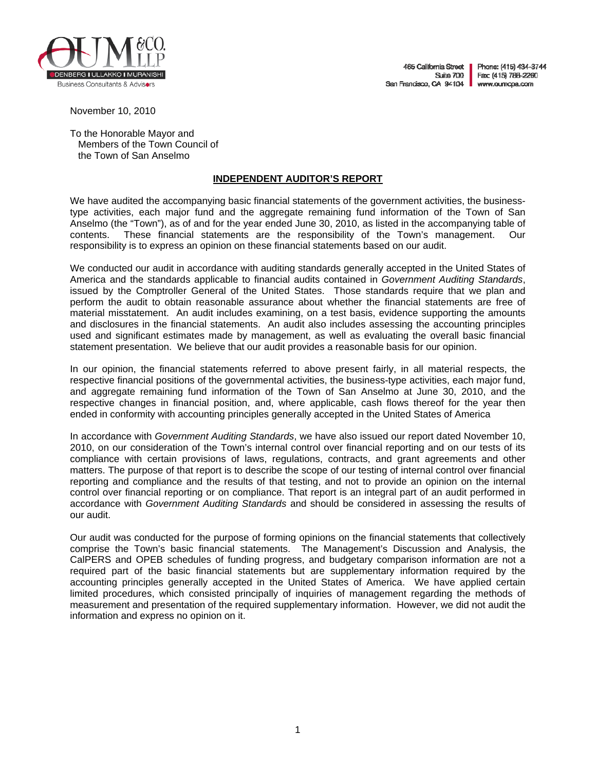OUM & CO. LLP
ODENBERG | ULLAKKO | MURANISHI
Business Consultants & Advisors

465 California Street
Suite 700
San Francisco, CA 94104

Phone: (415) 434-3744
Fax: (415) 788-2260
www.oumcpa.com

November 10, 2010

To the Honorable Mayor and
Members of the Town Council of
the Town of San Anselmo

## INDEPENDENT AUDITOR'S REPORT

We have audited the accompanying basic financial statements of the government activities, the business-type activities, each major fund and the aggregate remaining fund information of the Town of San Anselmo (the "Town"), as of and for the year ended June 30, 2010, as listed in the accompanying table of contents. These financial statements are the responsibility of the Town's management. Our responsibility is to express an opinion on these financial statements based on our audit.

We conducted our audit in accordance with auditing standards generally accepted in the United States of America and the standards applicable to financial audits contained in *Government Auditing Standards*, issued by the Comptroller General of the United States. Those standards require that we plan and perform the audit to obtain reasonable assurance about whether the financial statements are free of material misstatement. An audit includes examining, on a test basis, evidence supporting the amounts and disclosures in the financial statements. An audit also includes assessing the accounting principles used and significant estimates made by management, as well as evaluating the overall basic financial statement presentation. We believe that our audit provides a reasonable basis for our opinion.

In our opinion, the financial statements referred to above present fairly, in all material respects, the respective financial positions of the governmental activities, the business-type activities, each major fund, and aggregate remaining fund information of the Town of San Anselmo at June 30, 2010, and the respective changes in financial position, and, where applicable, cash flows thereof for the year then ended in conformity with accounting principles generally accepted in the United States of America

In accordance with *Government Auditing Standards*, we have also issued our report dated November 10, 2010, on our consideration of the Town's internal control over financial reporting and on our tests of its compliance with certain provisions of laws, regulations, contracts, and grant agreements and other matters. The purpose of that report is to describe the scope of our testing of internal control over financial reporting and compliance and the results of that testing, and not to provide an opinion on the internal control over financial reporting or on compliance. That report is an integral part of an audit performed in accordance with *Government Auditing Standards* and should be considered in assessing the results of our audit.

Our audit was conducted for the purpose of forming opinions on the financial statements that collectively comprise the Town's basic financial statements. The Management's Discussion and Analysis, the CalPERS and OPEB schedules of funding progress, and budgetary comparison information are not a required part of the basic financial statements but are supplementary information required by the accounting principles generally accepted in the United States of America. We have applied certain limited procedures, which consisted principally of inquiries of management regarding the methods of measurement and presentation of the required supplementary information. However, we did not audit the information and express no opinion on it.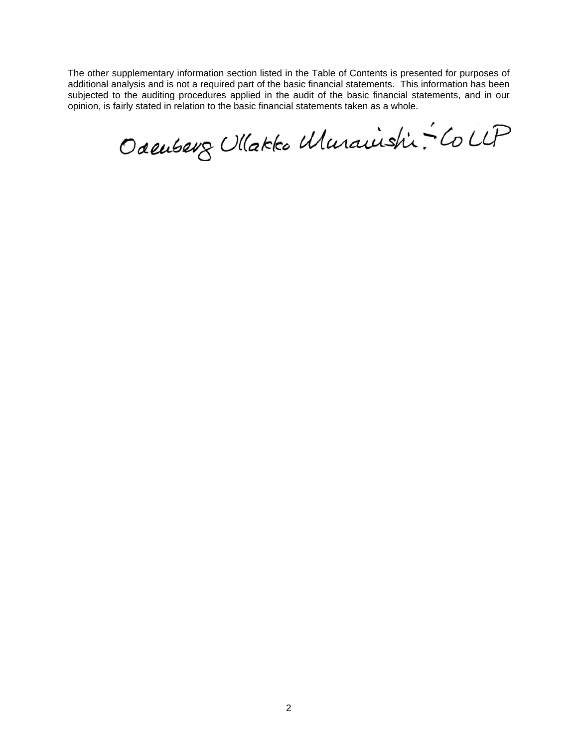The other supplementary information section listed in the Table of Contents is presented for purposes of additional analysis and is not a required part of the basic financial statements. This information has been subjected to the auditing procedures applied in the audit of the basic financial statements, and in our opinion, is fairly stated in relation to the basic financial statements taken as a whole.

Odenberg Ullakko Muranishi & Co LLP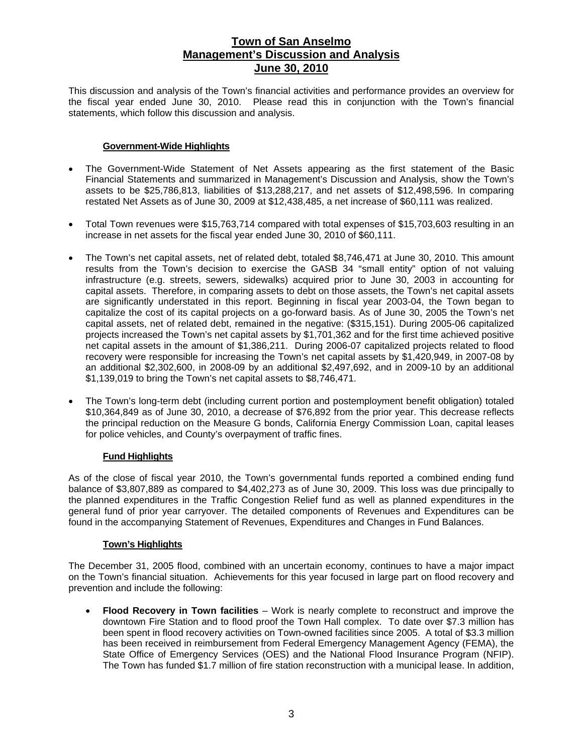# Town of San Anselmo
## Management's Discussion and Analysis
## June 30, 2010

This discussion and analysis of the Town's financial activities and performance provides an overview for the fiscal year ended June 30, 2010. Please read this in conjunction with the Town's financial statements, which follow this discussion and analysis.

### Government-Wide Highlights

- The Government-Wide Statement of Net Assets appearing as the first statement of the Basic Financial Statements and summarized in Management's Discussion and Analysis, show the Town's assets to be $25,786,813, liabilities of $13,288,217, and net assets of $12,498,596. In comparing restated Net Assets as of June 30, 2009 at $12,438,485, a net increase of $60,111 was realized.

- Total Town revenues were $15,763,714 compared with total expenses of $15,703,603 resulting in an increase in net assets for the fiscal year ended June 30, 2010 of $60,111.

- The Town's net capital assets, net of related debt, totaled $8,746,471 at June 30, 2010. This amount results from the Town's decision to exercise the GASB 34 "small entity" option of not valuing infrastructure (e.g. streets, sewers, sidewalks) acquired prior to June 30, 2003 in accounting for capital assets. Therefore, in comparing assets to debt on those assets, the Town's net capital assets are significantly understated in this report. Beginning in fiscal year 2003-04, the Town began to capitalize the cost of its capital projects on a go-forward basis. As of June 30, 2005 the Town's net capital assets, net of related debt, remained in the negative: ($315,151). During 2005-06 capitalized projects increased the Town's net capital assets by $1,701,362 and for the first time achieved positive net capital assets in the amount of $1,386,211. During 2006-07 capitalized projects related to flood recovery were responsible for increasing the Town's net capital assets by $1,420,949, in 2007-08 by an additional $2,302,600, in 2008-09 by an additional $2,497,692, and in 2009-10 by an additional $1,139,019 to bring the Town's net capital assets to $8,746,471.

- The Town's long-term debt (including current portion and postemployment benefit obligation) totaled $10,364,849 as of June 30, 2010, a decrease of $76,892 from the prior year. This decrease reflects the principal reduction on the Measure G bonds, California Energy Commission Loan, capital leases for police vehicles, and County's overpayment of traffic fines.

### Fund Highlights

As of the close of fiscal year 2010, the Town's governmental funds reported a combined ending fund balance of $3,807,889 as compared to $4,402,273 as of June 30, 2009. This loss was due principally to the planned expenditures in the Traffic Congestion Relief fund as well as planned expenditures in the general fund of prior year carryover. The detailed components of Revenues and Expenditures can be found in the accompanying Statement of Revenues, Expenditures and Changes in Fund Balances.

### Town's Highlights

The December 31, 2005 flood, combined with an uncertain economy, continues to have a major impact on the Town's financial situation. Achievements for this year focused in large part on flood recovery and prevention and include the following:

- **Flood Recovery in Town facilities** – Work is nearly complete to reconstruct and improve the downtown Fire Station and to flood proof the Town Hall complex. To date over $7.3 million has been spent in flood recovery activities on Town-owned facilities since 2005. A total of $3.3 million has been received in reimbursement from Federal Emergency Management Agency (FEMA), the State Office of Emergency Services (OES) and the National Flood Insurance Program (NFIP). The Town has funded $1.7 million of fire station reconstruction with a municipal lease. In addition,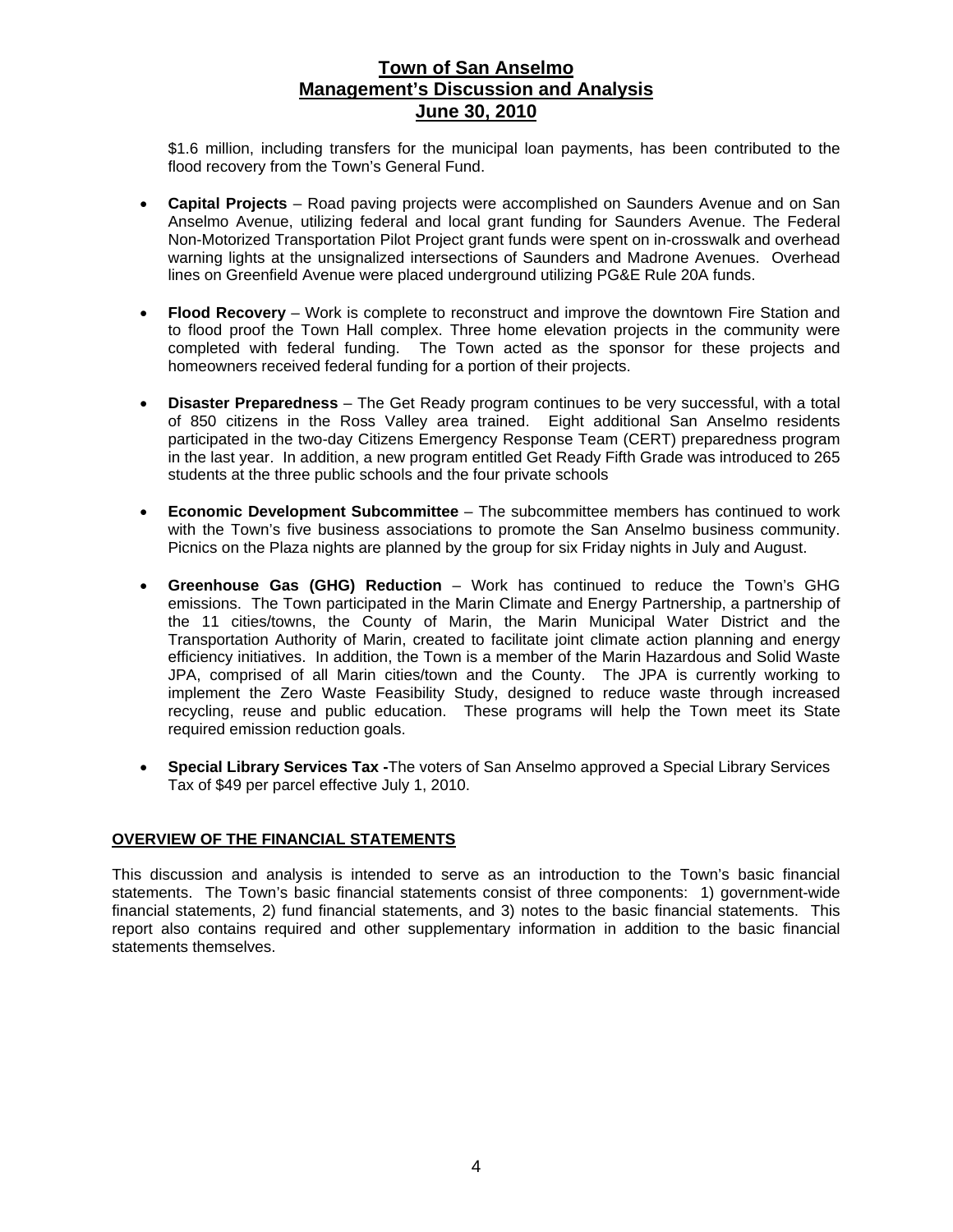$1.6 million, including transfers for the municipal loan payments, has been contributed to the flood recovery from the Town's General Fund.

- **Capital Projects** – Road paving projects were accomplished on Saunders Avenue and on San Anselmo Avenue, utilizing federal and local grant funding for Saunders Avenue. The Federal Non-Motorized Transportation Pilot Project grant funds were spent on in-crosswalk and overhead warning lights at the unsignalized intersections of Saunders and Madrone Avenues. Overhead lines on Greenfield Avenue were placed underground utilizing PG&E Rule 20A funds.

- **Flood Recovery** – Work is complete to reconstruct and improve the downtown Fire Station and to flood proof the Town Hall complex. Three home elevation projects in the community were completed with federal funding. The Town acted as the sponsor for these projects and homeowners received federal funding for a portion of their projects.

- **Disaster Preparedness** – The Get Ready program continues to be very successful, with a total of 850 citizens in the Ross Valley area trained. Eight additional San Anselmo residents participated in the two-day Citizens Emergency Response Team (CERT) preparedness program in the last year. In addition, a new program entitled Get Ready Fifth Grade was introduced to 265 students at the three public schools and the four private schools

- **Economic Development Subcommittee** – The subcommittee members has continued to work with the Town's five business associations to promote the San Anselmo business community. Picnics on the Plaza nights are planned by the group for six Friday nights in July and August.

- **Greenhouse Gas (GHG) Reduction** – Work has continued to reduce the Town's GHG emissions. The Town participated in the Marin Climate and Energy Partnership, a partnership of the 11 cities/towns, the County of Marin, the Marin Municipal Water District and the Transportation Authority of Marin, created to facilitate joint climate action planning and energy efficiency initiatives. In addition, the Town is a member of the Marin Hazardous and Solid Waste JPA, comprised of all Marin cities/town and the County. The JPA is currently working to implement the Zero Waste Feasibility Study, designed to reduce waste through increased recycling, reuse and public education. These programs will help the Town meet its State required emission reduction goals.

- **Special Library Services Tax -** The voters of San Anselmo approved a Special Library Services Tax of $49 per parcel effective July 1, 2010.

## OVERVIEW OF THE FINANCIAL STATEMENTS

This discussion and analysis is intended to serve as an introduction to the Town's basic financial statements. The Town's basic financial statements consist of three components: 1) government-wide financial statements, 2) fund financial statements, and 3) notes to the basic financial statements. This report also contains required and other supplementary information in addition to the basic financial statements themselves.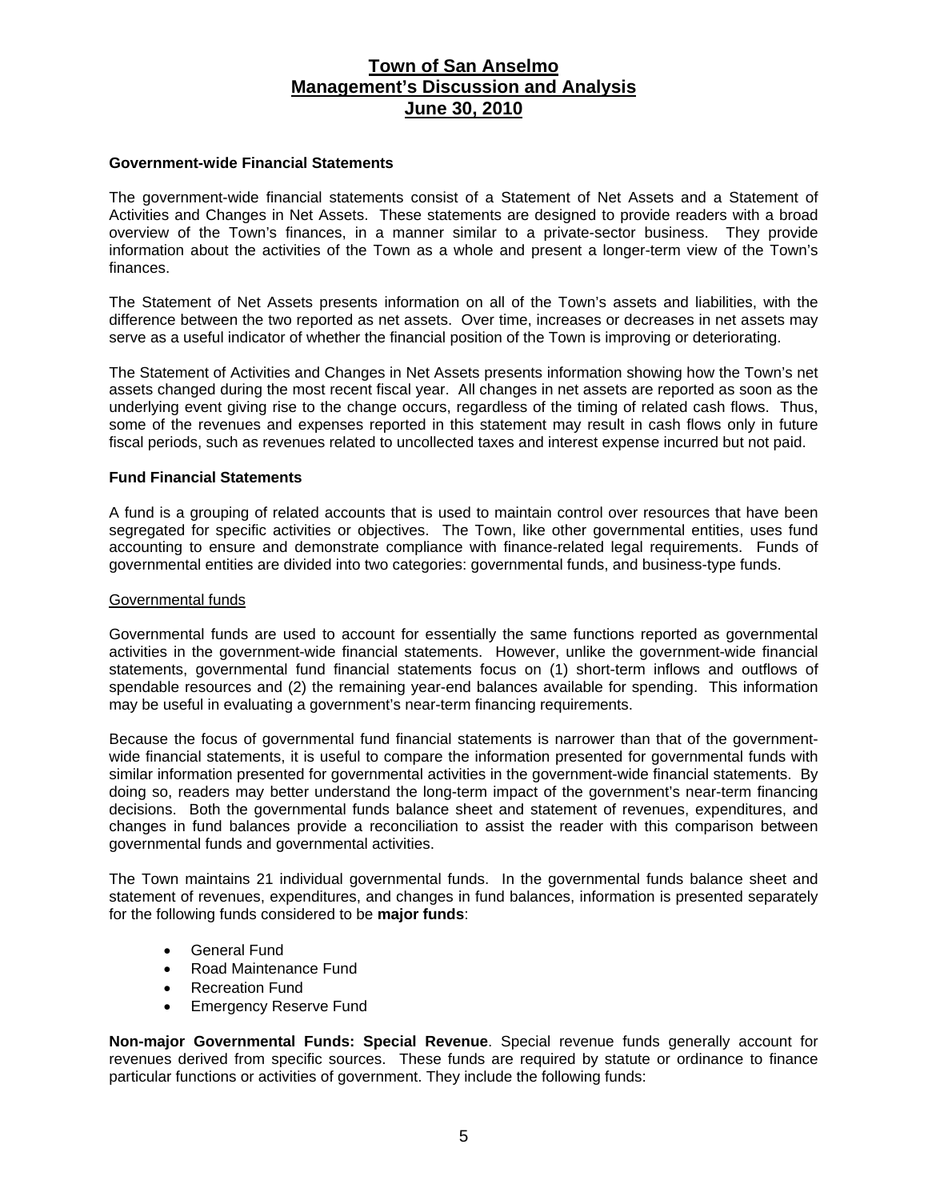# Town of San Anselmo
# Management's Discussion and Analysis
# June 30, 2010

**Government-wide Financial Statements**

The government-wide financial statements consist of a Statement of Net Assets and a Statement of Activities and Changes in Net Assets. These statements are designed to provide readers with a broad overview of the Town's finances, in a manner similar to a private-sector business. They provide information about the activities of the Town as a whole and present a longer-term view of the Town's finances.

The Statement of Net Assets presents information on all of the Town's assets and liabilities, with the difference between the two reported as net assets. Over time, increases or decreases in net assets may serve as a useful indicator of whether the financial position of the Town is improving or deteriorating.

The Statement of Activities and Changes in Net Assets presents information showing how the Town's net assets changed during the most recent fiscal year. All changes in net assets are reported as soon as the underlying event giving rise to the change occurs, regardless of the timing of related cash flows. Thus, some of the revenues and expenses reported in this statement may result in cash flows only in future fiscal periods, such as revenues related to uncollected taxes and interest expense incurred but not paid.

**Fund Financial Statements**

A fund is a grouping of related accounts that is used to maintain control over resources that have been segregated for specific activities or objectives. The Town, like other governmental entities, uses fund accounting to ensure and demonstrate compliance with finance-related legal requirements. Funds of governmental entities are divided into two categories: governmental funds, and business-type funds.

Governmental funds

Governmental funds are used to account for essentially the same functions reported as governmental activities in the government-wide financial statements. However, unlike the government-wide financial statements, governmental fund financial statements focus on (1) short-term inflows and outflows of spendable resources and (2) the remaining year-end balances available for spending. This information may be useful in evaluating a government's near-term financing requirements.

Because the focus of governmental fund financial statements is narrower than that of the government-wide financial statements, it is useful to compare the information presented for governmental funds with similar information presented for governmental activities in the government-wide financial statements. By doing so, readers may better understand the long-term impact of the government's near-term financing decisions. Both the governmental funds balance sheet and statement of revenues, expenditures, and changes in fund balances provide a reconciliation to assist the reader with this comparison between governmental funds and governmental activities.

The Town maintains 21 individual governmental funds. In the governmental funds balance sheet and statement of revenues, expenditures, and changes in fund balances, information is presented separately for the following funds considered to be **major funds**:

- General Fund
- Road Maintenance Fund
- Recreation Fund
- Emergency Reserve Fund

**Non-major Governmental Funds: Special Revenue**. Special revenue funds generally account for revenues derived from specific sources. These funds are required by statute or ordinance to finance particular functions or activities of government. They include the following funds: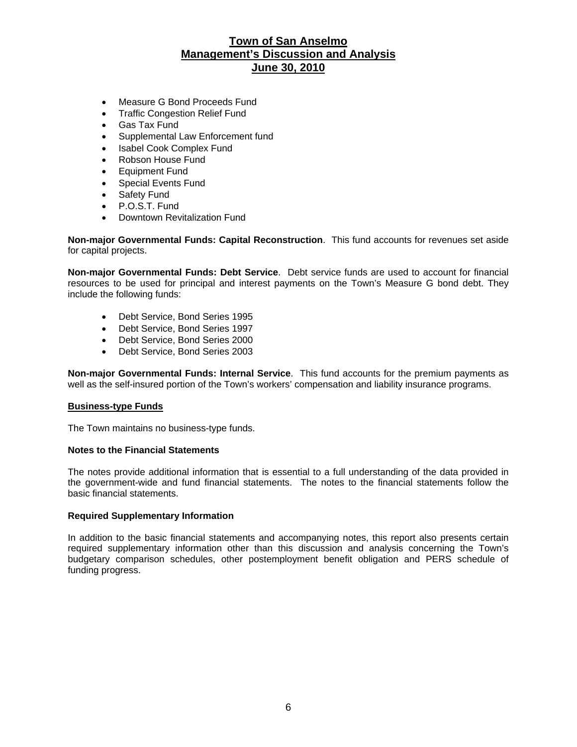- Measure G Bond Proceeds Fund
- Traffic Congestion Relief Fund
- Gas Tax Fund
- Supplemental Law Enforcement fund
- Isabel Cook Complex Fund
- Robson House Fund
- Equipment Fund
- Special Events Fund
- Safety Fund
- P.O.S.T. Fund
- Downtown Revitalization Fund

**Non-major Governmental Funds: Capital Reconstruction**. This fund accounts for revenues set aside for capital projects.

**Non-major Governmental Funds: Debt Service**. Debt service funds are used to account for financial resources to be used for principal and interest payments on the Town's Measure G bond debt. They include the following funds:

- Debt Service, Bond Series 1995
- Debt Service, Bond Series 1997
- Debt Service, Bond Series 2000
- Debt Service, Bond Series 2003

**Non-major Governmental Funds: Internal Service**. This fund accounts for the premium payments as well as the self-insured portion of the Town's workers' compensation and liability insurance programs.

**Business-type Funds**

The Town maintains no business-type funds.

**Notes to the Financial Statements**

The notes provide additional information that is essential to a full understanding of the data provided in the government-wide and fund financial statements. The notes to the financial statements follow the basic financial statements.

**Required Supplementary Information**

In addition to the basic financial statements and accompanying notes, this report also presents certain required supplementary information other than this discussion and analysis concerning the Town's budgetary comparison schedules, other postemployment benefit obligation and PERS schedule of funding progress.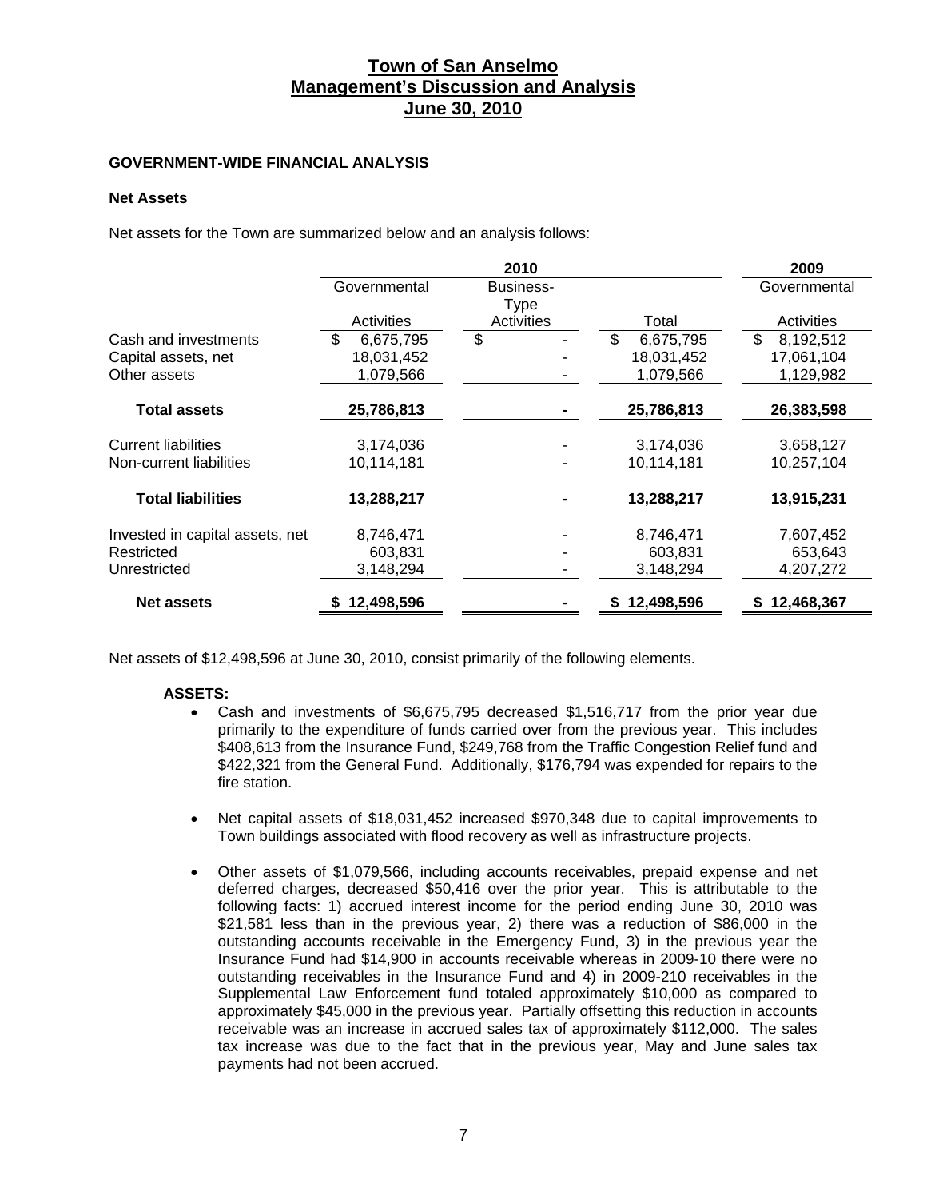# Town of San Anselmo
## Management's Discussion and Analysis
## June 30, 2010

### GOVERNMENT-WIDE FINANCIAL ANALYSIS

#### Net Assets

Net assets for the Town are summarized below and an analysis follows:

| | 2010 | | | 2009 |
|---|---|---|---|---|
| | Governmental Activities | Business-Type Activities | Total | Governmental Activities |
| Cash and investments | $ 6,675,795 | $ - | $ 6,675,795 | $ 8,192,512 |
| Capital assets, net | 18,031,452 | - | 18,031,452 | 17,061,104 |
| Other assets | 1,079,566 | - | 1,079,566 | 1,129,982 |
| **Total assets** | **25,786,813** | **-** | **25,786,813** | **26,383,598** |
| Current liabilities | 3,174,036 | - | 3,174,036 | 3,658,127 |
| Non-current liabilities | 10,114,181 | - | 10,114,181 | 10,257,104 |
| **Total liabilities** | **13,288,217** | **-** | **13,288,217** | **13,915,231** |
| Invested in capital assets, net | 8,746,471 | - | 8,746,471 | 7,607,452 |
| Restricted | 603,831 | - | 603,831 | 653,643 |
| Unrestricted | 3,148,294 | - | 3,148,294 | 4,207,272 |
| **Net assets** | **$ 12,498,596** | **-** | **$ 12,498,596** | **$ 12,468,367** |

Net assets of $12,498,596 at June 30, 2010, consist primarily of the following elements.

**ASSETS:**

- Cash and investments of $6,675,795 decreased $1,516,717 from the prior year due primarily to the expenditure of funds carried over from the previous year. This includes $408,613 from the Insurance Fund, $249,768 from the Traffic Congestion Relief fund and $422,321 from the General Fund. Additionally, $176,794 was expended for repairs to the fire station.

- Net capital assets of $18,031,452 increased $970,348 due to capital improvements to Town buildings associated with flood recovery as well as infrastructure projects.

- Other assets of $1,079,566, including accounts receivables, prepaid expense and net deferred charges, decreased $50,416 over the prior year. This is attributable to the following facts: 1) accrued interest income for the period ending June 30, 2010 was $21,581 less than in the previous year, 2) there was a reduction of $86,000 in the outstanding accounts receivable in the Emergency Fund, 3) in the previous year the Insurance Fund had $14,900 in accounts receivable whereas in 2009-10 there were no outstanding receivables in the Insurance Fund and 4) in 2009-210 receivables in the Supplemental Law Enforcement fund totaled approximately $10,000 as compared to approximately $45,000 in the previous year. Partially offsetting this reduction in accounts receivable was an increase in accrued sales tax of approximately $112,000. The sales tax increase was due to the fact that in the previous year, May and June sales tax payments had not been accrued.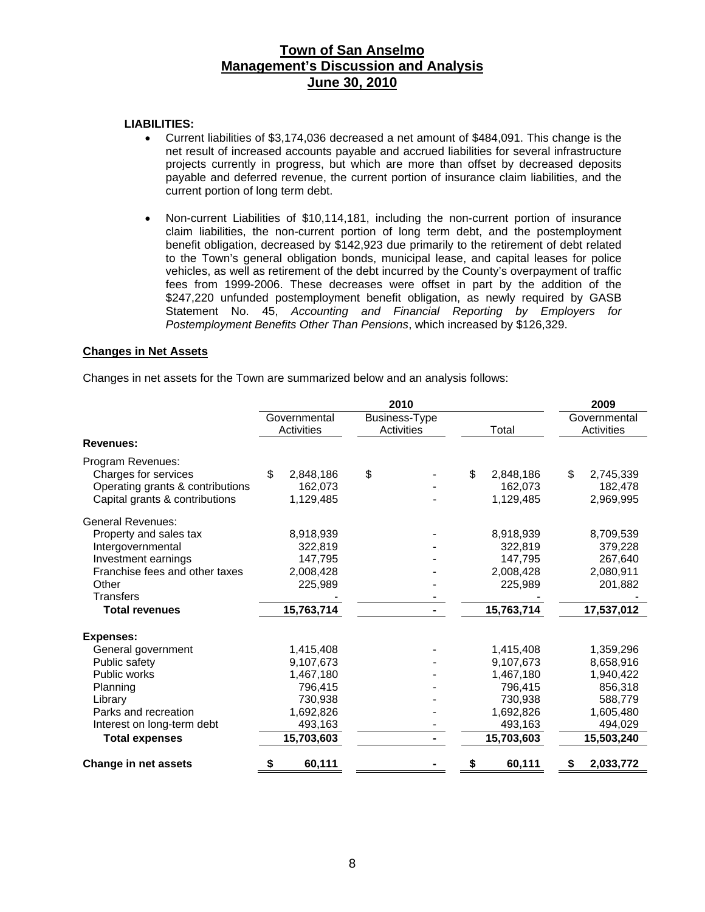**LIABILITIES:**

- Current liabilities of $3,174,036 decreased a net amount of $484,091. This change is the net result of increased accounts payable and accrued liabilities for several infrastructure projects currently in progress, but which are more than offset by decreased deposits payable and deferred revenue, the current portion of insurance claim liabilities, and the current portion of long term debt.

- Non-current Liabilities of $10,114,181, including the non-current portion of insurance claim liabilities, the non-current portion of long term debt, and the postemployment benefit obligation, decreased by $142,923 due primarily to the retirement of debt related to the Town's general obligation bonds, municipal lease, and capital leases for police vehicles, as well as retirement of the debt incurred by the County's overpayment of traffic fees from 1999-2006. These decreases were offset in part by the addition of the $247,220 unfunded postemployment benefit obligation, as newly required by GASB Statement No. 45, *Accounting and Financial Reporting by Employers for Postemployment Benefits Other Than Pensions*, which increased by $126,329.

## Changes in Net Assets

Changes in net assets for the Town are summarized below and an analysis follows:

| | 2010 | | | 2009 |
|---|---|---|---|---|
| | Governmental Activities | Business-Type Activities | Total | Governmental Activities |
| **Revenues:** | | | | |
| Program Revenues: | | | | |
| Charges for services | $ 2,848,186 | $ - | $ 2,848,186 | $ 2,745,339 |
| Operating grants & contributions | 162,073 | - | 162,073 | 182,478 |
| Capital grants & contributions | 1,129,485 | - | 1,129,485 | 2,969,995 |
| General Revenues: | | | | |
| Property and sales tax | 8,918,939 | - | 8,918,939 | 8,709,539 |
| Intergovernmental | 322,819 | - | 322,819 | 379,228 |
| Investment earnings | 147,795 | - | 147,795 | 267,640 |
| Franchise fees and other taxes | 2,008,428 | - | 2,008,428 | 2,080,911 |
| Other | 225,989 | - | 225,989 | 201,882 |
| Transfers | - | - | - | - |
| **Total revenues** | **15,763,714** | **-** | **15,763,714** | **17,537,012** |
| **Expenses:** | | | | |
| General government | 1,415,408 | - | 1,415,408 | 1,359,296 |
| Public safety | 9,107,673 | - | 9,107,673 | 8,658,916 |
| Public works | 1,467,180 | - | 1,467,180 | 1,940,422 |
| Planning | 796,415 | - | 796,415 | 856,318 |
| Library | 730,938 | - | 730,938 | 588,779 |
| Parks and recreation | 1,692,826 | - | 1,692,826 | 1,605,480 |
| Interest on long-term debt | 493,163 | - | 493,163 | 494,029 |
| **Total expenses** | **15,703,603** | **-** | **15,703,603** | **15,503,240** |
| **Change in net assets** | **$ 60,111** | **-** | **$ 60,111** | **$ 2,033,772** |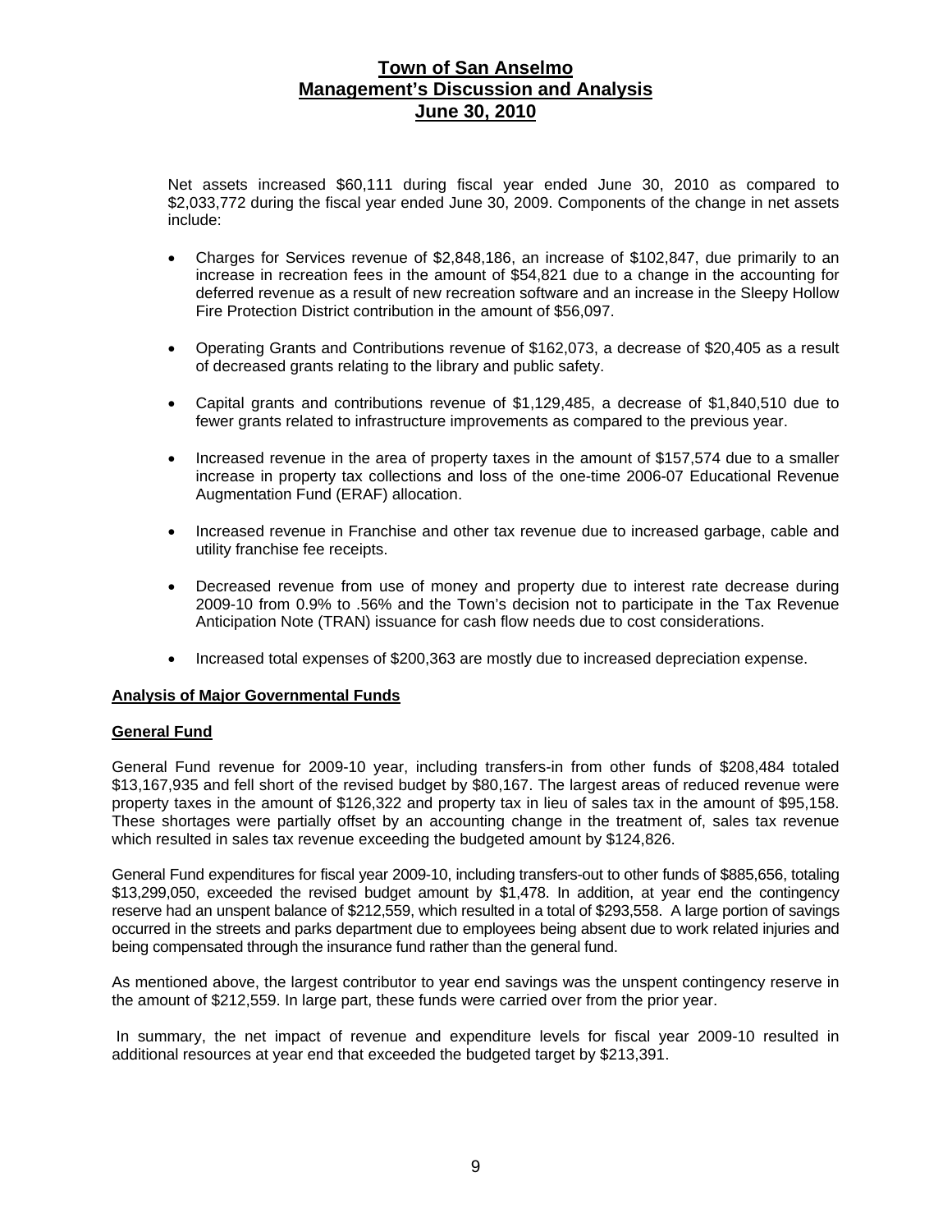# Town of San Anselmo
## Management's Discussion and Analysis
## June 30, 2010

Net assets increased $60,111 during fiscal year ended June 30, 2010 as compared to $2,033,772 during the fiscal year ended June 30, 2009. Components of the change in net assets include:

- Charges for Services revenue of $2,848,186, an increase of $102,847, due primarily to an increase in recreation fees in the amount of $54,821 due to a change in the accounting for deferred revenue as a result of new recreation software and an increase in the Sleepy Hollow Fire Protection District contribution in the amount of $56,097.

- Operating Grants and Contributions revenue of $162,073, a decrease of $20,405 as a result of decreased grants relating to the library and public safety.

- Capital grants and contributions revenue of $1,129,485, a decrease of $1,840,510 due to fewer grants related to infrastructure improvements as compared to the previous year.

- Increased revenue in the area of property taxes in the amount of $157,574 due to a smaller increase in property tax collections and loss of the one-time 2006-07 Educational Revenue Augmentation Fund (ERAF) allocation.

- Increased revenue in Franchise and other tax revenue due to increased garbage, cable and utility franchise fee receipts.

- Decreased revenue from use of money and property due to interest rate decrease during 2009-10 from 0.9% to .56% and the Town's decision not to participate in the Tax Revenue Anticipation Note (TRAN) issuance for cash flow needs due to cost considerations.

- Increased total expenses of $200,363 are mostly due to increased depreciation expense.

### Analysis of Major Governmental Funds

### General Fund

General Fund revenue for 2009-10 year, including transfers-in from other funds of $208,484 totaled $13,167,935 and fell short of the revised budget by $80,167. The largest areas of reduced revenue were property taxes in the amount of $126,322 and property tax in lieu of sales tax in the amount of $95,158. These shortages were partially offset by an accounting change in the treatment of, sales tax revenue which resulted in sales tax revenue exceeding the budgeted amount by $124,826.

General Fund expenditures for fiscal year 2009-10, including transfers-out to other funds of $885,656, totaling $13,299,050, exceeded the revised budget amount by $1,478. In addition, at year end the contingency reserve had an unspent balance of $212,559, which resulted in a total of $293,558. A large portion of savings occurred in the streets and parks department due to employees being absent due to work related injuries and being compensated through the insurance fund rather than the general fund.

As mentioned above, the largest contributor to year end savings was the unspent contingency reserve in the amount of $212,559. In large part, these funds were carried over from the prior year.

In summary, the net impact of revenue and expenditure levels for fiscal year 2009-10 resulted in additional resources at year end that exceeded the budgeted target by $213,391.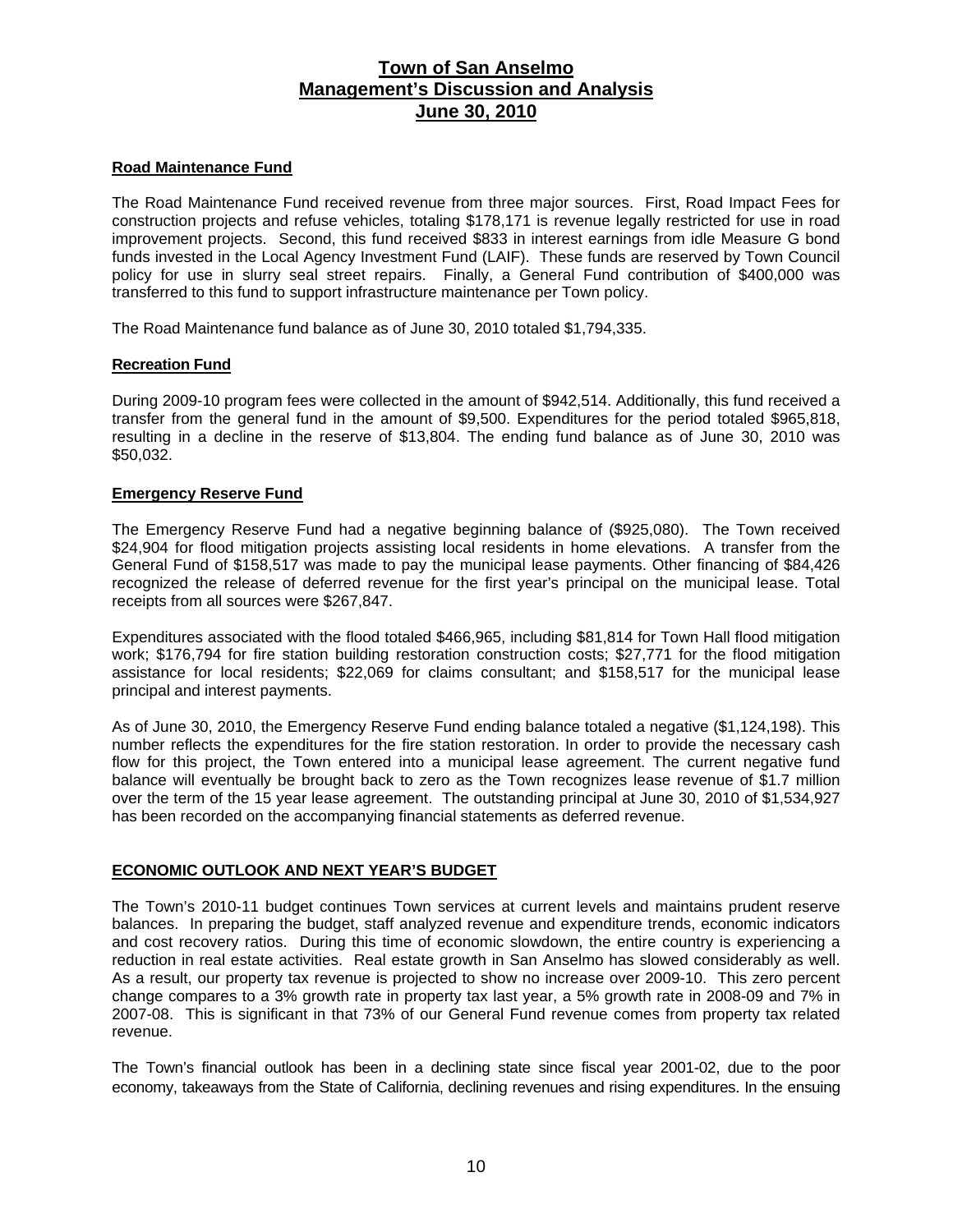#### Road Maintenance Fund

The Road Maintenance Fund received revenue from three major sources. First, Road Impact Fees for construction projects and refuse vehicles, totaling $178,171 is revenue legally restricted for use in road improvement projects. Second, this fund received $833 in interest earnings from idle Measure G bond funds invested in the Local Agency Investment Fund (LAIF). These funds are reserved by Town Council policy for use in slurry seal street repairs. Finally, a General Fund contribution of $400,000 was transferred to this fund to support infrastructure maintenance per Town policy.

The Road Maintenance fund balance as of June 30, 2010 totaled $1,794,335.

#### Recreation Fund

During 2009-10 program fees were collected in the amount of $942,514. Additionally, this fund received a transfer from the general fund in the amount of $9,500. Expenditures for the period totaled $965,818, resulting in a decline in the reserve of $13,804. The ending fund balance as of June 30, 2010 was $50,032.

#### Emergency Reserve Fund

The Emergency Reserve Fund had a negative beginning balance of ($925,080). The Town received $24,904 for flood mitigation projects assisting local residents in home elevations. A transfer from the General Fund of $158,517 was made to pay the municipal lease payments. Other financing of $84,426 recognized the release of deferred revenue for the first year's principal on the municipal lease. Total receipts from all sources were $267,847.

Expenditures associated with the flood totaled $466,965, including $81,814 for Town Hall flood mitigation work; $176,794 for fire station building restoration construction costs; $27,771 for the flood mitigation assistance for local residents; $22,069 for claims consultant; and $158,517 for the municipal lease principal and interest payments.

As of June 30, 2010, the Emergency Reserve Fund ending balance totaled a negative ($1,124,198). This number reflects the expenditures for the fire station restoration. In order to provide the necessary cash flow for this project, the Town entered into a municipal lease agreement. The current negative fund balance will eventually be brought back to zero as the Town recognizes lease revenue of $1.7 million over the term of the 15 year lease agreement. The outstanding principal at June 30, 2010 of $1,534,927 has been recorded on the accompanying financial statements as deferred revenue.

## ECONOMIC OUTLOOK AND NEXT YEAR'S BUDGET

The Town's 2010-11 budget continues Town services at current levels and maintains prudent reserve balances. In preparing the budget, staff analyzed revenue and expenditure trends, economic indicators and cost recovery ratios. During this time of economic slowdown, the entire country is experiencing a reduction in real estate activities. Real estate growth in San Anselmo has slowed considerably as well. As a result, our property tax revenue is projected to show no increase over 2009-10. This zero percent change compares to a 3% growth rate in property tax last year, a 5% growth rate in 2008-09 and 7% in 2007-08. This is significant in that 73% of our General Fund revenue comes from property tax related revenue.

The Town's financial outlook has been in a declining state since fiscal year 2001-02, due to the poor economy, takeaways from the State of California, declining revenues and rising expenditures. In the ensuing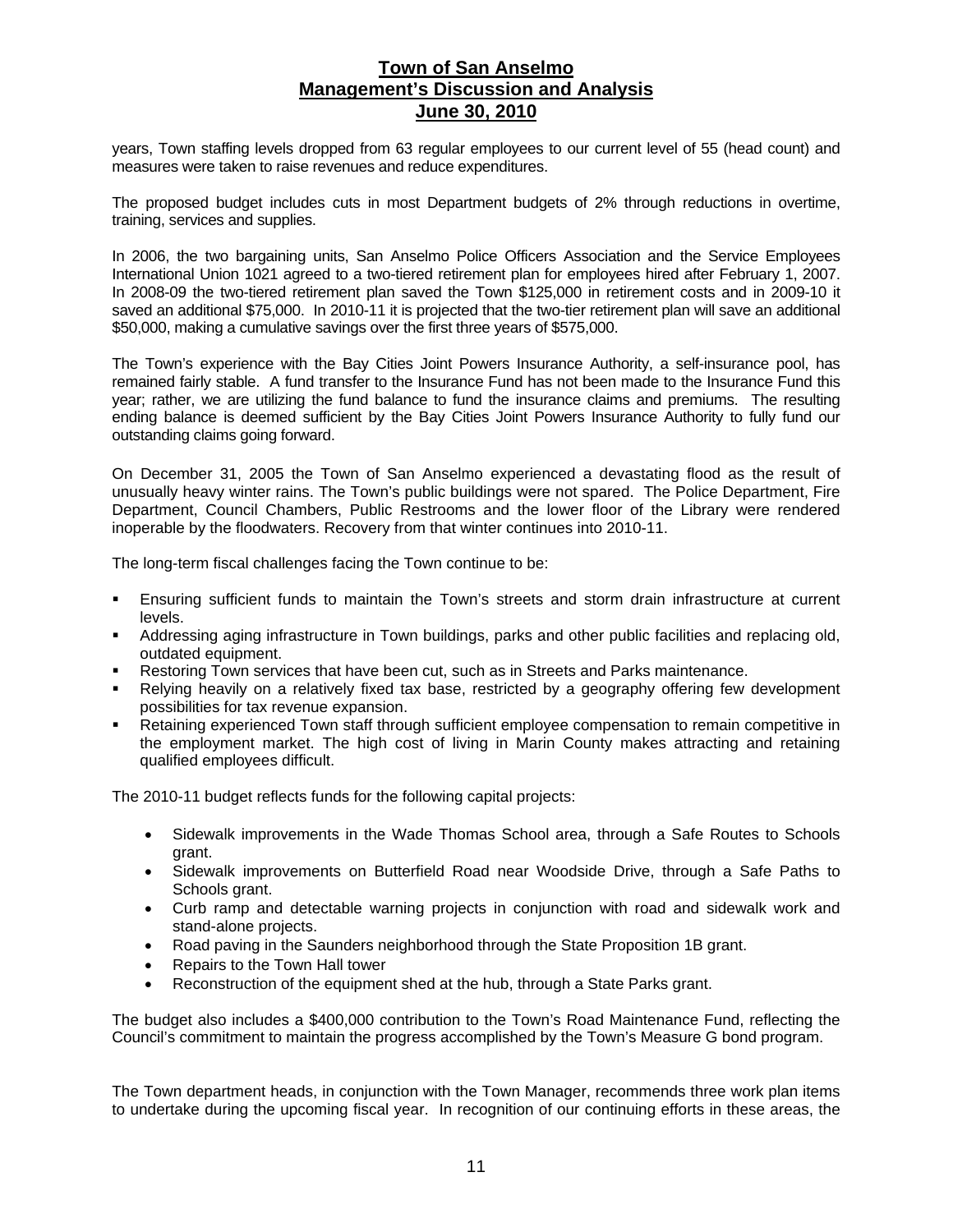years, Town staffing levels dropped from 63 regular employees to our current level of 55 (head count) and measures were taken to raise revenues and reduce expenditures.

The proposed budget includes cuts in most Department budgets of 2% through reductions in overtime, training, services and supplies.

In 2006, the two bargaining units, San Anselmo Police Officers Association and the Service Employees International Union 1021 agreed to a two-tiered retirement plan for employees hired after February 1, 2007. In 2008-09 the two-tiered retirement plan saved the Town $125,000 in retirement costs and in 2009-10 it saved an additional $75,000. In 2010-11 it is projected that the two-tier retirement plan will save an additional $50,000, making a cumulative savings over the first three years of $575,000.

The Town's experience with the Bay Cities Joint Powers Insurance Authority, a self-insurance pool, has remained fairly stable. A fund transfer to the Insurance Fund has not been made to the Insurance Fund this year; rather, we are utilizing the fund balance to fund the insurance claims and premiums. The resulting ending balance is deemed sufficient by the Bay Cities Joint Powers Insurance Authority to fully fund our outstanding claims going forward.

On December 31, 2005 the Town of San Anselmo experienced a devastating flood as the result of unusually heavy winter rains. The Town's public buildings were not spared. The Police Department, Fire Department, Council Chambers, Public Restrooms and the lower floor of the Library were rendered inoperable by the floodwaters. Recovery from that winter continues into 2010-11.

The long-term fiscal challenges facing the Town continue to be:

- Ensuring sufficient funds to maintain the Town's streets and storm drain infrastructure at current levels.
- Addressing aging infrastructure in Town buildings, parks and other public facilities and replacing old, outdated equipment.
- Restoring Town services that have been cut, such as in Streets and Parks maintenance.
- Relying heavily on a relatively fixed tax base, restricted by a geography offering few development possibilities for tax revenue expansion.
- Retaining experienced Town staff through sufficient employee compensation to remain competitive in the employment market. The high cost of living in Marin County makes attracting and retaining qualified employees difficult.

The 2010-11 budget reflects funds for the following capital projects:

- Sidewalk improvements in the Wade Thomas School area, through a Safe Routes to Schools grant.
- Sidewalk improvements on Butterfield Road near Woodside Drive, through a Safe Paths to Schools grant.
- Curb ramp and detectable warning projects in conjunction with road and sidewalk work and stand-alone projects.
- Road paving in the Saunders neighborhood through the State Proposition 1B grant.
- Repairs to the Town Hall tower
- Reconstruction of the equipment shed at the hub, through a State Parks grant.

The budget also includes a $400,000 contribution to the Town's Road Maintenance Fund, reflecting the Council's commitment to maintain the progress accomplished by the Town's Measure G bond program.

The Town department heads, in conjunction with the Town Manager, recommends three work plan items to undertake during the upcoming fiscal year. In recognition of our continuing efforts in these areas, the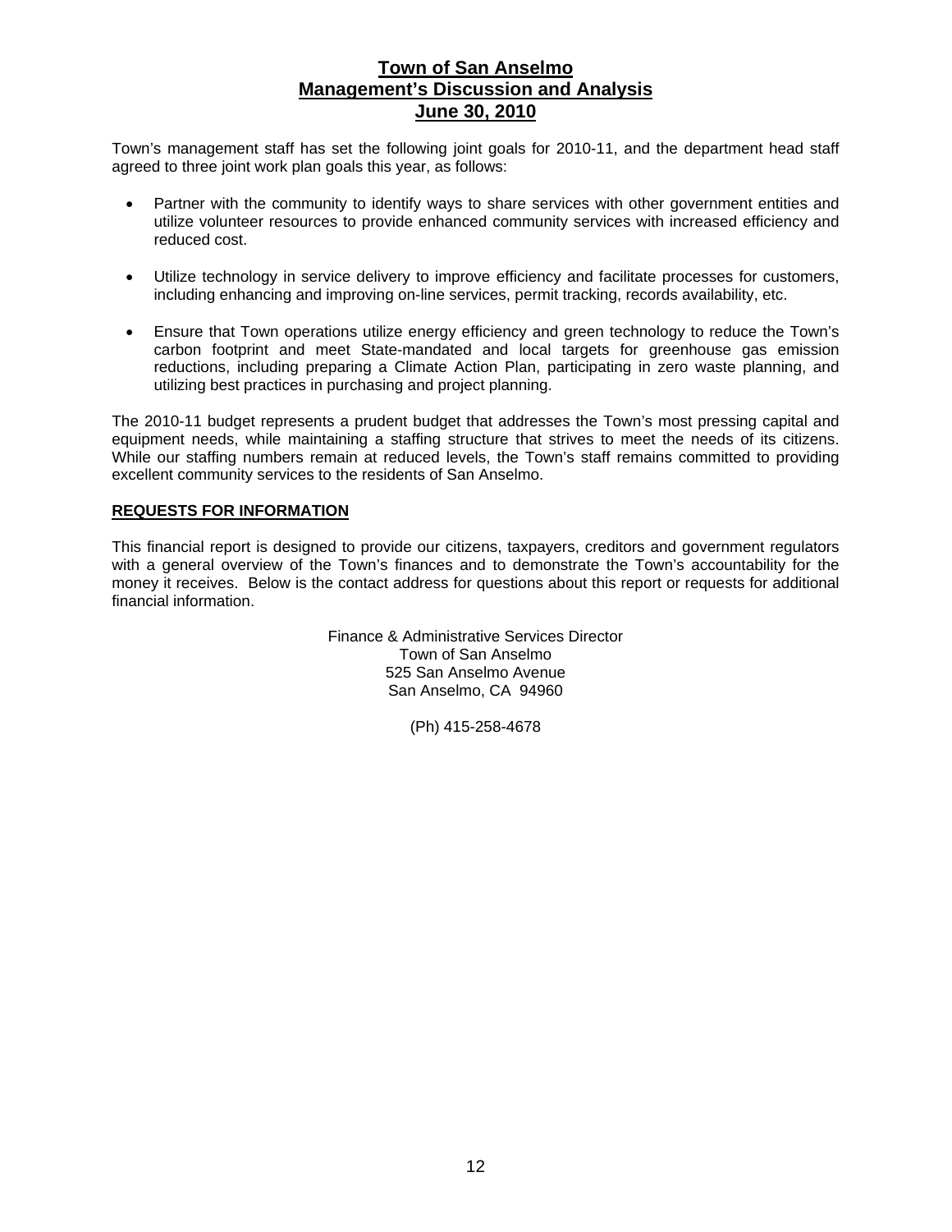# Town of San Anselmo
## Management's Discussion and Analysis
## June 30, 2010

Town's management staff has set the following joint goals for 2010-11, and the department head staff agreed to three joint work plan goals this year, as follows:

- Partner with the community to identify ways to share services with other government entities and utilize volunteer resources to provide enhanced community services with increased efficiency and reduced cost.
- Utilize technology in service delivery to improve efficiency and facilitate processes for customers, including enhancing and improving on-line services, permit tracking, records availability, etc.
- Ensure that Town operations utilize energy efficiency and green technology to reduce the Town's carbon footprint and meet State-mandated and local targets for greenhouse gas emission reductions, including preparing a Climate Action Plan, participating in zero waste planning, and utilizing best practices in purchasing and project planning.

The 2010-11 budget represents a prudent budget that addresses the Town's most pressing capital and equipment needs, while maintaining a staffing structure that strives to meet the needs of its citizens. While our staffing numbers remain at reduced levels, the Town's staff remains committed to providing excellent community services to the residents of San Anselmo.

### REQUESTS FOR INFORMATION

This financial report is designed to provide our citizens, taxpayers, creditors and government regulators with a general overview of the Town's finances and to demonstrate the Town's accountability for the money it receives. Below is the contact address for questions about this report or requests for additional financial information.

Finance & Administrative Services Director
Town of San Anselmo
525 San Anselmo Avenue
San Anselmo, CA 94960

(Ph) 415-258-4678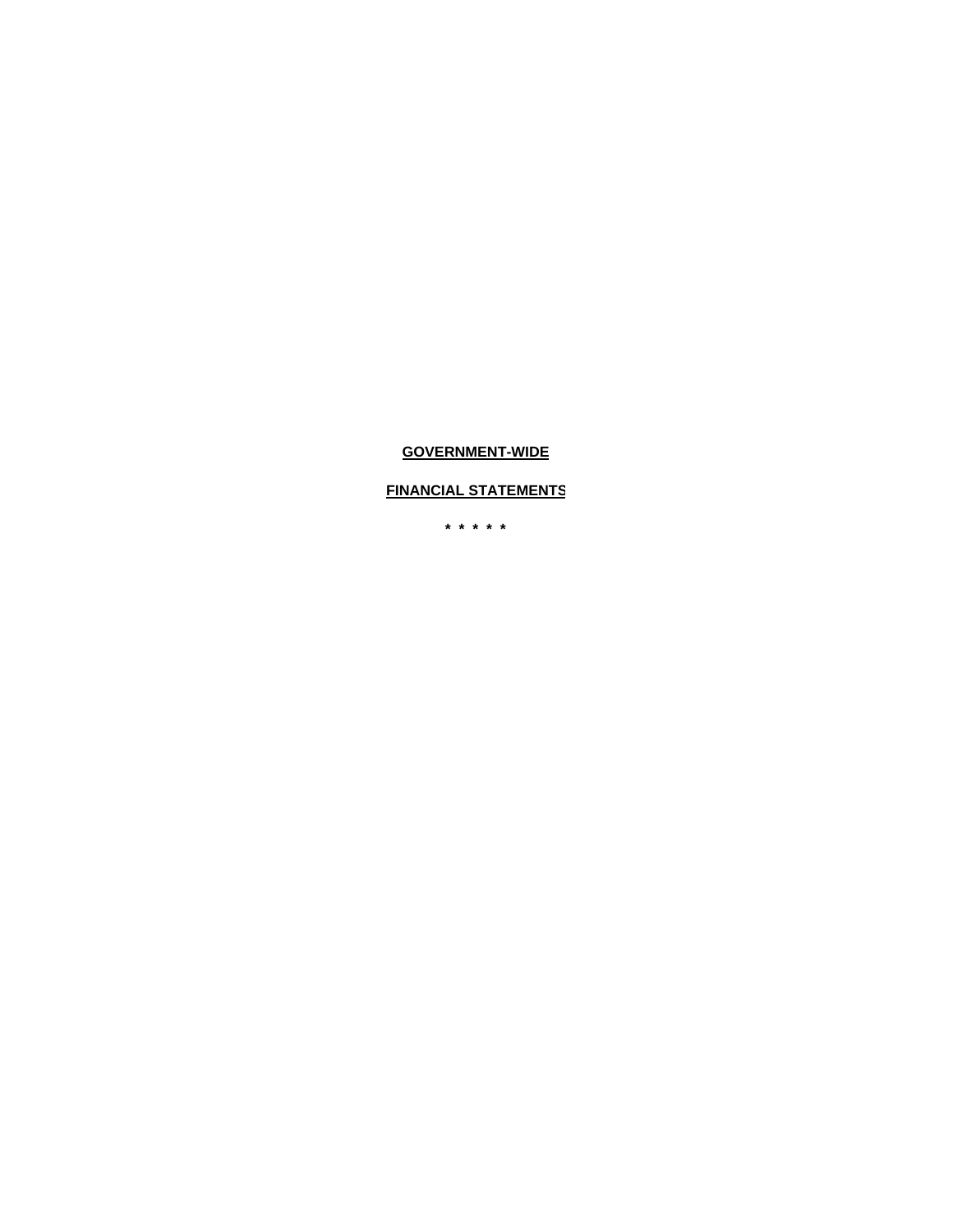**GOVERNMENT-WIDE**

**FINANCIAL STATEMENTS**

\* \* \* \* \*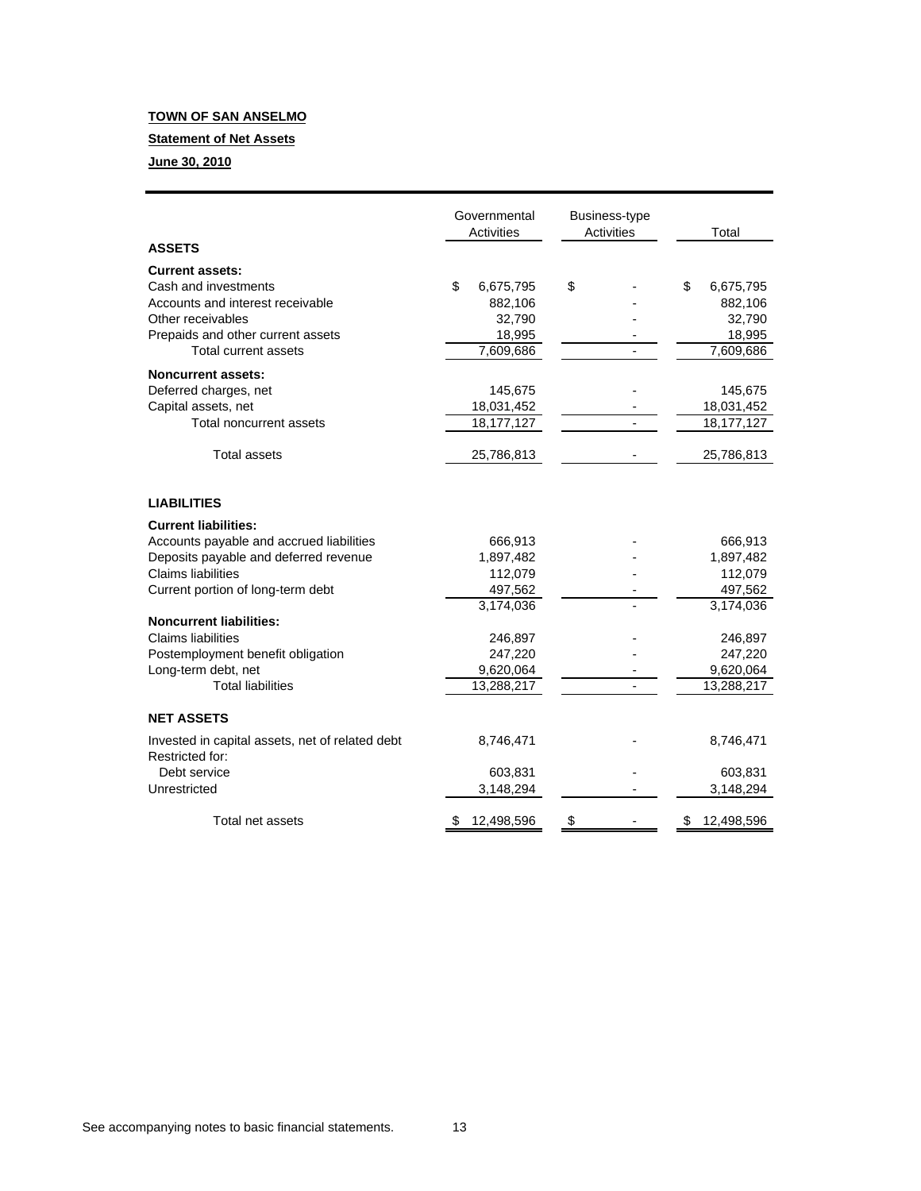**TOWN OF SAN ANSELMO**

**Statement of Net Assets**

**June 30, 2010**

| | Governmental Activities | Business-type Activities | Total |
|---|---|---|---|
| **ASSETS** | | | |
| **Current assets:** | | | |
| Cash and investments | $ 6,675,795 | $ - | $ 6,675,795 |
| Accounts and interest receivable | 882,106 | - | 882,106 |
| Other receivables | 32,790 | - | 32,790 |
| Prepaids and other current assets | 18,995 | - | 18,995 |
| Total current assets | 7,609,686 | - | 7,609,686 |
| **Noncurrent assets:** | | | |
| Deferred charges, net | 145,675 | - | 145,675 |
| Capital assets, net | 18,031,452 | - | 18,031,452 |
| Total noncurrent assets | 18,177,127 | - | 18,177,127 |
| Total assets | 25,786,813 | - | 25,786,813 |
| **LIABILITIES** | | | |
| **Current liabilities:** | | | |
| Accounts payable and accrued liabilities | 666,913 | - | 666,913 |
| Deposits payable and deferred revenue | 1,897,482 | - | 1,897,482 |
| Claims liabilities | 112,079 | - | 112,079 |
| Current portion of long-term debt | 497,562 | - | 497,562 |
| | 3,174,036 | - | 3,174,036 |
| **Noncurrent liabilities:** | | | |
| Claims liabilities | 246,897 | - | 246,897 |
| Postemployment benefit obligation | 247,220 | - | 247,220 |
| Long-term debt, net | 9,620,064 | - | 9,620,064 |
| Total liabilities | 13,288,217 | - | 13,288,217 |
| **NET ASSETS** | | | |
| Invested in capital assets, net of related debt | 8,746,471 | - | 8,746,471 |
| Restricted for: | | | |
| Debt service | 603,831 | - | 603,831 |
| Unrestricted | 3,148,294 | - | 3,148,294 |
| Total net assets | $ 12,498,596 | $ - | $ 12,498,596 |

See accompanying notes to basic financial statements.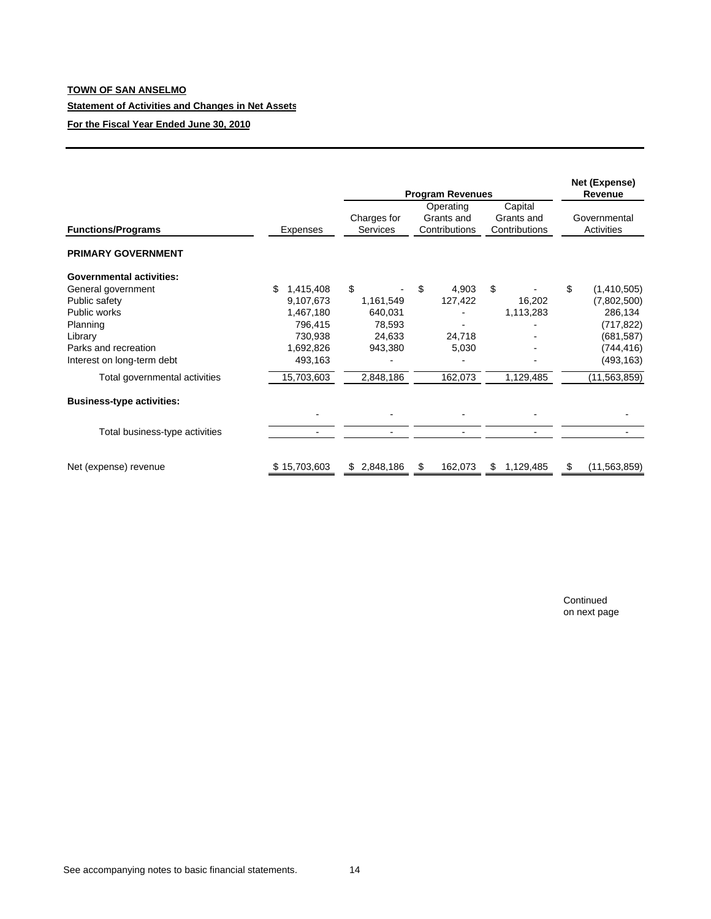**TOWN OF SAN ANSELMO**

**Statement of Activities and Changes in Net Assets**

**For the Fiscal Year Ended June 30, 2010**

| | | Program Revenues | | | Net (Expense) Revenue |
|---|---|---|---|---|---|
| **Functions/Programs** | Expenses | Charges for Services | Operating Grants and Contributions | Capital Grants and Contributions | Governmental Activities |
| **PRIMARY GOVERNMENT** | | | | | |
| **Governmental activities:** | | | | | |
| General government | $ 1,415,408 | $ - | $ 4,903 | $ - | $ (1,410,505) |
| Public safety | 9,107,673 | 1,161,549 | 127,422 | 16,202 | (7,802,500) |
| Public works | 1,467,180 | 640,031 | - | 1,113,283 | 286,134 |
| Planning | 796,415 | 78,593 | - | - | (717,822) |
| Library | 730,938 | 24,633 | 24,718 | - | (681,587) |
| Parks and recreation | 1,692,826 | 943,380 | 5,030 | - | (744,416) |
| Interest on long-term debt | 493,163 | - | - | - | (493,163) |
| Total governmental activities | 15,703,603 | 2,848,186 | 162,073 | 1,129,485 | (11,563,859) |
| **Business-type activities:** | | | | | |
| | - | - | - | - | - |
| Total business-type activities | - | - | - | - | - |
| Net (expense) revenue | $ 15,703,603 | $ 2,848,186 | $ 162,073 | $ 1,129,485 | $ (11,563,859) |

Continued on next page

See accompanying notes to basic financial statements.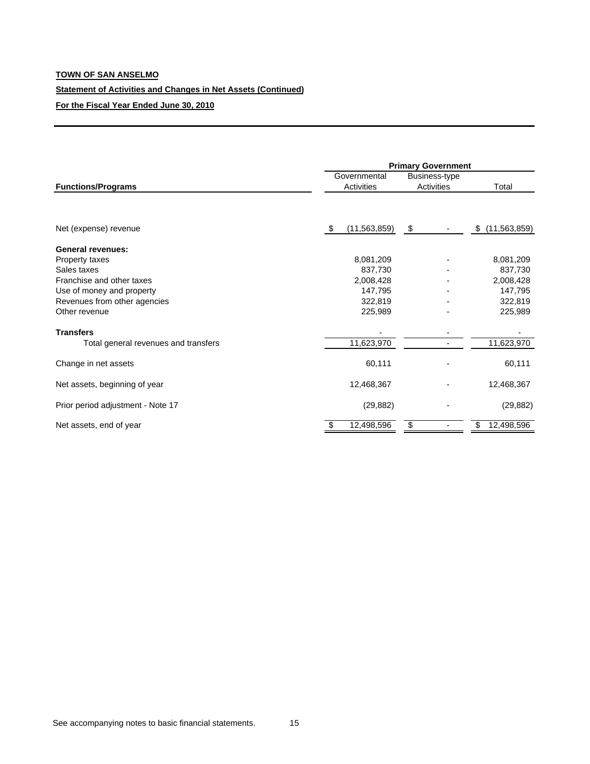**TOWN OF SAN ANSELMO**

**Statement of Activities and Changes in Net Assets (Continued)**

**For the Fiscal Year Ended June 30, 2010**

| | Primary Government | | |
|---|---|---|---|
| **Functions/Programs** | Governmental Activities | Business-type Activities | Total |
| Net (expense) revenue | $ (11,563,859) | $ - | $ (11,563,859) |
| **General revenues:** | | | |
| Property taxes | 8,081,209 | - | 8,081,209 |
| Sales taxes | 837,730 | - | 837,730 |
| Franchise and other taxes | 2,008,428 | - | 2,008,428 |
| Use of money and property | 147,795 | - | 147,795 |
| Revenues from other agencies | 322,819 | - | 322,819 |
| Other revenue | 225,989 | - | 225,989 |
| **Transfers** | - | - | - |
| Total general revenues and transfers | 11,623,970 | - | 11,623,970 |
| Change in net assets | 60,111 | - | 60,111 |
| Net assets, beginning of year | 12,468,367 | - | 12,468,367 |
| Prior period adjustment - Note 17 | (29,882) | - | (29,882) |
| Net assets, end of year | $ 12,498,596 | $ - | $ 12,498,596 |

See accompanying notes to basic financial statements.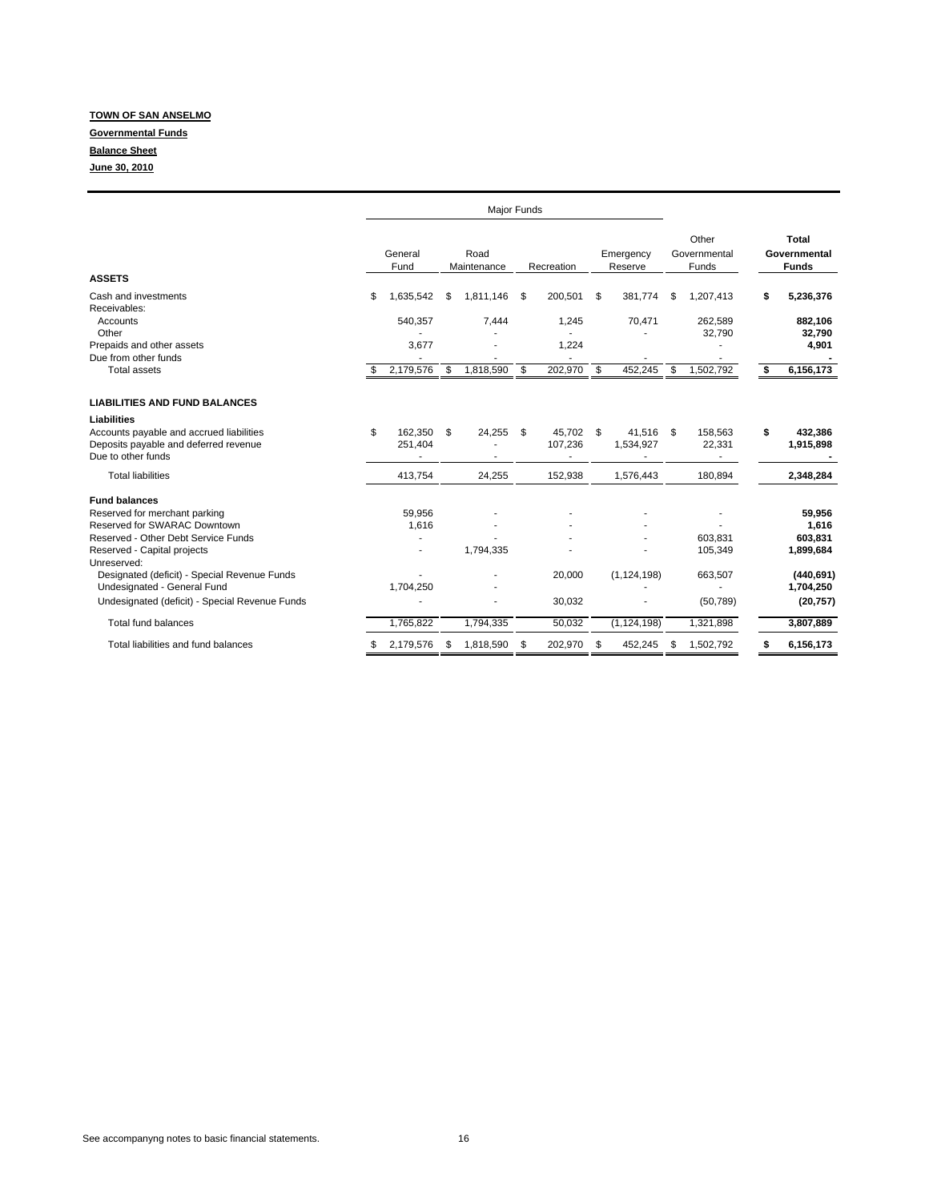**TOWN OF SAN ANSELMO**

**Governmental Funds**

**Balance Sheet**

**June 30, 2010**

| | Major Funds | | | | | |
|---|---|---|---|---|---|---|
| | General Fund | Road Maintenance | Recreation | Emergency Reserve | Other Governmental Funds | **Total Governmental Funds** |
| **ASSETS** | | | | | | |
| Cash and investments | $ 1,635,542 | $ 1,811,146 | $ 200,501 | $ 381,774 | $ 1,207,413 | **$ 5,236,376** |
| Receivables: | | | | | | |
| Accounts | 540,357 | 7,444 | 1,245 | 70,471 | 262,589 | **882,106** |
| Other | - | - | - | - | 32,790 | **32,790** |
| Prepaids and other assets | 3,677 | - | 1,224 | | - | **4,901** |
| Due from other funds | - | - | - | - | - | **-** |
| Total assets | $ 2,179,576 | $ 1,818,590 | $ 202,970 | $ 452,245 | $ 1,502,792 | **$ 6,156,173** |
| **LIABILITIES AND FUND BALANCES** | | | | | | |
| **Liabilities** | | | | | | |
| Accounts payable and accrued liabilities | $ 162,350 | $ 24,255 | $ 45,702 | $ 41,516 | $ 158,563 | **$ 432,386** |
| Deposits payable and deferred revenue | 251,404 | - | 107,236 | 1,534,927 | 22,331 | **1,915,898** |
| Due to other funds | - | - | - | - | - | **-** |
| Total liabilities | 413,754 | 24,255 | 152,938 | 1,576,443 | 180,894 | **2,348,284** |
| **Fund balances** | | | | | | |
| Reserved for merchant parking | 59,956 | - | - | - | - | **59,956** |
| Reserved for SWARAC Downtown | 1,616 | - | - | - | - | **1,616** |
| Reserved - Other Debt Service Funds | - | - | - | - | 603,831 | **603,831** |
| Reserved - Capital projects | - | 1,794,335 | - | - | 105,349 | **1,899,684** |
| Unreserved: | | | | | | |
| Designated (deficit) - Special Revenue Funds | - | - | 20,000 | (1,124,198) | 663,507 | **(440,691)** |
| Undesignated - General Fund | 1,704,250 | - | | - | - | **1,704,250** |
| Undesignated (deficit) - Special Revenue Funds | - | - | 30,032 | - | (50,789) | **(20,757)** |
| Total fund balances | 1,765,822 | 1,794,335 | 50,032 | (1,124,198) | 1,321,898 | **3,807,889** |
| Total liabilities and fund balances | $ 2,179,576 | $ 1,818,590 | $ 202,970 | $ 452,245 | $ 1,502,792 | **$ 6,156,173** |

See accompanyng notes to basic financial statements.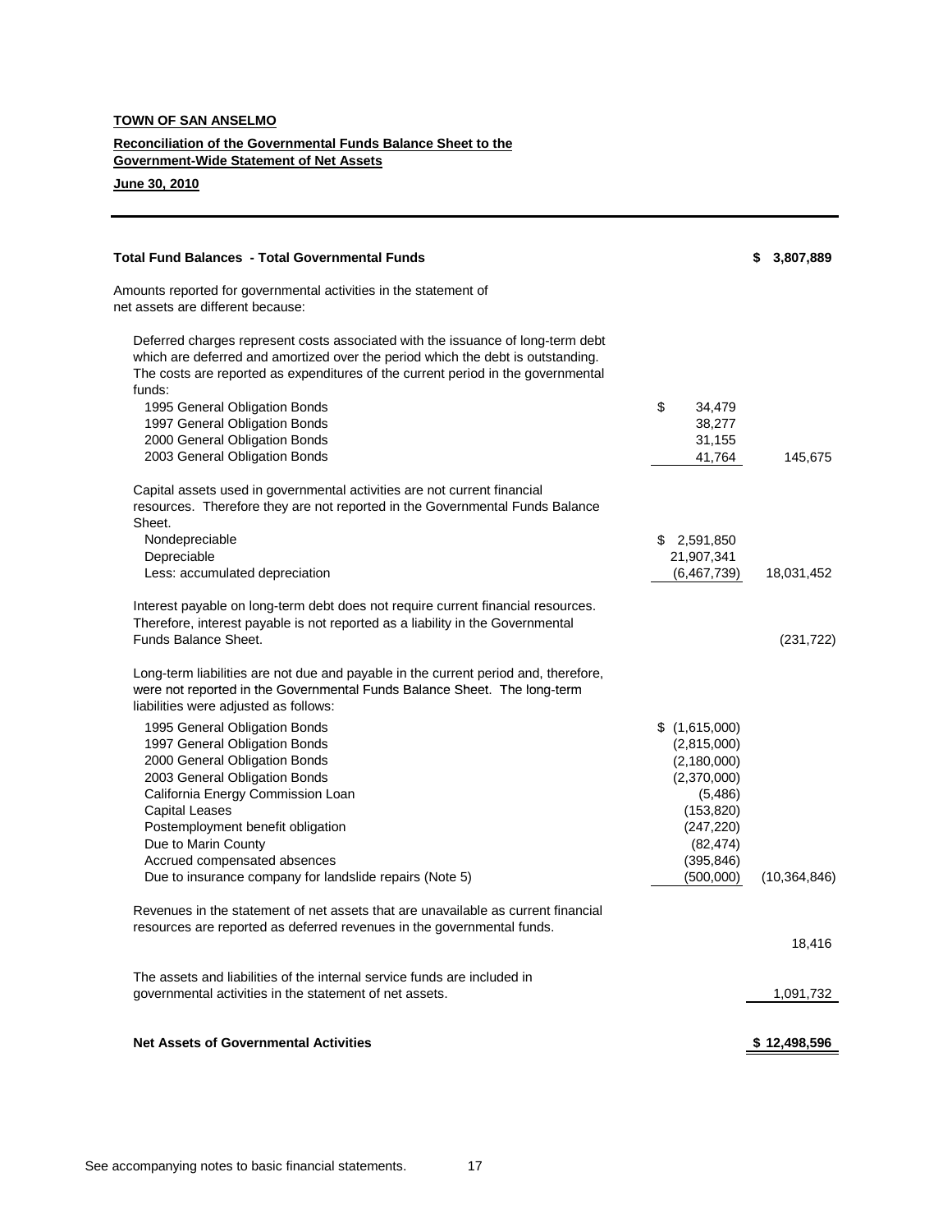**TOWN OF SAN ANSELMO**

**Reconciliation of the Governmental Funds Balance Sheet to the Government-Wide Statement of Net Assets**

**June 30, 2010**

| | | |
|---|---|---|
| **Total Fund Balances - Total Governmental Funds** | | **$ 3,807,889** |
| Amounts reported for governmental activities in the statement of net assets are different because: | | |
| Deferred charges represent costs associated with the issuance of long-term debt which are deferred and amortized over the period which the debt is outstanding. The costs are reported as expenditures of the current period in the governmental funds: | | |
| 1995 General Obligation Bonds | $ 34,479 | |
| 1997 General Obligation Bonds | 38,277 | |
| 2000 General Obligation Bonds | 31,155 | |
| 2003 General Obligation Bonds | 41,764 | 145,675 |
| Capital assets used in governmental activities are not current financial resources. Therefore they are not reported in the Governmental Funds Balance Sheet. | | |
| Nondepreciable | $ 2,591,850 | |
| Depreciable | 21,907,341 | |
| Less: accumulated depreciation | (6,467,739) | 18,031,452 |
| Interest payable on long-term debt does not require current financial resources. Therefore, interest payable is not reported as a liability in the Governmental Funds Balance Sheet. | | (231,722) |
| Long-term liabilities are not due and payable in the current period and, therefore, were not reported in the Governmental Funds Balance Sheet. The long-term liabilities were adjusted as follows: | | |
| 1995 General Obligation Bonds | $ (1,615,000) | |
| 1997 General Obligation Bonds | (2,815,000) | |
| 2000 General Obligation Bonds | (2,180,000) | |
| 2003 General Obligation Bonds | (2,370,000) | |
| California Energy Commission Loan | (5,486) | |
| Capital Leases | (153,820) | |
| Postemployment benefit obligation | (247,220) | |
| Due to Marin County | (82,474) | |
| Accrued compensated absences | (395,846) | |
| Due to insurance company for landslide repairs (Note 5) | (500,000) | (10,364,846) |
| Revenues in the statement of net assets that are unavailable as current financial resources are reported as deferred revenues in the governmental funds. | | 18,416 |
| The assets and liabilities of the internal service funds are included in governmental activities in the statement of net assets. | | 1,091,732 |
| **Net Assets of Governmental Activities** | | **$ 12,498,596** |

See accompanying notes to basic financial statements.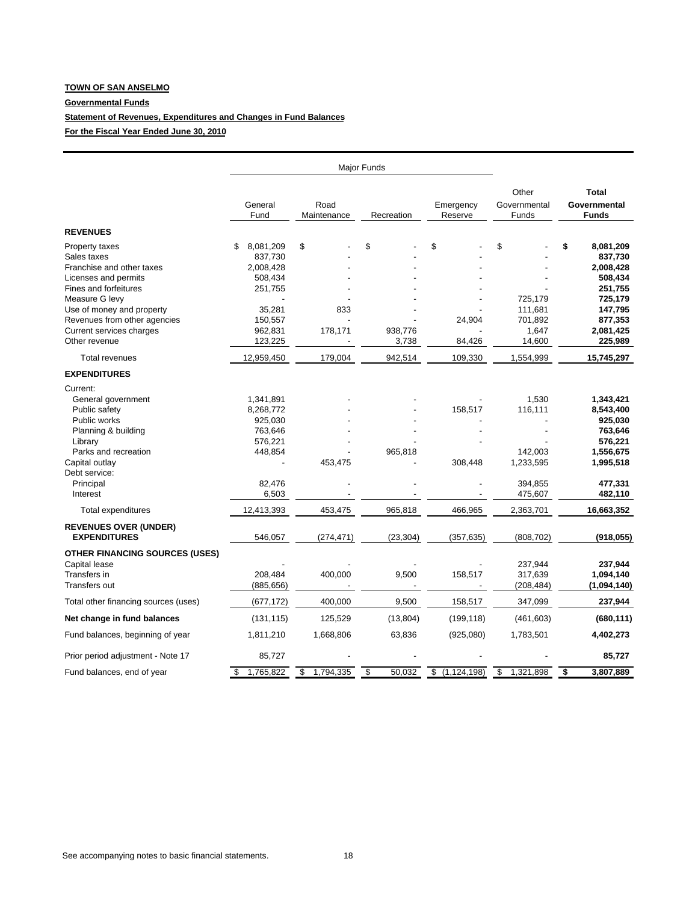**TOWN OF SAN ANSELMO**

**Governmental Funds**

**Statement of Revenues, Expenditures and Changes in Fund Balances**

**For the Fiscal Year Ended June 30, 2010**

| | Major Funds | | | | | |
|---|---|---|---|---|---|---|
| | General Fund | Road Maintenance | Recreation | Emergency Reserve | Other Governmental Funds | **Total Governmental Funds** |
| **REVENUES** | | | | | | |
| Property taxes | $ 8,081,209 | $ - | $ - | $ - | $ - | **$ 8,081,209** |
| Sales taxes | 837,730 | - | - | - | - | **837,730** |
| Franchise and other taxes | 2,008,428 | - | - | - | - | **2,008,428** |
| Licenses and permits | 508,434 | - | - | - | - | **508,434** |
| Fines and forfeitures | 251,755 | - | - | - | - | **251,755** |
| Measure G levy | - | - | - | - | 725,179 | **725,179** |
| Use of money and property | 35,281 | 833 | - | - | 111,681 | **147,795** |
| Revenues from other agencies | 150,557 | - | - | 24,904 | 701,892 | **877,353** |
| Current services charges | 962,831 | 178,171 | 938,776 | - | 1,647 | **2,081,425** |
| Other revenue | 123,225 | - | 3,738 | 84,426 | 14,600 | **225,989** |
| Total revenues | 12,959,450 | 179,004 | 942,514 | 109,330 | 1,554,999 | **15,745,297** |
| **EXPENDITURES** | | | | | | |
| Current: | | | | | | |
| General government | 1,341,891 | - | - | - | 1,530 | **1,343,421** |
| Public safety | 8,268,772 | - | - | 158,517 | 116,111 | **8,543,400** |
| Public works | 925,030 | - | - | - | - | **925,030** |
| Planning & building | 763,646 | - | - | - | - | **763,646** |
| Library | 576,221 | - | - | - | - | **576,221** |
| Parks and recreation | 448,854 | - | 965,818 | | 142,003 | **1,556,675** |
| Capital outlay | - | 453,475 | - | 308,448 | 1,233,595 | **1,995,518** |
| Debt service: | | | | | | |
| Principal | 82,476 | - | - | - | 394,855 | **477,331** |
| Interest | 6,503 | - | - | - | 475,607 | **482,110** |
| Total expenditures | 12,413,393 | 453,475 | 965,818 | 466,965 | 2,363,701 | **16,663,352** |
| **REVENUES OVER (UNDER) EXPENDITURES** | 546,057 | (274,471) | (23,304) | (357,635) | (808,702) | **(918,055)** |
| **OTHER FINANCING SOURCES (USES)** | | | | | | |
| Capital lease | - | - | - | - | 237,944 | **237,944** |
| Transfers in | 208,484 | 400,000 | 9,500 | 158,517 | 317,639 | **1,094,140** |
| Transfers out | (885,656) | - | - | - | (208,484) | **(1,094,140)** |
| Total other financing sources (uses) | (677,172) | 400,000 | 9,500 | 158,517 | 347,099 | **237,944** |
| **Net change in fund balances** | (131,115) | 125,529 | (13,804) | (199,118) | (461,603) | **(680,111)** |
| Fund balances, beginning of year | 1,811,210 | 1,668,806 | 63,836 | (925,080) | 1,783,501 | **4,402,273** |
| Prior period adjustment - Note 17 | 85,727 | - | - | - | - | **85,727** |
| Fund balances, end of year | $ 1,765,822 | $ 1,794,335 | $ 50,032 | $ (1,124,198) | $ 1,321,898 | **$ 3,807,889** |

See accompanying notes to basic financial statements.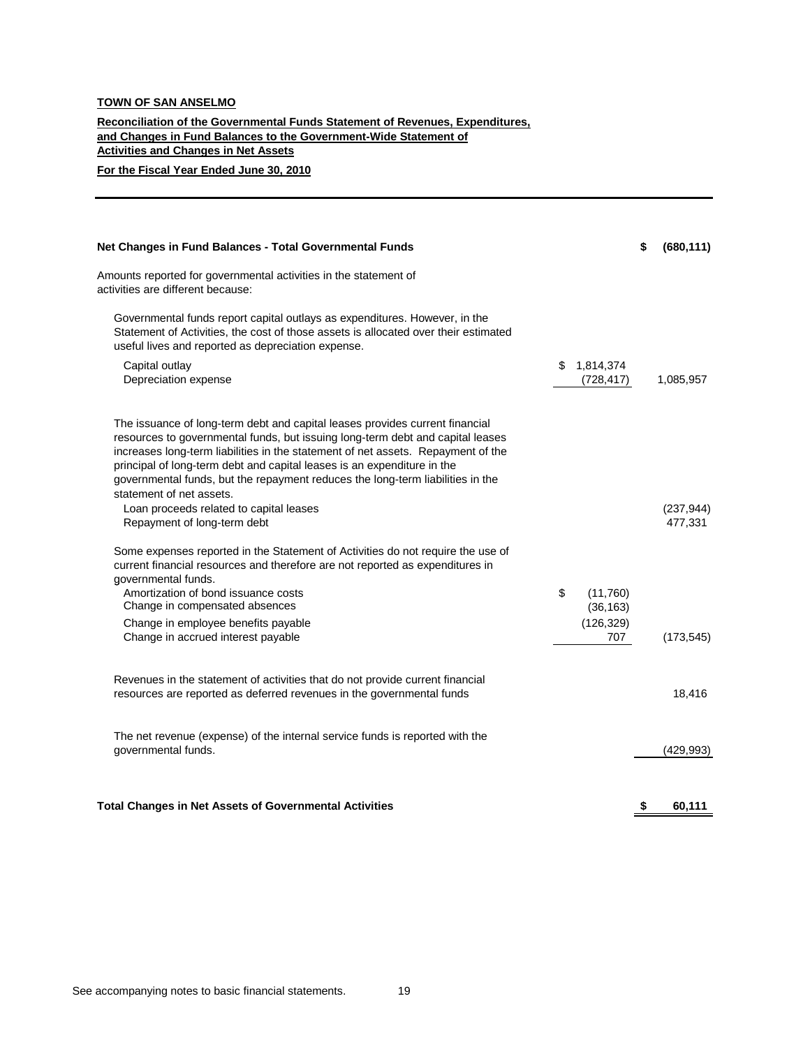**TOWN OF SAN ANSELMO**

**Reconciliation of the Governmental Funds Statement of Revenues, Expenditures, and Changes in Fund Balances to the Government-Wide Statement of Activities and Changes in Net Assets**

**For the Fiscal Year Ended June 30, 2010**

| | | |
|---|---|---|
| **Net Changes in Fund Balances - Total Governmental Funds** | | **$ (680,111)** |
| Amounts reported for governmental activities in the statement of activities are different because: | | |
| Governmental funds report capital outlays as expenditures. However, in the Statement of Activities, the cost of those assets is allocated over their estimated useful lives and reported as depreciation expense. | | |
| Capital outlay | $ 1,814,374 | |
| Depreciation expense | (728,417) | 1,085,957 |
| The issuance of long-term debt and capital leases provides current financial resources to governmental funds, but issuing long-term debt and capital leases increases long-term liabilities in the statement of net assets. Repayment of the principal of long-term debt and capital leases is an expenditure in the governmental funds, but the repayment reduces the long-term liabilities in the statement of net assets. | | |
| Loan proceeds related to capital leases | | (237,944) |
| Repayment of long-term debt | | 477,331 |
| Some expenses reported in the Statement of Activities do not require the use of current financial resources and therefore are not reported as expenditures in governmental funds. | | |
| Amortization of bond issuance costs | $ (11,760) | |
| Change in compensated absences | (36,163) | |
| Change in employee benefits payable | (126,329) | |
| Change in accrued interest payable | 707 | (173,545) |
| Revenues in the statement of activities that do not provide current financial resources are reported as deferred revenues in the governmental funds | | 18,416 |
| The net revenue (expense) of the internal service funds is reported with the governmental funds. | | (429,993) |
| **Total Changes in Net Assets of Governmental Activities** | | **$ 60,111** |

See accompanying notes to basic financial statements.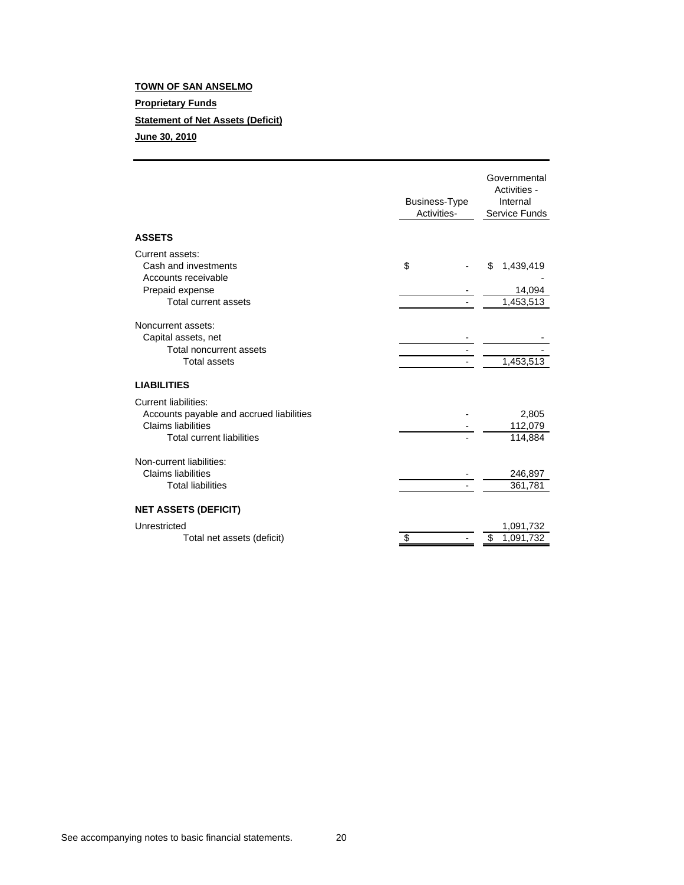**TOWN OF SAN ANSELMO**

**Proprietary Funds**

**Statement of Net Assets (Deficit)**

**June 30, 2010**

| | Business-Type Activities- | Governmental Activities - Internal Service Funds |
|---|---|---|
| **ASSETS** | | |
| Current assets: | | |
| Cash and investments | $ - | $ 1,439,419 |
| Accounts receivable | | - |
| Prepaid expense | - | 14,094 |
| Total current assets | - | 1,453,513 |
| Noncurrent assets: | | |
| Capital assets, net | - | - |
| Total noncurrent assets | - | - |
| Total assets | - | 1,453,513 |
| **LIABILITIES** | | |
| Current liabilities: | | |
| Accounts payable and accrued liabilities | - | 2,805 |
| Claims liabilities | - | 112,079 |
| Total current liabilities | - | 114,884 |
| Non-current liabilities: | | |
| Claims liabilities | - | 246,897 |
| Total liabilities | - | 361,781 |
| **NET ASSETS (DEFICIT)** | | |
| Unrestricted | | 1,091,732 |
| Total net assets (deficit) | $ - | $ 1,091,732 |

See accompanying notes to basic financial statements.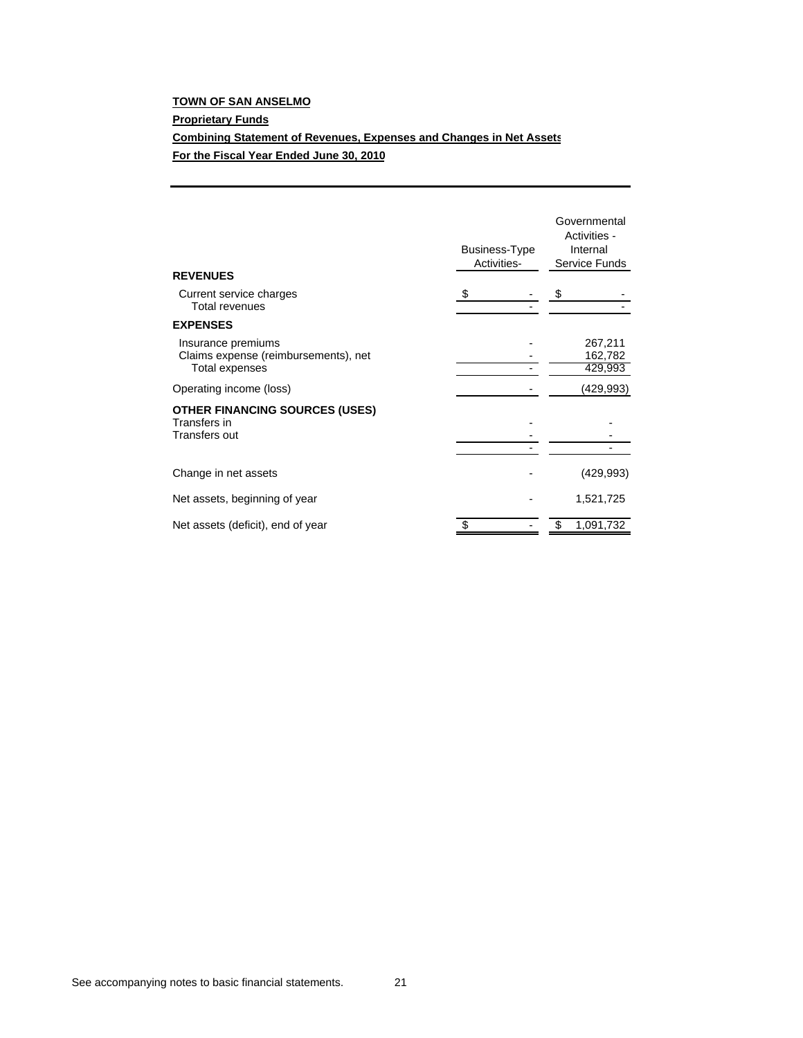**TOWN OF SAN ANSELMO**

**Proprietary Funds**

**Combining Statement of Revenues, Expenses and Changes in Net Assets**

**For the Fiscal Year Ended June 30, 2010**

| | Business-Type Activities- | Governmental Activities - Internal Service Funds |
|---|---|---|
| **REVENUES** | | |
| Current service charges | $ - | $ - |
| Total revenues | - | - |
| **EXPENSES** | | |
| Insurance premiums | - | 267,211 |
| Claims expense (reimbursements), net | - | 162,782 |
| Total expenses | - | 429,993 |
| Operating income (loss) | - | (429,993) |
| **OTHER FINANCING SOURCES (USES)** | | |
| Transfers in | - | - |
| Transfers out | - | - |
| | - | - |
| Change in net assets | - | (429,993) |
| Net assets, beginning of year | - | 1,521,725 |
| Net assets (deficit), end of year | $ - | $ 1,091,732 |

See accompanying notes to basic financial statements.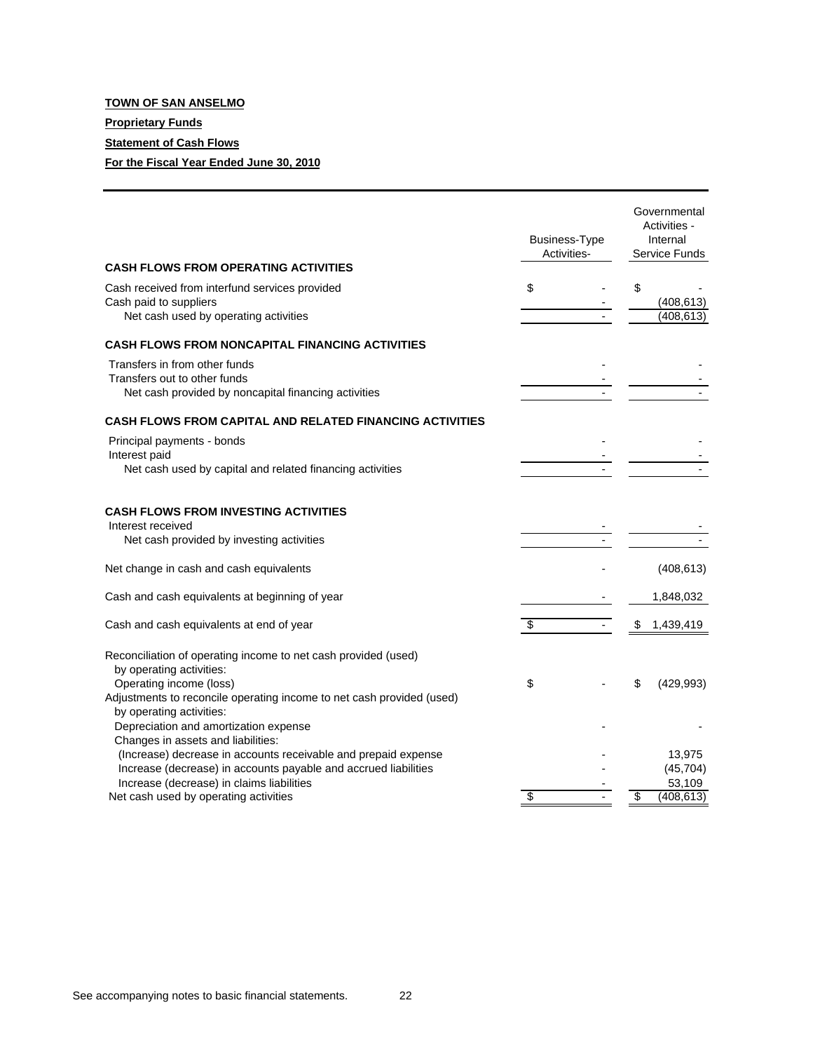**TOWN OF SAN ANSELMO**

**Proprietary Funds**

**Statement of Cash Flows**

**For the Fiscal Year Ended June 30, 2010**

| | Business-Type Activities- | Governmental Activities - Internal Service Funds |
|---|---|---|
| **CASH FLOWS FROM OPERATING ACTIVITIES** | | |
| Cash received from interfund services provided | $ - | $ - |
| Cash paid to suppliers | - | (408,613) |
| Net cash used by operating activities | - | (408,613) |
| **CASH FLOWS FROM NONCAPITAL FINANCING ACTIVITIES** | | |
| Transfers in from other funds | - | - |
| Transfers out to other funds | - | - |
| Net cash provided by noncapital financing activities | - | - |
| **CASH FLOWS FROM CAPITAL AND RELATED FINANCING ACTIVITIES** | | |
| Principal payments - bonds | - | - |
| Interest paid | - | - |
| Net cash used by capital and related financing activities | - | - |
| **CASH FLOWS FROM INVESTING ACTIVITIES** | | |
| Interest received | - | - |
| Net cash provided by investing activities | - | - |
| Net change in cash and cash equivalents | - | (408,613) |
| Cash and cash equivalents at beginning of year | - | 1,848,032 |
| Cash and cash equivalents at end of year | $ - | $ 1,439,419 |
| Reconciliation of operating income to net cash provided (used) by operating activities: | | |
| Operating income (loss) | $ - | $ (429,993) |
| Adjustments to reconcile operating income to net cash provided (used) by operating activities: | | |
| Depreciation and amortization expense | - | - |
| Changes in assets and liabilities: | | |
| (Increase) decrease in accounts receivable and prepaid expense | - | 13,975 |
| Increase (decrease) in accounts payable and accrued liabilities | - | (45,704) |
| Increase (decrease) in claims liabilities | - | 53,109 |
| Net cash used by operating activities | $ - | $ (408,613) |

See accompanying notes to basic financial statements.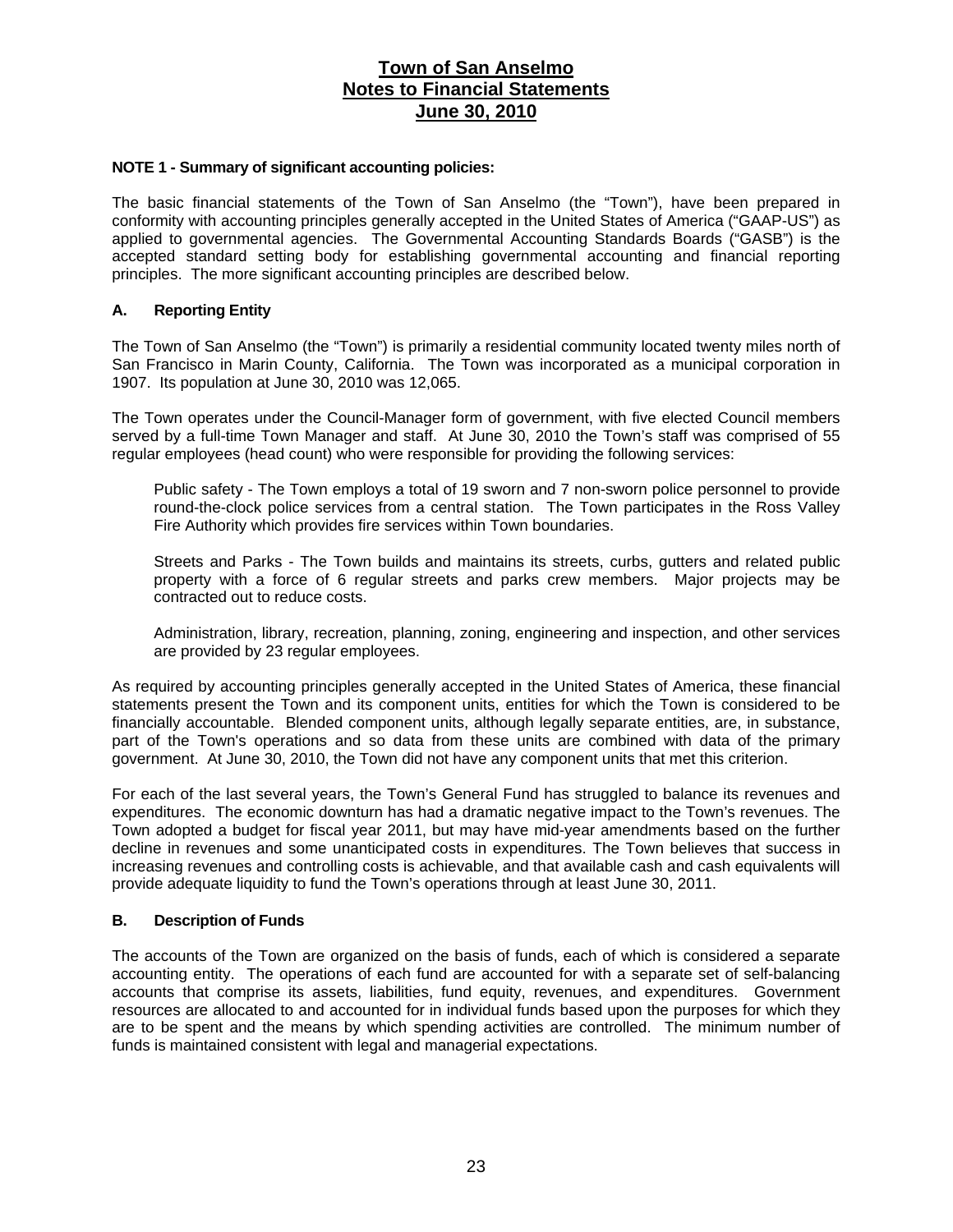# Town of San Anselmo
## Notes to Financial Statements
## June 30, 2010

**NOTE 1 - Summary of significant accounting policies:**

The basic financial statements of the Town of San Anselmo (the "Town"), have been prepared in conformity with accounting principles generally accepted in the United States of America ("GAAP-US") as applied to governmental agencies. The Governmental Accounting Standards Boards ("GASB") is the accepted standard setting body for establishing governmental accounting and financial reporting principles. The more significant accounting principles are described below.

### A. Reporting Entity

The Town of San Anselmo (the "Town") is primarily a residential community located twenty miles north of San Francisco in Marin County, California. The Town was incorporated as a municipal corporation in 1907. Its population at June 30, 2010 was 12,065.

The Town operates under the Council-Manager form of government, with five elected Council members served by a full-time Town Manager and staff. At June 30, 2010 the Town's staff was comprised of 55 regular employees (head count) who were responsible for providing the following services:

Public safety - The Town employs a total of 19 sworn and 7 non-sworn police personnel to provide round-the-clock police services from a central station. The Town participates in the Ross Valley Fire Authority which provides fire services within Town boundaries.

Streets and Parks - The Town builds and maintains its streets, curbs, gutters and related public property with a force of 6 regular streets and parks crew members. Major projects may be contracted out to reduce costs.

Administration, library, recreation, planning, zoning, engineering and inspection, and other services are provided by 23 regular employees.

As required by accounting principles generally accepted in the United States of America, these financial statements present the Town and its component units, entities for which the Town is considered to be financially accountable. Blended component units, although legally separate entities, are, in substance, part of the Town's operations and so data from these units are combined with data of the primary government. At June 30, 2010, the Town did not have any component units that met this criterion.

For each of the last several years, the Town's General Fund has struggled to balance its revenues and expenditures. The economic downturn has had a dramatic negative impact to the Town's revenues. The Town adopted a budget for fiscal year 2011, but may have mid-year amendments based on the further decline in revenues and some unanticipated costs in expenditures. The Town believes that success in increasing revenues and controlling costs is achievable, and that available cash and cash equivalents will provide adequate liquidity to fund the Town's operations through at least June 30, 2011.

### B. Description of Funds

The accounts of the Town are organized on the basis of funds, each of which is considered a separate accounting entity. The operations of each fund are accounted for with a separate set of self-balancing accounts that comprise its assets, liabilities, fund equity, revenues, and expenditures. Government resources are allocated to and accounted for in individual funds based upon the purposes for which they are to be spent and the means by which spending activities are controlled. The minimum number of funds is maintained consistent with legal and managerial expectations.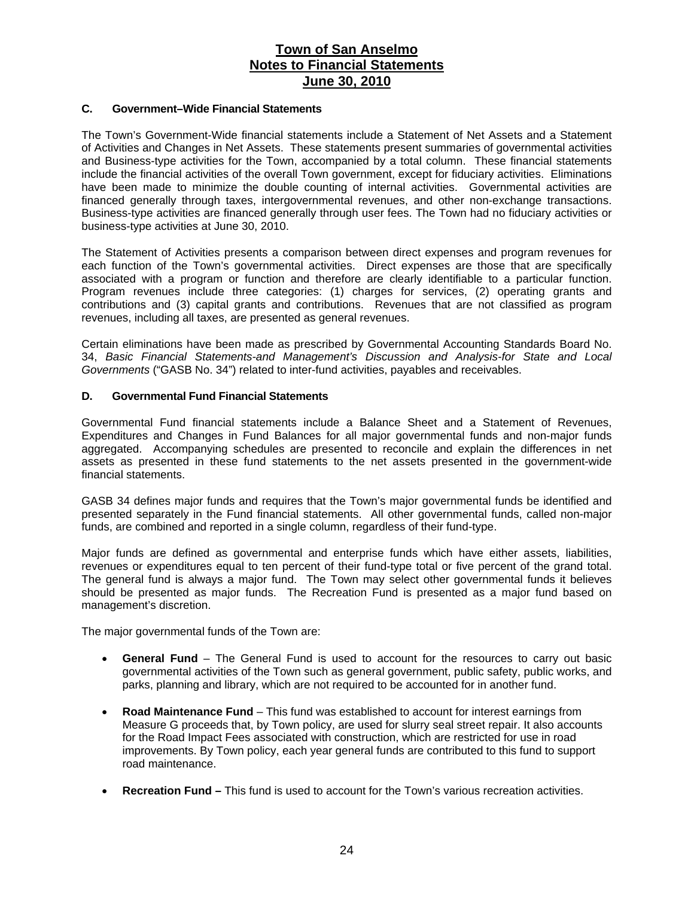### C. Government–Wide Financial Statements

The Town's Government-Wide financial statements include a Statement of Net Assets and a Statement of Activities and Changes in Net Assets. These statements present summaries of governmental activities and Business-type activities for the Town, accompanied by a total column. These financial statements include the financial activities of the overall Town government, except for fiduciary activities. Eliminations have been made to minimize the double counting of internal activities. Governmental activities are financed generally through taxes, intergovernmental revenues, and other non-exchange transactions. Business-type activities are financed generally through user fees. The Town had no fiduciary activities or business-type activities at June 30, 2010.

The Statement of Activities presents a comparison between direct expenses and program revenues for each function of the Town's governmental activities. Direct expenses are those that are specifically associated with a program or function and therefore are clearly identifiable to a particular function. Program revenues include three categories: (1) charges for services, (2) operating grants and contributions and (3) capital grants and contributions. Revenues that are not classified as program revenues, including all taxes, are presented as general revenues.

Certain eliminations have been made as prescribed by Governmental Accounting Standards Board No. 34, *Basic Financial Statements-and Management's Discussion and Analysis-for State and Local Governments* ("GASB No. 34") related to inter-fund activities, payables and receivables.

### D. Governmental Fund Financial Statements

Governmental Fund financial statements include a Balance Sheet and a Statement of Revenues, Expenditures and Changes in Fund Balances for all major governmental funds and non-major funds aggregated. Accompanying schedules are presented to reconcile and explain the differences in net assets as presented in these fund statements to the net assets presented in the government-wide financial statements.

GASB 34 defines major funds and requires that the Town's major governmental funds be identified and presented separately in the Fund financial statements. All other governmental funds, called non-major funds, are combined and reported in a single column, regardless of their fund-type.

Major funds are defined as governmental and enterprise funds which have either assets, liabilities, revenues or expenditures equal to ten percent of their fund-type total or five percent of the grand total. The general fund is always a major fund. The Town may select other governmental funds it believes should be presented as major funds. The Recreation Fund is presented as a major fund based on management's discretion.

The major governmental funds of the Town are:

- **General Fund** – The General Fund is used to account for the resources to carry out basic governmental activities of the Town such as general government, public safety, public works, and parks, planning and library, which are not required to be accounted for in another fund.

- **Road Maintenance Fund** – This fund was established to account for interest earnings from Measure G proceeds that, by Town policy, are used for slurry seal street repair. It also accounts for the Road Impact Fees associated with construction, which are restricted for use in road improvements. By Town policy, each year general funds are contributed to this fund to support road maintenance.

- **Recreation Fund –** This fund is used to account for the Town's various recreation activities.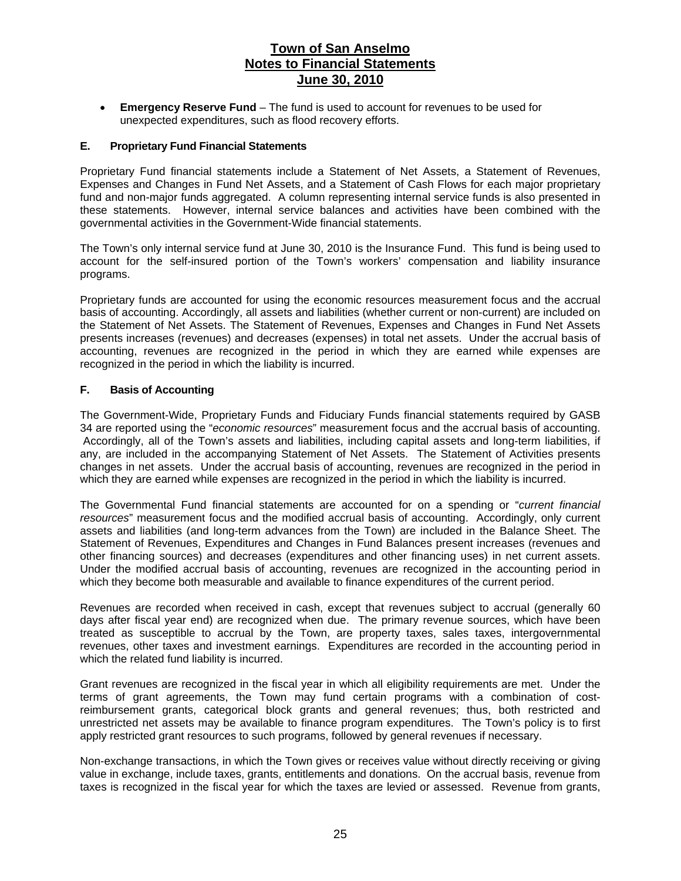- **Emergency Reserve Fund** – The fund is used to account for revenues to be used for unexpected expenditures, such as flood recovery efforts.

### E. Proprietary Fund Financial Statements

Proprietary Fund financial statements include a Statement of Net Assets, a Statement of Revenues, Expenses and Changes in Fund Net Assets, and a Statement of Cash Flows for each major proprietary fund and non-major funds aggregated. A column representing internal service funds is also presented in these statements. However, internal service balances and activities have been combined with the governmental activities in the Government-Wide financial statements.

The Town's only internal service fund at June 30, 2010 is the Insurance Fund. This fund is being used to account for the self-insured portion of the Town's workers' compensation and liability insurance programs.

Proprietary funds are accounted for using the economic resources measurement focus and the accrual basis of accounting. Accordingly, all assets and liabilities (whether current or non-current) are included on the Statement of Net Assets. The Statement of Revenues, Expenses and Changes in Fund Net Assets presents increases (revenues) and decreases (expenses) in total net assets. Under the accrual basis of accounting, revenues are recognized in the period in which they are earned while expenses are recognized in the period in which the liability is incurred.

### F. Basis of Accounting

The Government-Wide, Proprietary Funds and Fiduciary Funds financial statements required by GASB 34 are reported using the "*economic resources*" measurement focus and the accrual basis of accounting. Accordingly, all of the Town's assets and liabilities, including capital assets and long-term liabilities, if any, are included in the accompanying Statement of Net Assets. The Statement of Activities presents changes in net assets. Under the accrual basis of accounting, revenues are recognized in the period in which they are earned while expenses are recognized in the period in which the liability is incurred.

The Governmental Fund financial statements are accounted for on a spending or "*current financial resources*" measurement focus and the modified accrual basis of accounting. Accordingly, only current assets and liabilities (and long-term advances from the Town) are included in the Balance Sheet. The Statement of Revenues, Expenditures and Changes in Fund Balances present increases (revenues and other financing sources) and decreases (expenditures and other financing uses) in net current assets. Under the modified accrual basis of accounting, revenues are recognized in the accounting period in which they become both measurable and available to finance expenditures of the current period.

Revenues are recorded when received in cash, except that revenues subject to accrual (generally 60 days after fiscal year end) are recognized when due. The primary revenue sources, which have been treated as susceptible to accrual by the Town, are property taxes, sales taxes, intergovernmental revenues, other taxes and investment earnings. Expenditures are recorded in the accounting period in which the related fund liability is incurred.

Grant revenues are recognized in the fiscal year in which all eligibility requirements are met. Under the terms of grant agreements, the Town may fund certain programs with a combination of cost-reimbursement grants, categorical block grants and general revenues; thus, both restricted and unrestricted net assets may be available to finance program expenditures. The Town's policy is to first apply restricted grant resources to such programs, followed by general revenues if necessary.

Non-exchange transactions, in which the Town gives or receives value without directly receiving or giving value in exchange, include taxes, grants, entitlements and donations. On the accrual basis, revenue from taxes is recognized in the fiscal year for which the taxes are levied or assessed. Revenue from grants,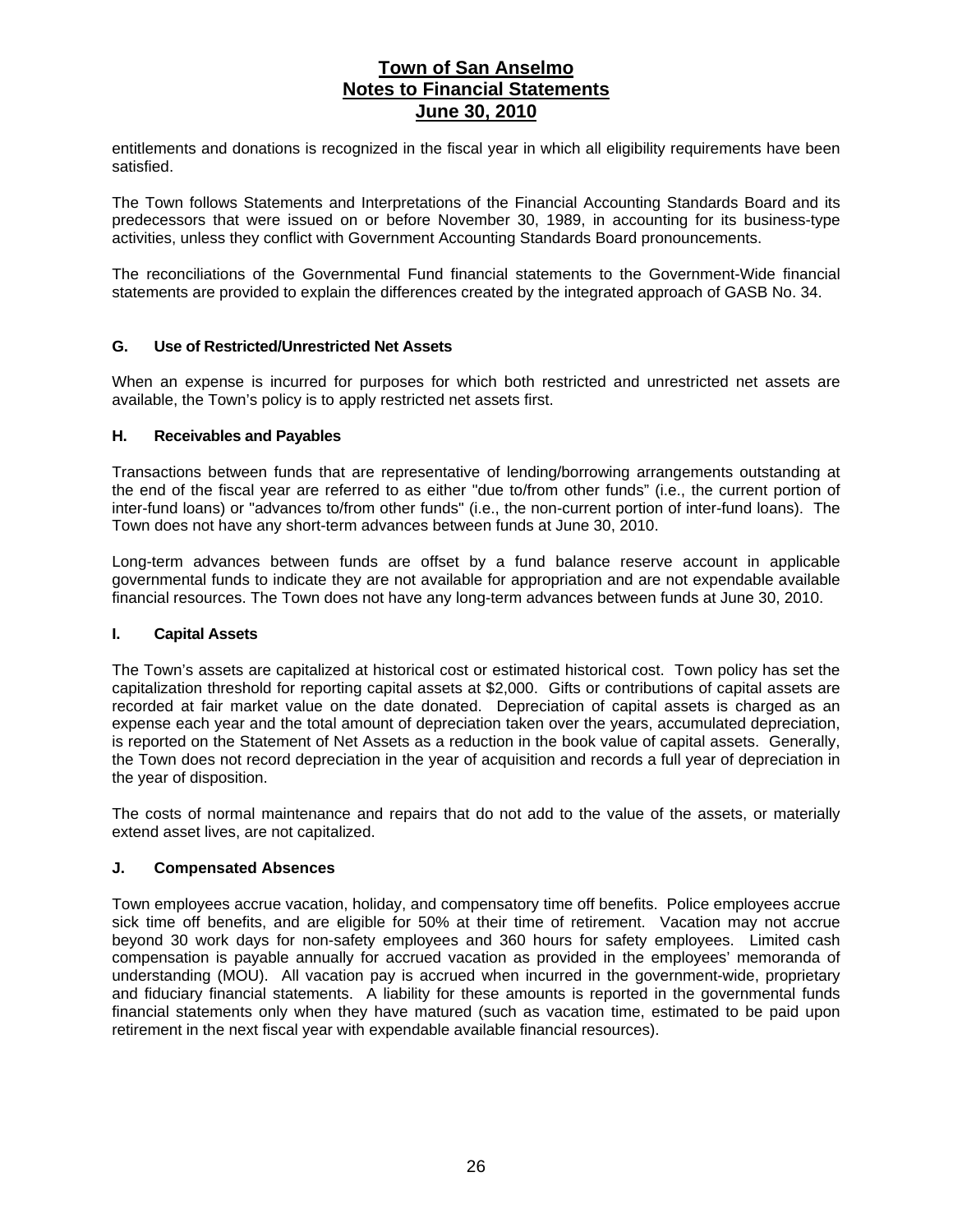entitlements and donations is recognized in the fiscal year in which all eligibility requirements have been satisfied.

The Town follows Statements and Interpretations of the Financial Accounting Standards Board and its predecessors that were issued on or before November 30, 1989, in accounting for its business-type activities, unless they conflict with Government Accounting Standards Board pronouncements.

The reconciliations of the Governmental Fund financial statements to the Government-Wide financial statements are provided to explain the differences created by the integrated approach of GASB No. 34.

### G. Use of Restricted/Unrestricted Net Assets

When an expense is incurred for purposes for which both restricted and unrestricted net assets are available, the Town's policy is to apply restricted net assets first.

### H. Receivables and Payables

Transactions between funds that are representative of lending/borrowing arrangements outstanding at the end of the fiscal year are referred to as either "due to/from other funds" (i.e., the current portion of inter-fund loans) or "advances to/from other funds" (i.e., the non-current portion of inter-fund loans). The Town does not have any short-term advances between funds at June 30, 2010.

Long-term advances between funds are offset by a fund balance reserve account in applicable governmental funds to indicate they are not available for appropriation and are not expendable available financial resources. The Town does not have any long-term advances between funds at June 30, 2010.

### I. Capital Assets

The Town's assets are capitalized at historical cost or estimated historical cost. Town policy has set the capitalization threshold for reporting capital assets at $2,000. Gifts or contributions of capital assets are recorded at fair market value on the date donated. Depreciation of capital assets is charged as an expense each year and the total amount of depreciation taken over the years, accumulated depreciation, is reported on the Statement of Net Assets as a reduction in the book value of capital assets. Generally, the Town does not record depreciation in the year of acquisition and records a full year of depreciation in the year of disposition.

The costs of normal maintenance and repairs that do not add to the value of the assets, or materially extend asset lives, are not capitalized.

### J. Compensated Absences

Town employees accrue vacation, holiday, and compensatory time off benefits. Police employees accrue sick time off benefits, and are eligible for 50% at their time of retirement. Vacation may not accrue beyond 30 work days for non-safety employees and 360 hours for safety employees. Limited cash compensation is payable annually for accrued vacation as provided in the employees' memoranda of understanding (MOU). All vacation pay is accrued when incurred in the government-wide, proprietary and fiduciary financial statements. A liability for these amounts is reported in the governmental funds financial statements only when they have matured (such as vacation time, estimated to be paid upon retirement in the next fiscal year with expendable available financial resources).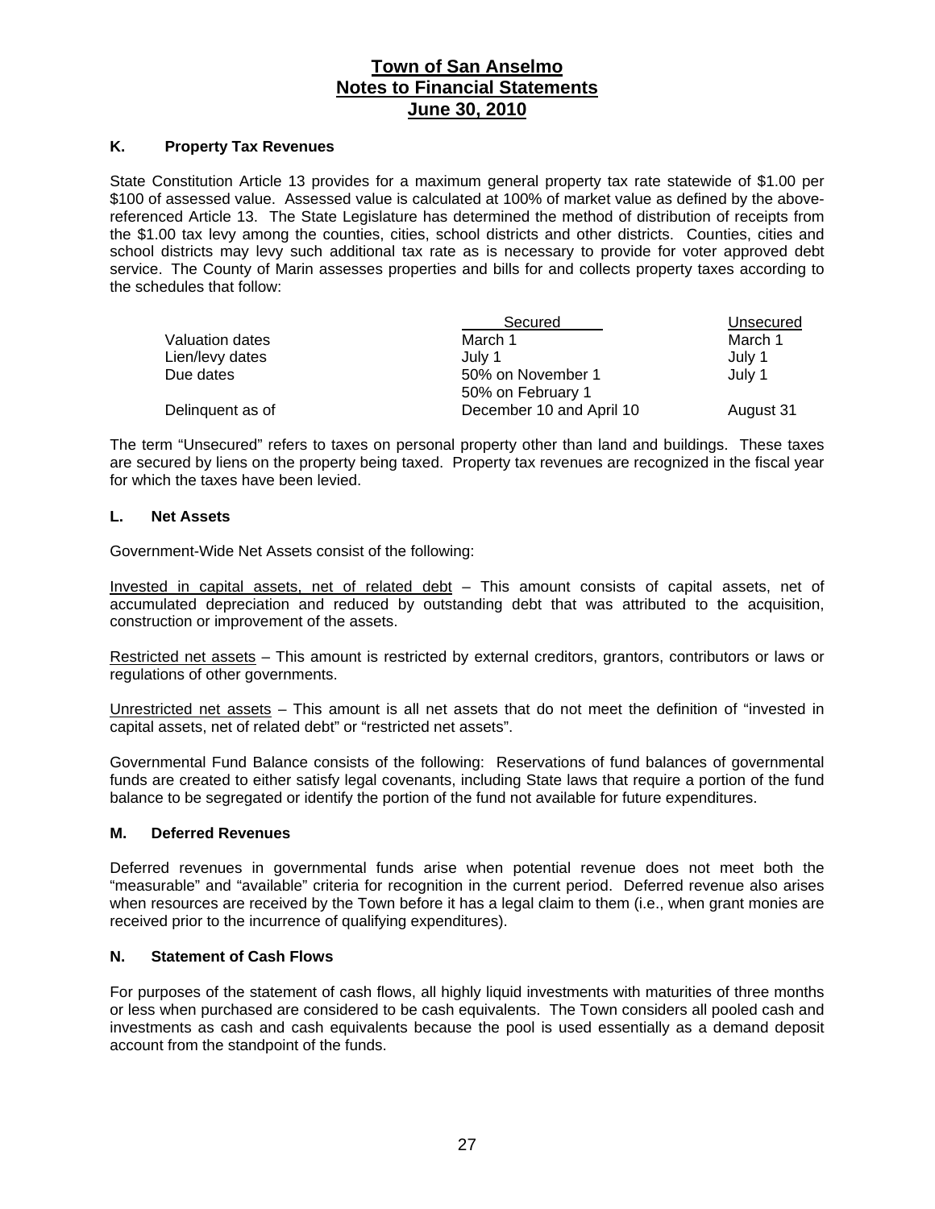# Town of San Anselmo
## Notes to Financial Statements
## June 30, 2010

### K. Property Tax Revenues

State Constitution Article 13 provides for a maximum general property tax rate statewide of $1.00 per $100 of assessed value. Assessed value is calculated at 100% of market value as defined by the above-referenced Article 13. The State Legislature has determined the method of distribution of receipts from the $1.00 tax levy among the counties, cities, school districts and other districts. Counties, cities and school districts may levy such additional tax rate as is necessary to provide for voter approved debt service. The County of Marin assesses properties and bills for and collects property taxes according to the schedules that follow:

| | Secured | Unsecured |
|---|---|---|
| Valuation dates | March 1 | March 1 |
| Lien/levy dates | July 1 | July 1 |
| Due dates | 50% on November 1<br>50% on February 1 | July 1 |
| Delinquent as of | December 10 and April 10 | August 31 |

The term "Unsecured" refers to taxes on personal property other than land and buildings. These taxes are secured by liens on the property being taxed. Property tax revenues are recognized in the fiscal year for which the taxes have been levied.

### L. Net Assets

Government-Wide Net Assets consist of the following:

Invested in capital assets, net of related debt – This amount consists of capital assets, net of accumulated depreciation and reduced by outstanding debt that was attributed to the acquisition, construction or improvement of the assets.

Restricted net assets – This amount is restricted by external creditors, grantors, contributors or laws or regulations of other governments.

Unrestricted net assets – This amount is all net assets that do not meet the definition of "invested in capital assets, net of related debt" or "restricted net assets".

Governmental Fund Balance consists of the following: Reservations of fund balances of governmental funds are created to either satisfy legal covenants, including State laws that require a portion of the fund balance to be segregated or identify the portion of the fund not available for future expenditures.

### M. Deferred Revenues

Deferred revenues in governmental funds arise when potential revenue does not meet both the "measurable" and "available" criteria for recognition in the current period. Deferred revenue also arises when resources are received by the Town before it has a legal claim to them (i.e., when grant monies are received prior to the incurrence of qualifying expenditures).

### N. Statement of Cash Flows

For purposes of the statement of cash flows, all highly liquid investments with maturities of three months or less when purchased are considered to be cash equivalents. The Town considers all pooled cash and investments as cash and cash equivalents because the pool is used essentially as a demand deposit account from the standpoint of the funds.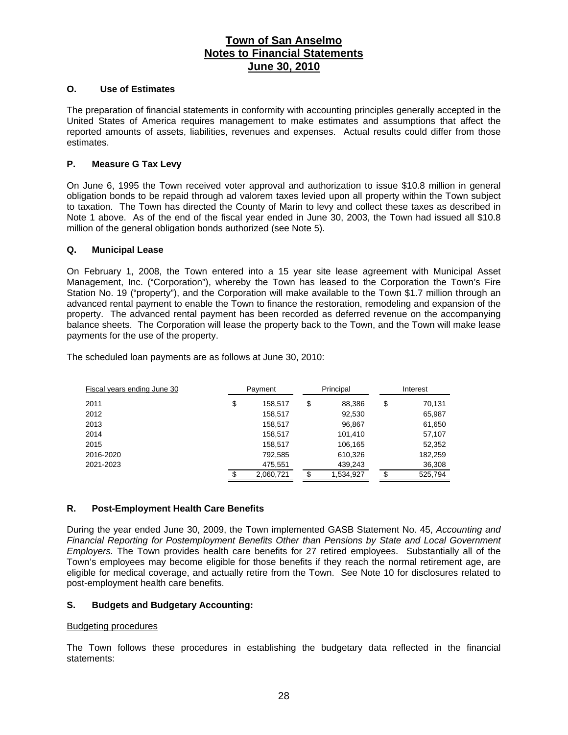### O. Use of Estimates

The preparation of financial statements in conformity with accounting principles generally accepted in the United States of America requires management to make estimates and assumptions that affect the reported amounts of assets, liabilities, revenues and expenses. Actual results could differ from those estimates.

### P. Measure G Tax Levy

On June 6, 1995 the Town received voter approval and authorization to issue $10.8 million in general obligation bonds to be repaid through ad valorem taxes levied upon all property within the Town subject to taxation. The Town has directed the County of Marin to levy and collect these taxes as described in Note 1 above. As of the end of the fiscal year ended in June 30, 2003, the Town had issued all $10.8 million of the general obligation bonds authorized (see Note 5).

### Q. Municipal Lease

On February 1, 2008, the Town entered into a 15 year site lease agreement with Municipal Asset Management, Inc. ("Corporation"), whereby the Town has leased to the Corporation the Town's Fire Station No. 19 ("property"), and the Corporation will make available to the Town $1.7 million through an advanced rental payment to enable the Town to finance the restoration, remodeling and expansion of the property. The advanced rental payment has been recorded as deferred revenue on the accompanying balance sheets. The Corporation will lease the property back to the Town, and the Town will make lease payments for the use of the property.

The scheduled loan payments are as follows at June 30, 2010:

| Fiscal years ending June 30 | Payment | Principal | Interest |
|---|---|---|---|
| 2011 | $ 158,517 | $ 88,386 | $ 70,131 |
| 2012 | 158,517 | 92,530 | 65,987 |
| 2013 | 158,517 | 96,867 | 61,650 |
| 2014 | 158,517 | 101,410 | 57,107 |
| 2015 | 158,517 | 106,165 | 52,352 |
| 2016-2020 | 792,585 | 610,326 | 182,259 |
| 2021-2023 | 475,551 | 439,243 | 36,308 |
| | $ 2,060,721 | $ 1,534,927 | $ 525,794 |

### R. Post-Employment Health Care Benefits

During the year ended June 30, 2009, the Town implemented GASB Statement No. 45, *Accounting and Financial Reporting for Postemployment Benefits Other than Pensions by State and Local Government Employers.* The Town provides health care benefits for 27 retired employees. Substantially all of the Town's employees may become eligible for those benefits if they reach the normal retirement age, are eligible for medical coverage, and actually retire from the Town. See Note 10 for disclosures related to post-employment health care benefits.

### S. Budgets and Budgetary Accounting:

Budgeting procedures

The Town follows these procedures in establishing the budgetary data reflected in the financial statements: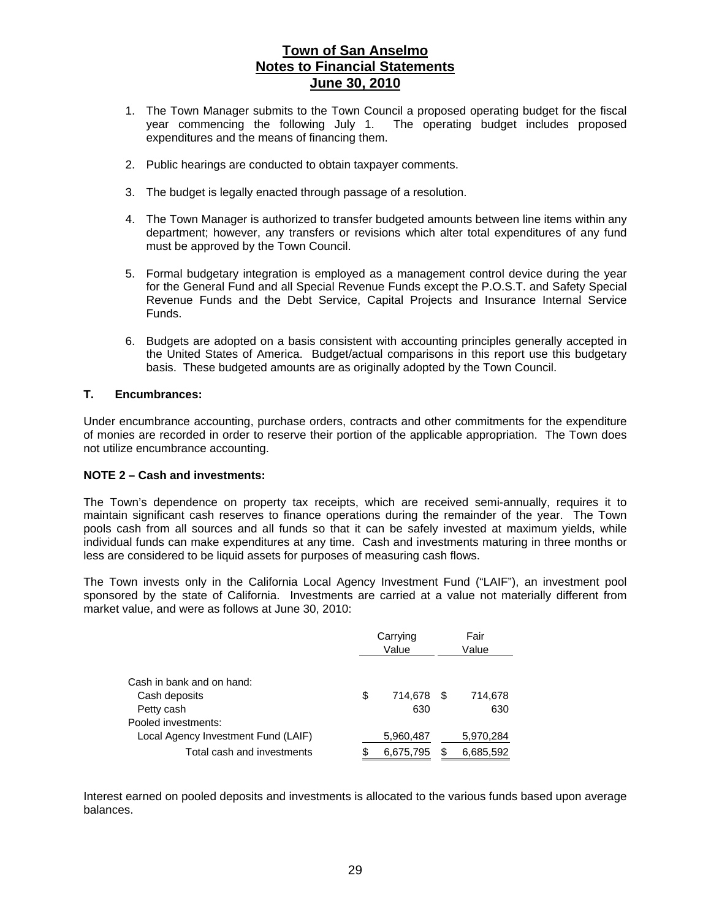# Town of San Anselmo
## Notes to Financial Statements
## June 30, 2010

1. The Town Manager submits to the Town Council a proposed operating budget for the fiscal year commencing the following July 1. The operating budget includes proposed expenditures and the means of financing them.

2. Public hearings are conducted to obtain taxpayer comments.

3. The budget is legally enacted through passage of a resolution.

4. The Town Manager is authorized to transfer budgeted amounts between line items within any department; however, any transfers or revisions which alter total expenditures of any fund must be approved by the Town Council.

5. Formal budgetary integration is employed as a management control device during the year for the General Fund and all Special Revenue Funds except the P.O.S.T. and Safety Special Revenue Funds and the Debt Service, Capital Projects and Insurance Internal Service Funds.

6. Budgets are adopted on a basis consistent with accounting principles generally accepted in the United States of America. Budget/actual comparisons in this report use this budgetary basis. These budgeted amounts are as originally adopted by the Town Council.

**T. Encumbrances:**

Under encumbrance accounting, purchase orders, contracts and other commitments for the expenditure of monies are recorded in order to reserve their portion of the applicable appropriation. The Town does not utilize encumbrance accounting.

**NOTE 2 – Cash and investments:**

The Town's dependence on property tax receipts, which are received semi-annually, requires it to maintain significant cash reserves to finance operations during the remainder of the year. The Town pools cash from all sources and all funds so that it can be safely invested at maximum yields, while individual funds can make expenditures at any time. Cash and investments maturing in three months or less are considered to be liquid assets for purposes of measuring cash flows.

The Town invests only in the California Local Agency Investment Fund ("LAIF"), an investment pool sponsored by the state of California. Investments are carried at a value not materially different from market value, and were as follows at June 30, 2010:

| | Carrying Value | Fair Value |
|---|---|---|
| Cash in bank and on hand: | | |
| Cash deposits | $ 714,678 | $ 714,678 |
| Petty cash | 630 | 630 |
| Pooled investments: | | |
| Local Agency Investment Fund (LAIF) | 5,960,487 | 5,970,284 |
| Total cash and investments | $ 6,675,795 | $ 6,685,592 |

Interest earned on pooled deposits and investments is allocated to the various funds based upon average balances.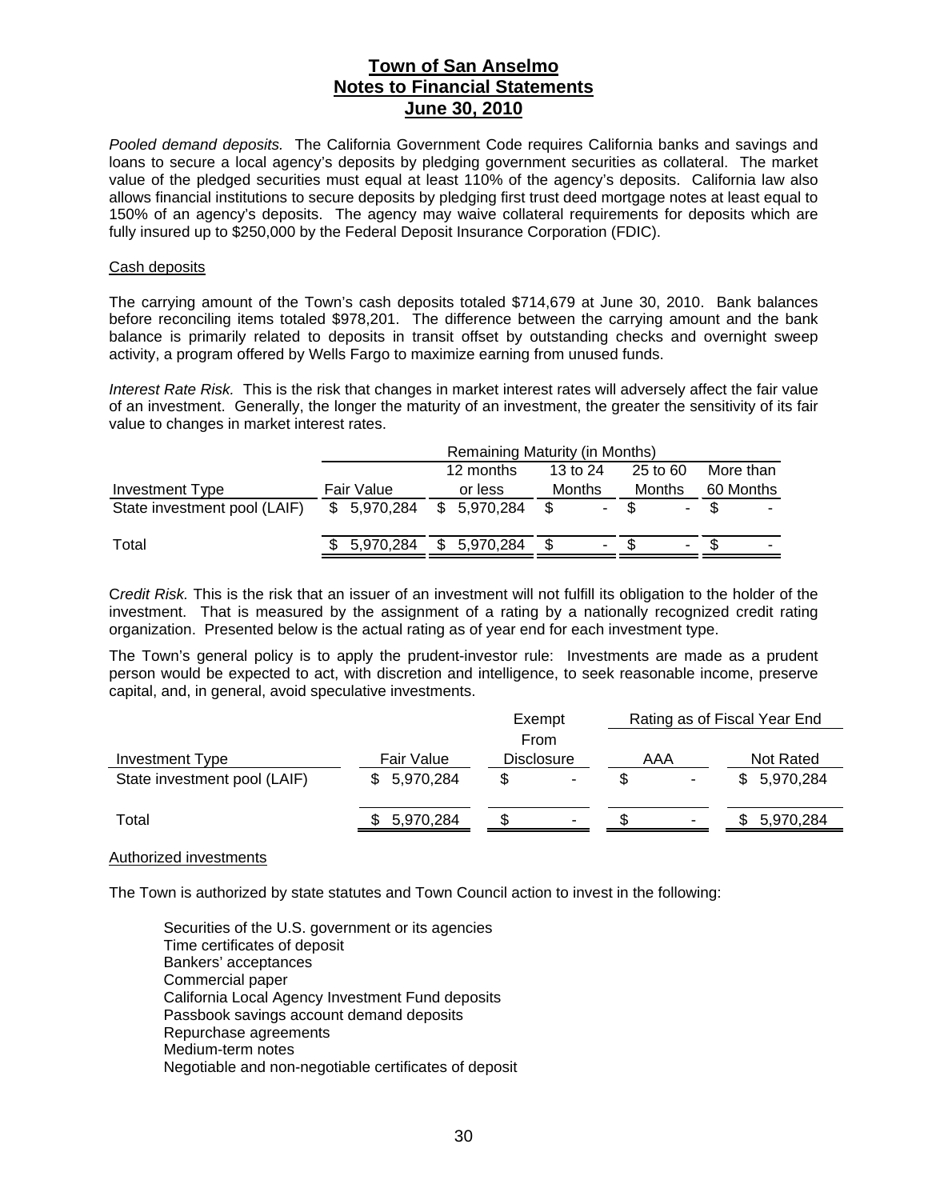# Town of San Anselmo
## Notes to Financial Statements
## June 30, 2010

*Pooled demand deposits.* The California Government Code requires California banks and savings and loans to secure a local agency's deposits by pledging government securities as collateral. The market value of the pledged securities must equal at least 110% of the agency's deposits. California law also allows financial institutions to secure deposits by pledging first trust deed mortgage notes at least equal to 150% of an agency's deposits. The agency may waive collateral requirements for deposits which are fully insured up to $250,000 by the Federal Deposit Insurance Corporation (FDIC).

Cash deposits

The carrying amount of the Town's cash deposits totaled $714,679 at June 30, 2010. Bank balances before reconciling items totaled $978,201. The difference between the carrying amount and the bank balance is primarily related to deposits in transit offset by outstanding checks and overnight sweep activity, a program offered by Wells Fargo to maximize earning from unused funds.

*Interest Rate Risk.* This is the risk that changes in market interest rates will adversely affect the fair value of an investment. Generally, the longer the maturity of an investment, the greater the sensitivity of its fair value to changes in market interest rates.

| | | Remaining Maturity (in Months) | | | |
|---|---|---|---|---|---|
| Investment Type | Fair Value | 12 months or less | 13 to 24 Months | 25 to 60 Months | More than 60 Months |
| State investment pool (LAIF) | $ 5,970,284 | $ 5,970,284 | $ - | $ - | $ - |
| Total | $ 5,970,284 | $ 5,970,284 | $ - | $ - | $ - |

C*redit Risk.* This is the risk that an issuer of an investment will not fulfill its obligation to the holder of the investment. That is measured by the assignment of a rating by a nationally recognized credit rating organization. Presented below is the actual rating as of year end for each investment type.

The Town's general policy is to apply the prudent-investor rule: Investments are made as a prudent person would be expected to act, with discretion and intelligence, to seek reasonable income, preserve capital, and, in general, avoid speculative investments.

| | | | Rating as of Fiscal Year End | |
|---|---|---|---|---|
| Investment Type | Fair Value | Exempt From Disclosure | AAA | Not Rated |
| State investment pool (LAIF) | $ 5,970,284 | $ - | $ - | $ 5,970,284 |
| Total | $ 5,970,284 | $ - | $ - | $ 5,970,284 |

Authorized investments

The Town is authorized by state statutes and Town Council action to invest in the following:

- Securities of the U.S. government or its agencies
- Time certificates of deposit
- Bankers' acceptances
- Commercial paper
- California Local Agency Investment Fund deposits
- Passbook savings account demand deposits
- Repurchase agreements
- Medium-term notes
- Negotiable and non-negotiable certificates of deposit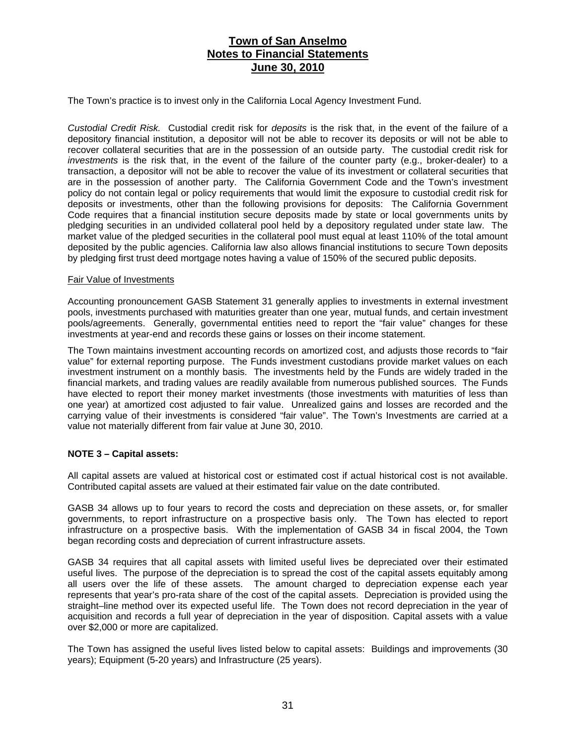The Town's practice is to invest only in the California Local Agency Investment Fund.

*Custodial Credit Risk.* Custodial credit risk for *deposits* is the risk that, in the event of the failure of a depository financial institution, a depositor will not be able to recover its deposits or will not be able to recover collateral securities that are in the possession of an outside party. The custodial credit risk for *investments* is the risk that, in the event of the failure of the counter party (e.g., broker-dealer) to a transaction, a depositor will not be able to recover the value of its investment or collateral securities that are in the possession of another party. The California Government Code and the Town's investment policy do not contain legal or policy requirements that would limit the exposure to custodial credit risk for deposits or investments, other than the following provisions for deposits: The California Government Code requires that a financial institution secure deposits made by state or local governments units by pledging securities in an undivided collateral pool held by a depository regulated under state law. The market value of the pledged securities in the collateral pool must equal at least 110% of the total amount deposited by the public agencies. California law also allows financial institutions to secure Town deposits by pledging first trust deed mortgage notes having a value of 150% of the secured public deposits.

Fair Value of Investments

Accounting pronouncement GASB Statement 31 generally applies to investments in external investment pools, investments purchased with maturities greater than one year, mutual funds, and certain investment pools/agreements. Generally, governmental entities need to report the "fair value" changes for these investments at year-end and records these gains or losses on their income statement.

The Town maintains investment accounting records on amortized cost, and adjusts those records to "fair value" for external reporting purpose. The Funds investment custodians provide market values on each investment instrument on a monthly basis. The investments held by the Funds are widely traded in the financial markets, and trading values are readily available from numerous published sources. The Funds have elected to report their money market investments (those investments with maturities of less than one year) at amortized cost adjusted to fair value. Unrealized gains and losses are recorded and the carrying value of their investments is considered "fair value". The Town's Investments are carried at a value not materially different from fair value at June 30, 2010.

**NOTE 3 – Capital assets:**

All capital assets are valued at historical cost or estimated cost if actual historical cost is not available. Contributed capital assets are valued at their estimated fair value on the date contributed.

GASB 34 allows up to four years to record the costs and depreciation on these assets, or, for smaller governments, to report infrastructure on a prospective basis only. The Town has elected to report infrastructure on a prospective basis. With the implementation of GASB 34 in fiscal 2004, the Town began recording costs and depreciation of current infrastructure assets.

GASB 34 requires that all capital assets with limited useful lives be depreciated over their estimated useful lives. The purpose of the depreciation is to spread the cost of the capital assets equitably among all users over the life of these assets. The amount charged to depreciation expense each year represents that year's pro-rata share of the cost of the capital assets. Depreciation is provided using the straight–line method over its expected useful life. The Town does not record depreciation in the year of acquisition and records a full year of depreciation in the year of disposition. Capital assets with a value over $2,000 or more are capitalized.

The Town has assigned the useful lives listed below to capital assets: Buildings and improvements (30 years); Equipment (5-20 years) and Infrastructure (25 years).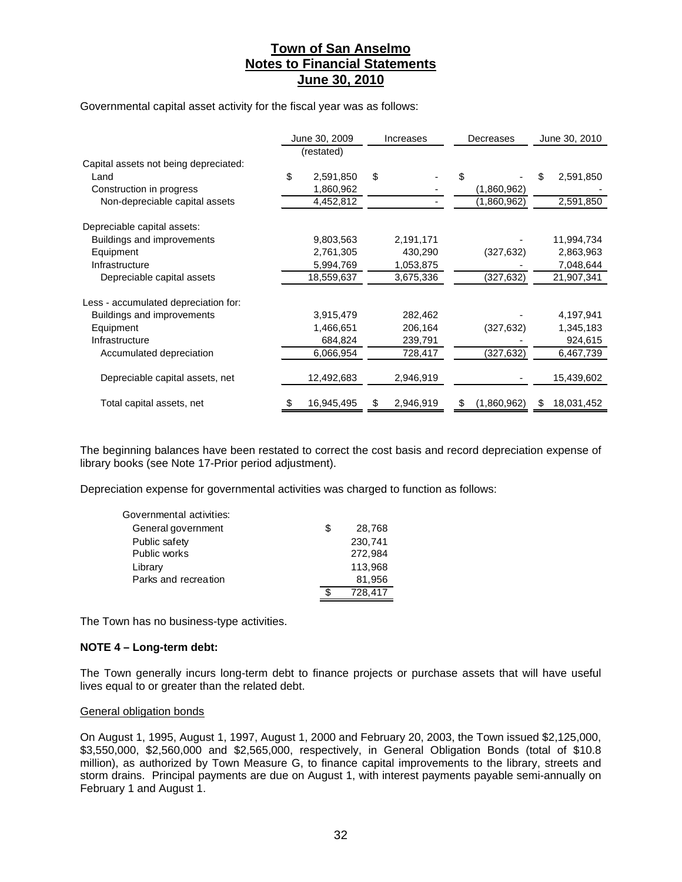# Town of San Anselmo
## Notes to Financial Statements
### June 30, 2010

Governmental capital asset activity for the fiscal year was as follows:

| | June 30, 2009 (restated) | Increases | Decreases | June 30, 2010 |
|---|---|---|---|---|
| Capital assets not being depreciated: | | | | |
| Land | $ 2,591,850 | $ - | $ - | $ 2,591,850 |
| Construction in progress | 1,860,962 | - | (1,860,962) | - |
| Non-depreciable capital assets | 4,452,812 | - | (1,860,962) | 2,591,850 |
| Depreciable capital assets: | | | | |
| Buildings and improvements | 9,803,563 | 2,191,171 | - | 11,994,734 |
| Equipment | 2,761,305 | 430,290 | (327,632) | 2,863,963 |
| Infrastructure | 5,994,769 | 1,053,875 | - | 7,048,644 |
| Depreciable capital assets | 18,559,637 | 3,675,336 | (327,632) | 21,907,341 |
| Less - accumulated depreciation for: | | | | |
| Buildings and improvements | 3,915,479 | 282,462 | - | 4,197,941 |
| Equipment | 1,466,651 | 206,164 | (327,632) | 1,345,183 |
| Infrastructure | 684,824 | 239,791 | - | 924,615 |
| Accumulated depreciation | 6,066,954 | 728,417 | (327,632) | 6,467,739 |
| Depreciable capital assets, net | 12,492,683 | 2,946,919 | - | 15,439,602 |
| Total capital assets, net | $ 16,945,495 | $ 2,946,919 | $ (1,860,962) | $ 18,031,452 |

The beginning balances have been restated to correct the cost basis and record depreciation expense of library books (see Note 17-Prior period adjustment).

Depreciation expense for governmental activities was charged to function as follows:

| Governmental activities: | |
|---|---|
| General government | $ 28,768 |
| Public safety | 230,741 |
| Public works | 272,984 |
| Library | 113,968 |
| Parks and recreation | 81,956 |
| | $ 728,417 |

The Town has no business-type activities.

**NOTE 4 – Long-term debt:**

The Town generally incurs long-term debt to finance projects or purchase assets that will have useful lives equal to or greater than the related debt.

General obligation bonds

On August 1, 1995, August 1, 1997, August 1, 2000 and February 20, 2003, the Town issued $2,125,000, $3,550,000, $2,560,000 and $2,565,000, respectively, in General Obligation Bonds (total of $10.8 million), as authorized by Town Measure G, to finance capital improvements to the library, streets and storm drains. Principal payments are due on August 1, with interest payments payable semi-annually on February 1 and August 1.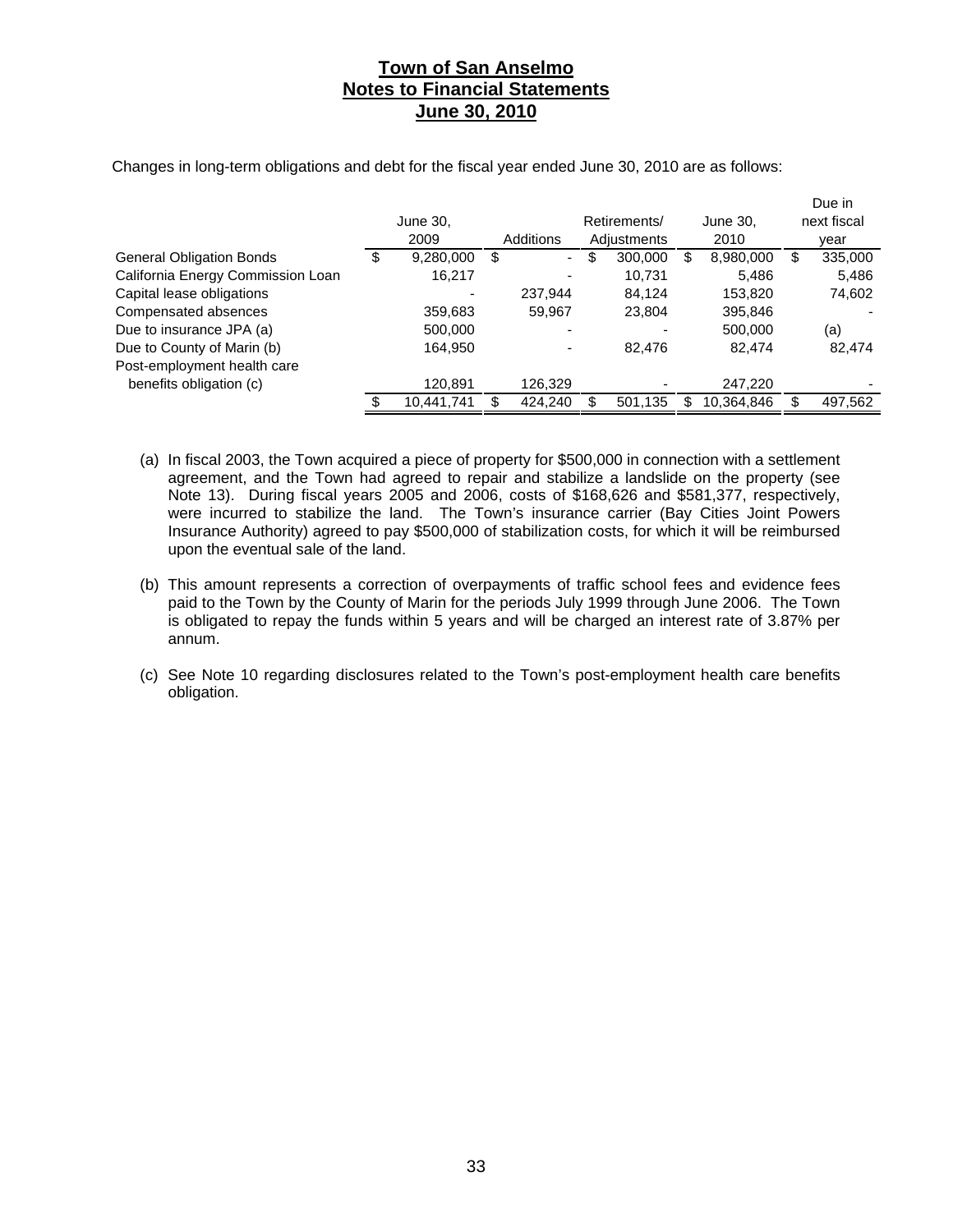# Town of San Anselmo
## Notes to Financial Statements
### June 30, 2010

Changes in long-term obligations and debt for the fiscal year ended June 30, 2010 are as follows:

| | June 30, 2009 | Additions | Retirements/ Adjustments | June 30, 2010 | Due in next fiscal year |
|---|---|---|---|---|---|
| General Obligation Bonds | $ 9,280,000 | $ - | $ 300,000 | $ 8,980,000 | $ 335,000 |
| California Energy Commission Loan | 16,217 | - | 10,731 | 5,486 | 5,486 |
| Capital lease obligations | - | 237,944 | 84,124 | 153,820 | 74,602 |
| Compensated absences | 359,683 | 59,967 | 23,804 | 395,846 | - |
| Due to insurance JPA (a) | 500,000 | - | - | 500,000 | (a) |
| Due to County of Marin (b) | 164,950 | - | 82,476 | 82,474 | 82,474 |
| Post-employment health care benefits obligation (c) | 120,891 | 126,329 | - | 247,220 | - |
| | $ 10,441,741 | $ 424,240 | $ 501,135 | $ 10,364,846 | $ 497,562 |

(a) In fiscal 2003, the Town acquired a piece of property for $500,000 in connection with a settlement agreement, and the Town had agreed to repair and stabilize a landslide on the property (see Note 13). During fiscal years 2005 and 2006, costs of $168,626 and $581,377, respectively, were incurred to stabilize the land. The Town's insurance carrier (Bay Cities Joint Powers Insurance Authority) agreed to pay $500,000 of stabilization costs, for which it will be reimbursed upon the eventual sale of the land.

(b) This amount represents a correction of overpayments of traffic school fees and evidence fees paid to the Town by the County of Marin for the periods July 1999 through June 2006. The Town is obligated to repay the funds within 5 years and will be charged an interest rate of 3.87% per annum.

(c) See Note 10 regarding disclosures related to the Town's post-employment health care benefits obligation.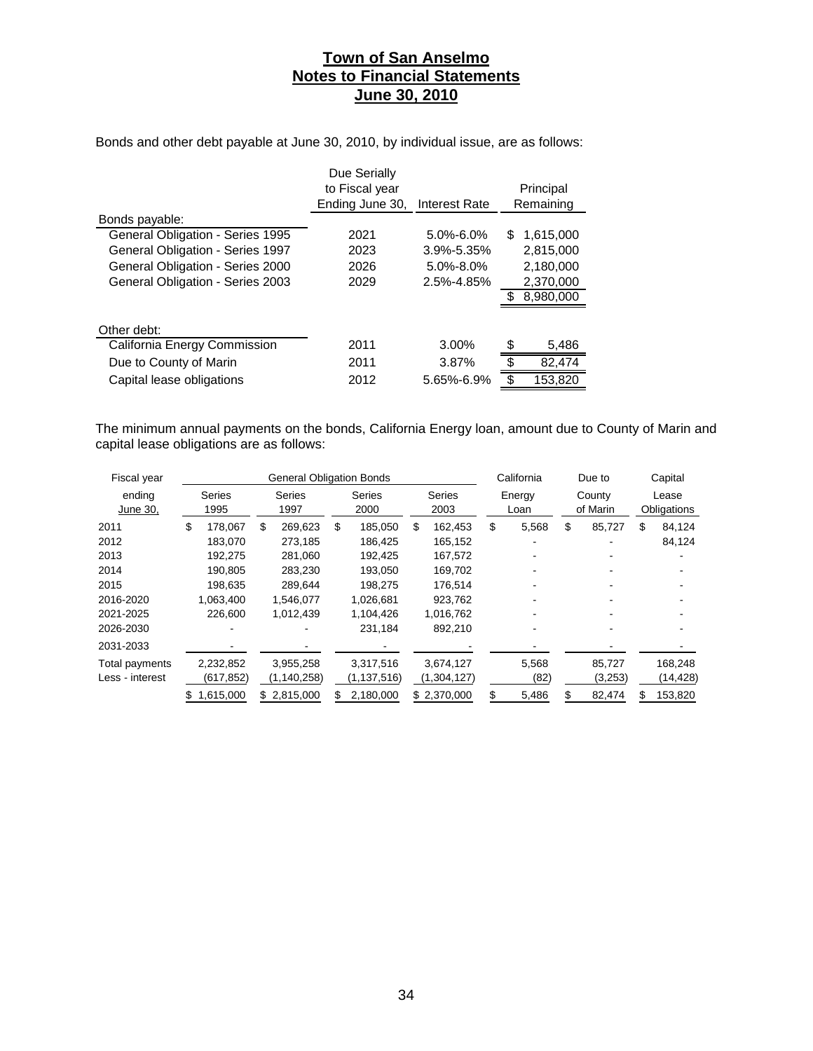# Town of San Anselmo
## Notes to Financial Statements
## June 30, 2010

Bonds and other debt payable at June 30, 2010, by individual issue, are as follows:

| | Due Serially to Fiscal year Ending June 30, | Interest Rate | Principal Remaining |
|---|---|---|---|
| Bonds payable: | | | |
| General Obligation - Series 1995 | 2021 | 5.0%-6.0% | $ 1,615,000 |
| General Obligation - Series 1997 | 2023 | 3.9%-5.35% | 2,815,000 |
| General Obligation - Series 2000 | 2026 | 5.0%-8.0% | 2,180,000 |
| General Obligation - Series 2003 | 2029 | 2.5%-4.85% | 2,370,000 |
| | | | $ 8,980,000 |
| Other debt: | | | |
| California Energy Commission | 2011 | 3.00% | $ 5,486 |
| Due to County of Marin | 2011 | 3.87% | $ 82,474 |
| Capital lease obligations | 2012 | 5.65%-6.9% | $ 153,820 |

The minimum annual payments on the bonds, California Energy loan, amount due to County of Marin and capital lease obligations are as follows:

| Fiscal year ending June 30, | General Obligation Bonds Series 1995 | Series 1997 | Series 2000 | Series 2003 | California Energy Loan | Due to County of Marin | Capital Lease Obligations |
|---|---|---|---|---|---|---|---|
| 2011 | $ 178,067 | $ 269,623 | $ 185,050 | $ 162,453 | $ 5,568 | $ 85,727 | $ 84,124 |
| 2012 | 183,070 | 273,185 | 186,425 | 165,152 | - | - | 84,124 |
| 2013 | 192,275 | 281,060 | 192,425 | 167,572 | - | - | - |
| 2014 | 190,805 | 283,230 | 193,050 | 169,702 | - | - | - |
| 2015 | 198,635 | 289,644 | 198,275 | 176,514 | - | - | - |
| 2016-2020 | 1,063,400 | 1,546,077 | 1,026,681 | 923,762 | - | - | - |
| 2021-2025 | 226,600 | 1,012,439 | 1,104,426 | 1,016,762 | - | - | - |
| 2026-2030 | - | - | 231,184 | 892,210 | - | - | - |
| 2031-2033 | - | - | - | - | - | - | - |
| Total payments | 2,232,852 | 3,955,258 | 3,317,516 | 3,674,127 | 5,568 | 85,727 | 168,248 |
| Less - interest | (617,852) | (1,140,258) | (1,137,516) | (1,304,127) | (82) | (3,253) | (14,428) |
| | $ 1,615,000 | $ 2,815,000 | $ 2,180,000 | $ 2,370,000 | $ 5,486 | $ 82,474 | $ 153,820 |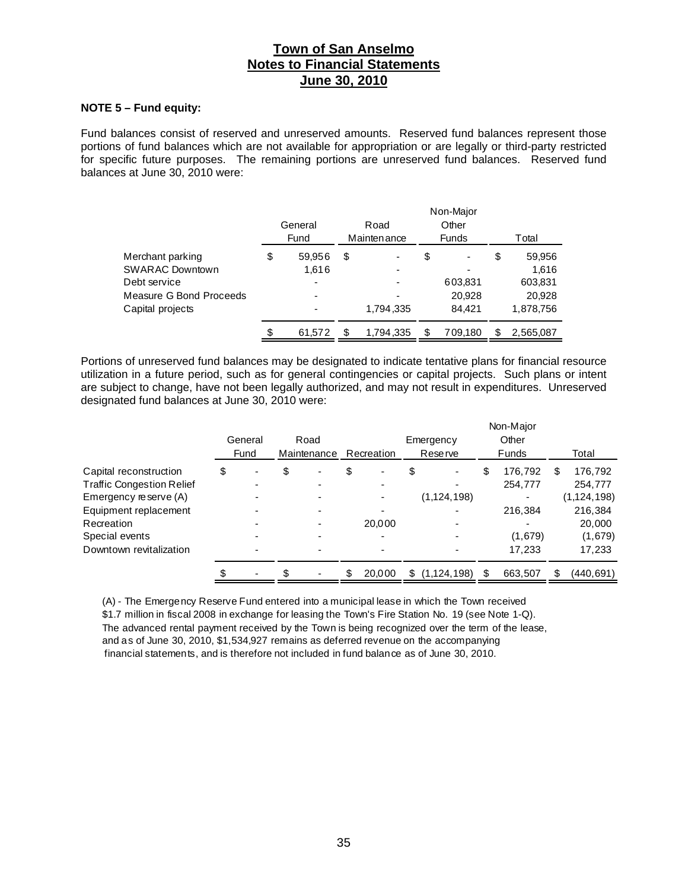# Town of San Anselmo
## Notes to Financial Statements
## June 30, 2010

**NOTE 5 – Fund equity:**

Fund balances consist of reserved and unreserved amounts. Reserved fund balances represent those portions of fund balances which are not available for appropriation or are legally or third-party restricted for specific future purposes. The remaining portions are unreserved fund balances. Reserved fund balances at June 30, 2010 were:

| | General Fund | Road Maintenance | Non-Major Other Funds | Total |
|---|---|---|---|---|
| Merchant parking | $ 59,956 | $ - | $ - | $ 59,956 |
| SWARAC Downtown | 1,616 | - | - | 1,616 |
| Debt service | - | - | 603,831 | 603,831 |
| Measure G Bond Proceeds | - | - | 20,928 | 20,928 |
| Capital projects | - | 1,794,335 | 84,421 | 1,878,756 |
| | $ 61,572 | $ 1,794,335 | $ 709,180 | $ 2,565,087 |

Portions of unreserved fund balances may be designated to indicate tentative plans for financial resource utilization in a future period, such as for general contingencies or capital projects. Such plans or intent are subject to change, have not been legally authorized, and may not result in expenditures. Unreserved designated fund balances at June 30, 2010 were:

| | General Fund | Road Maintenance | Recreation | Emergency Reserve | Non-Major Other Funds | Total |
|---|---|---|---|---|---|---|
| Capital reconstruction | $ - | $ - | $ - | $ - | $ 176,792 | $ 176,792 |
| Traffic Congestion Relief | - | - | - | - | 254,777 | 254,777 |
| Emergency reserve (A) | - | - | - | (1,124,198) | - | (1,124,198) |
| Equipment replacement | - | - | - | - | 216,384 | 216,384 |
| Recreation | - | - | 20,000 | - | - | 20,000 |
| Special events | - | - | - | - | (1,679) | (1,679) |
| Downtown revitalization | - | - | - | - | 17,233 | 17,233 |
| | $ - | $ - | $ 20,000 | $ (1,124,198) | $ 663,507 | $ (440,691) |

(A) - The Emergency Reserve Fund entered into a municipal lease in which the Town received $1.7 million in fiscal 2008 in exchange for leasing the Town's Fire Station No. 19 (see Note 1-Q). The advanced rental payment received by the Town is being recognized over the term of the lease, and as of June 30, 2010, $1,534,927 remains as deferred revenue on the accompanying financial statements, and is therefore not included in fund balance as of June 30, 2010.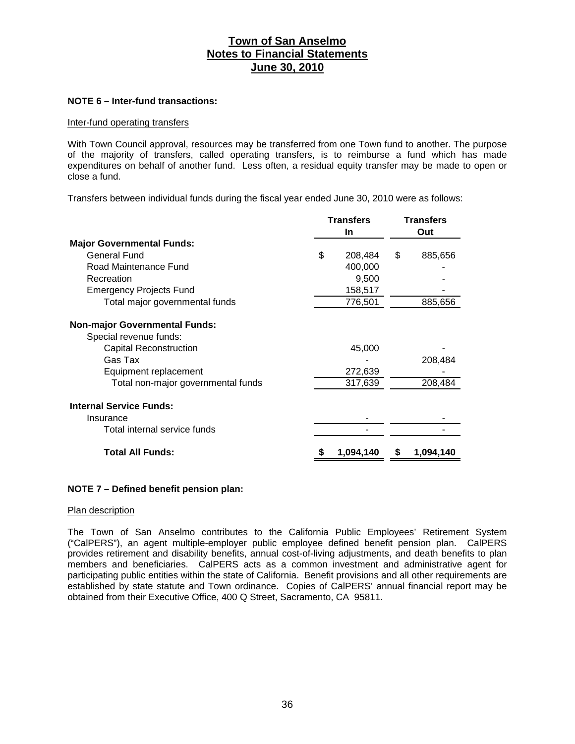# Town of San Anselmo
## Notes to Financial Statements
## June 30, 2010

### NOTE 6 – Inter-fund transactions:

Inter-fund operating transfers

With Town Council approval, resources may be transferred from one Town fund to another. The purpose of the majority of transfers, called operating transfers, is to reimburse a fund which has made expenditures on behalf of another fund. Less often, a residual equity transfer may be made to open or close a fund.

Transfers between individual funds during the fiscal year ended June 30, 2010 were as follows:

| | Transfers In | Transfers Out |
|---|---|---|
| **Major Governmental Funds:** | | |
| General Fund | $ 208,484 | $ 885,656 |
| Road Maintenance Fund | 400,000 | - |
| Recreation | 9,500 | - |
| Emergency Projects Fund | 158,517 | - |
| Total major governmental funds | 776,501 | 885,656 |
| **Non-major Governmental Funds:** | | |
| Special revenue funds: | | |
| Capital Reconstruction | 45,000 | - |
| Gas Tax | - | 208,484 |
| Equipment replacement | 272,639 | - |
| Total non-major governmental funds | 317,639 | 208,484 |
| **Internal Service Funds:** | | |
| Insurance | - | - |
| Total internal service funds | - | - |
| **Total All Funds:** | **$ 1,094,140** | **$ 1,094,140** |

### NOTE 7 – Defined benefit pension plan:

Plan description

The Town of San Anselmo contributes to the California Public Employees' Retirement System ("CalPERS"), an agent multiple-employer public employee defined benefit pension plan. CalPERS provides retirement and disability benefits, annual cost-of-living adjustments, and death benefits to plan members and beneficiaries. CalPERS acts as a common investment and administrative agent for participating public entities within the state of California. Benefit provisions and all other requirements are established by state statute and Town ordinance. Copies of CalPERS' annual financial report may be obtained from their Executive Office, 400 Q Street, Sacramento, CA 95811.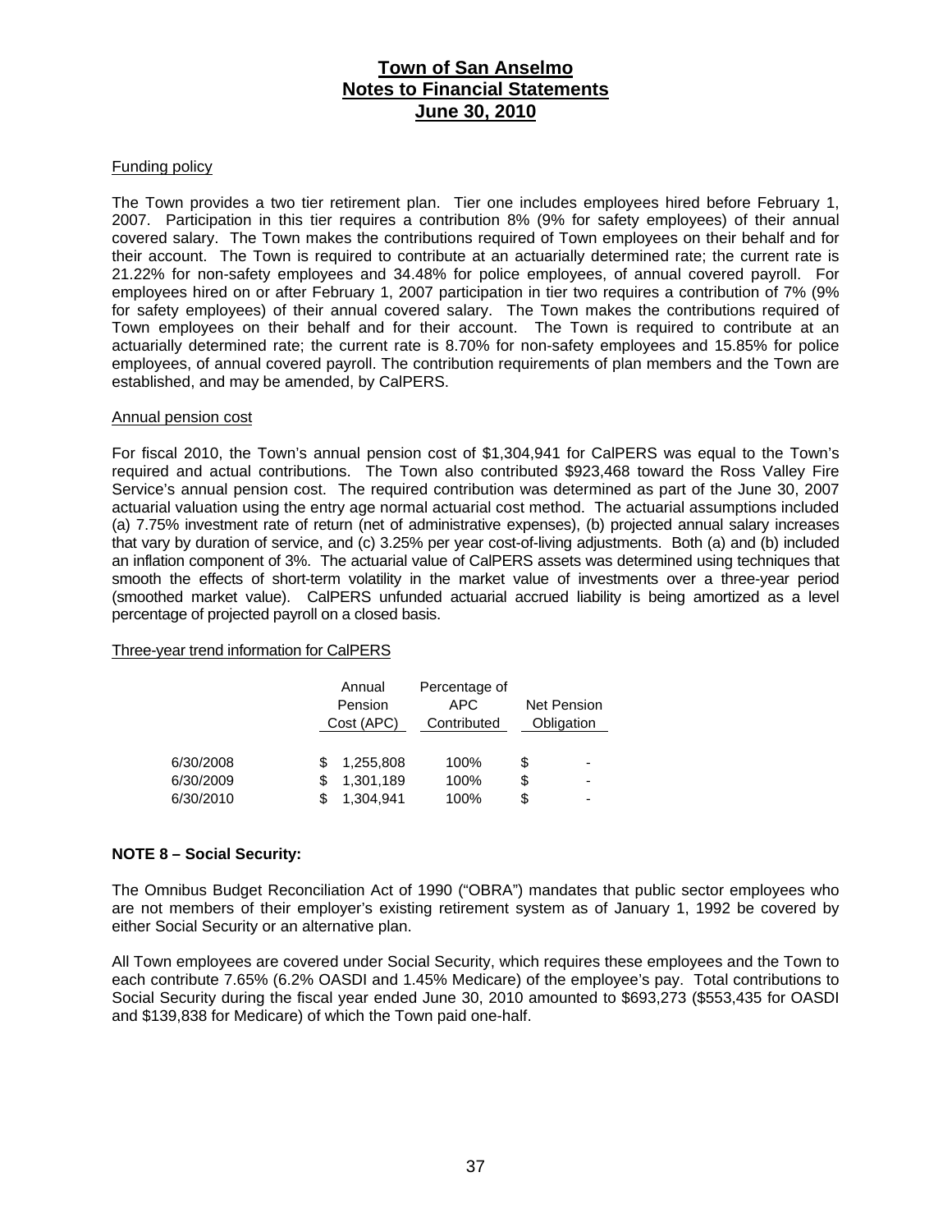Funding policy

The Town provides a two tier retirement plan. Tier one includes employees hired before February 1, 2007. Participation in this tier requires a contribution 8% (9% for safety employees) of their annual covered salary. The Town makes the contributions required of Town employees on their behalf and for their account. The Town is required to contribute at an actuarially determined rate; the current rate is 21.22% for non-safety employees and 34.48% for police employees, of annual covered payroll. For employees hired on or after February 1, 2007 participation in tier two requires a contribution of 7% (9% for safety employees) of their annual covered salary. The Town makes the contributions required of Town employees on their behalf and for their account. The Town is required to contribute at an actuarially determined rate; the current rate is 8.70% for non-safety employees and 15.85% for police employees, of annual covered payroll. The contribution requirements of plan members and the Town are established, and may be amended, by CalPERS.

Annual pension cost

For fiscal 2010, the Town's annual pension cost of $1,304,941 for CalPERS was equal to the Town's required and actual contributions. The Town also contributed $923,468 toward the Ross Valley Fire Service's annual pension cost. The required contribution was determined as part of the June 30, 2007 actuarial valuation using the entry age normal actuarial cost method. The actuarial assumptions included (a) 7.75% investment rate of return (net of administrative expenses), (b) projected annual salary increases that vary by duration of service, and (c) 3.25% per year cost-of-living adjustments. Both (a) and (b) included an inflation component of 3%. The actuarial value of CalPERS assets was determined using techniques that smooth the effects of short-term volatility in the market value of investments over a three-year period (smoothed market value). CalPERS unfunded actuarial accrued liability is being amortized as a level percentage of projected payroll on a closed basis.

Three-year trend information for CalPERS

| | Annual Pension Cost (APC) | Percentage of APC Contributed | Net Pension Obligation |
|---|---|---|---|
| 6/30/2008 | $ 1,255,808 | 100% | $ - |
| 6/30/2009 | $ 1,301,189 | 100% | $ - |
| 6/30/2010 | $ 1,304,941 | 100% | $ - |

**NOTE 8 – Social Security:**

The Omnibus Budget Reconciliation Act of 1990 ("OBRA") mandates that public sector employees who are not members of their employer's existing retirement system as of January 1, 1992 be covered by either Social Security or an alternative plan.

All Town employees are covered under Social Security, which requires these employees and the Town to each contribute 7.65% (6.2% OASDI and 1.45% Medicare) of the employee's pay. Total contributions to Social Security during the fiscal year ended June 30, 2010 amounted to $693,273 ($553,435 for OASDI and $139,838 for Medicare) of which the Town paid one-half.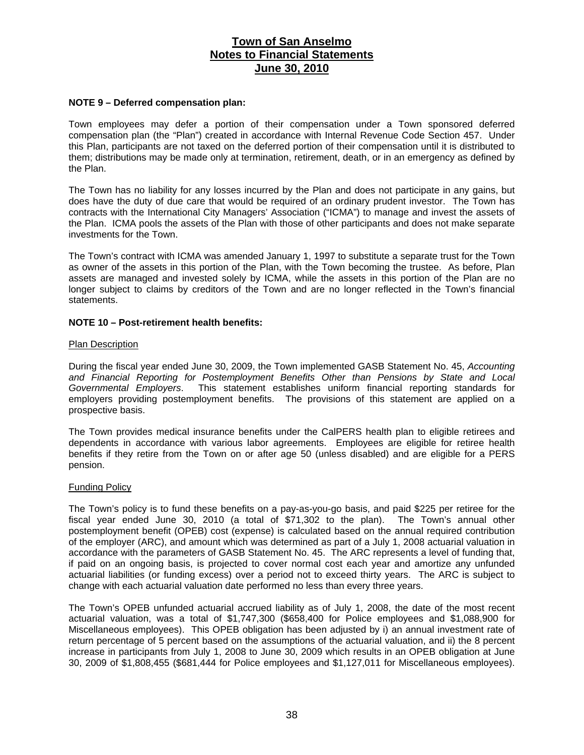# Town of San Anselmo
## Notes to Financial Statements
## June 30, 2010

**NOTE 9 – Deferred compensation plan:**

Town employees may defer a portion of their compensation under a Town sponsored deferred compensation plan (the "Plan") created in accordance with Internal Revenue Code Section 457. Under this Plan, participants are not taxed on the deferred portion of their compensation until it is distributed to them; distributions may be made only at termination, retirement, death, or in an emergency as defined by the Plan.

The Town has no liability for any losses incurred by the Plan and does not participate in any gains, but does have the duty of due care that would be required of an ordinary prudent investor. The Town has contracts with the International City Managers' Association ("ICMA") to manage and invest the assets of the Plan. ICMA pools the assets of the Plan with those of other participants and does not make separate investments for the Town.

The Town's contract with ICMA was amended January 1, 1997 to substitute a separate trust for the Town as owner of the assets in this portion of the Plan, with the Town becoming the trustee. As before, Plan assets are managed and invested solely by ICMA, while the assets in this portion of the Plan are no longer subject to claims by creditors of the Town and are no longer reflected in the Town's financial statements.

**NOTE 10 – Post-retirement health benefits:**

Plan Description

During the fiscal year ended June 30, 2009, the Town implemented GASB Statement No. 45, *Accounting and Financial Reporting for Postemployment Benefits Other than Pensions by State and Local Governmental Employers*. This statement establishes uniform financial reporting standards for employers providing postemployment benefits. The provisions of this statement are applied on a prospective basis.

The Town provides medical insurance benefits under the CalPERS health plan to eligible retirees and dependents in accordance with various labor agreements. Employees are eligible for retiree health benefits if they retire from the Town on or after age 50 (unless disabled) and are eligible for a PERS pension.

Funding Policy

The Town's policy is to fund these benefits on a pay-as-you-go basis, and paid $225 per retiree for the fiscal year ended June 30, 2010 (a total of $71,302 to the plan). The Town's annual other postemployment benefit (OPEB) cost (expense) is calculated based on the annual required contribution of the employer (ARC), and amount which was determined as part of a July 1, 2008 actuarial valuation in accordance with the parameters of GASB Statement No. 45. The ARC represents a level of funding that, if paid on an ongoing basis, is projected to cover normal cost each year and amortize any unfunded actuarial liabilities (or funding excess) over a period not to exceed thirty years. The ARC is subject to change with each actuarial valuation date performed no less than every three years.

The Town's OPEB unfunded actuarial accrued liability as of July 1, 2008, the date of the most recent actuarial valuation, was a total of $1,747,300 ($658,400 for Police employees and $1,088,900 for Miscellaneous employees). This OPEB obligation has been adjusted by i) an annual investment rate of return percentage of 5 percent based on the assumptions of the actuarial valuation, and ii) the 8 percent increase in participants from July 1, 2008 to June 30, 2009 which results in an OPEB obligation at June 30, 2009 of $1,808,455 ($681,444 for Police employees and $1,127,011 for Miscellaneous employees).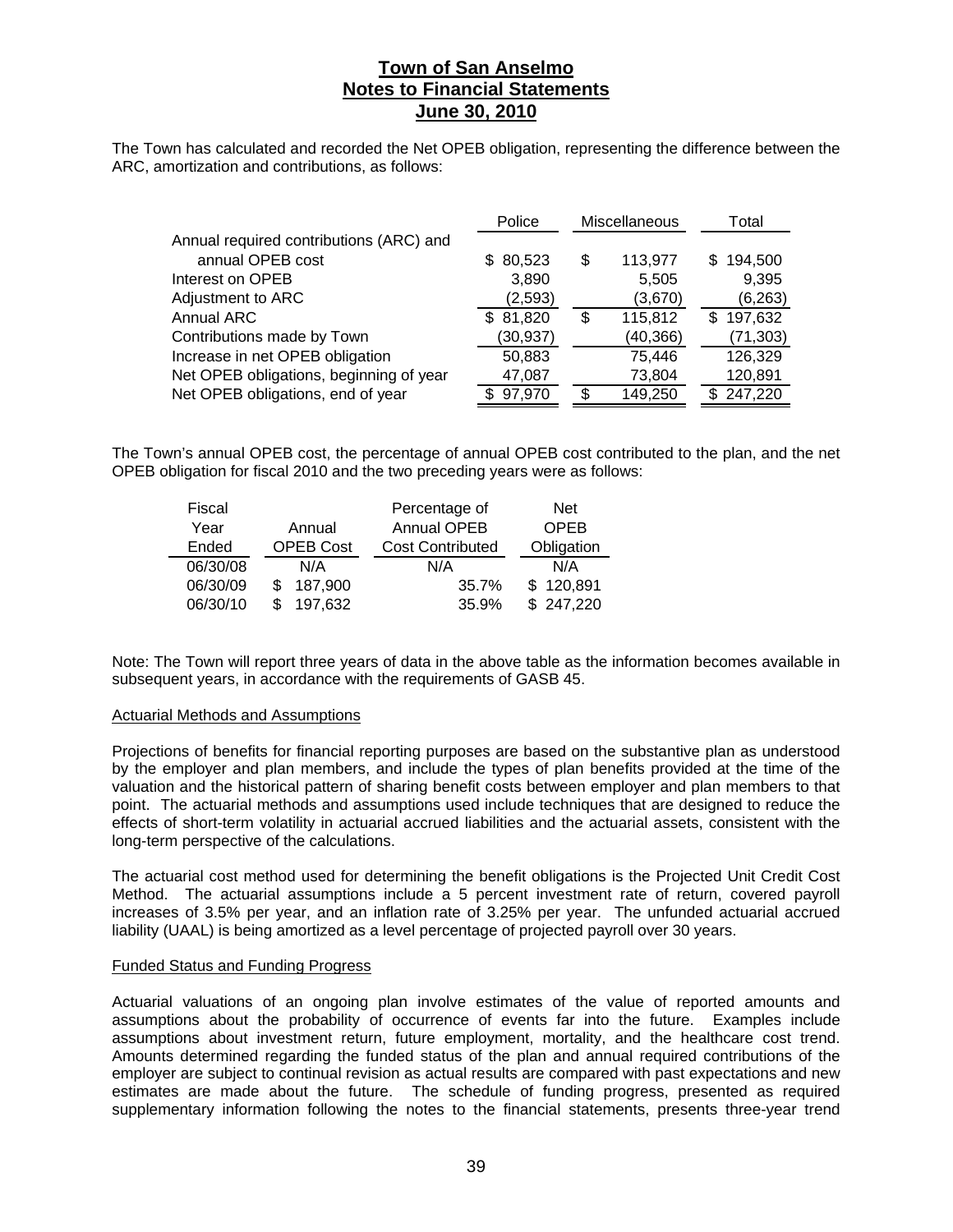# Town of San Anselmo
## Notes to Financial Statements
## June 30, 2010

The Town has calculated and recorded the Net OPEB obligation, representing the difference between the ARC, amortization and contributions, as follows:

| | Police | Miscellaneous | Total |
|---|---|---|---|
| Annual required contributions (ARC) and annual OPEB cost | $ 80,523 | $ 113,977 | $ 194,500 |
| Interest on OPEB | 3,890 | 5,505 | 9,395 |
| Adjustment to ARC | (2,593) | (3,670) | (6,263) |
| Annual ARC | $ 81,820 | $ 115,812 | $ 197,632 |
| Contributions made by Town | (30,937) | (40,366) | (71,303) |
| Increase in net OPEB obligation | 50,883 | 75,446 | 126,329 |
| Net OPEB obligations, beginning of year | 47,087 | 73,804 | 120,891 |
| Net OPEB obligations, end of year | $ 97,970 | $ 149,250 | $ 247,220 |

The Town's annual OPEB cost, the percentage of annual OPEB cost contributed to the plan, and the net OPEB obligation for fiscal 2010 and the two preceding years were as follows:

| Fiscal Year Ended | Annual OPEB Cost | Percentage of Annual OPEB Cost Contributed | Net OPEB Obligation |
|---|---|---|---|
| 06/30/08 | N/A | N/A | N/A |
| 06/30/09 | $ 187,900 | 35.7% | $ 120,891 |
| 06/30/10 | $ 197,632 | 35.9% | $ 247,220 |

Note: The Town will report three years of data in the above table as the information becomes available in subsequent years, in accordance with the requirements of GASB 45.

### Actuarial Methods and Assumptions

Projections of benefits for financial reporting purposes are based on the substantive plan as understood by the employer and plan members, and include the types of plan benefits provided at the time of the valuation and the historical pattern of sharing benefit costs between employer and plan members to that point. The actuarial methods and assumptions used include techniques that are designed to reduce the effects of short-term volatility in actuarial accrued liabilities and the actuarial assets, consistent with the long-term perspective of the calculations.

The actuarial cost method used for determining the benefit obligations is the Projected Unit Credit Cost Method. The actuarial assumptions include a 5 percent investment rate of return, covered payroll increases of 3.5% per year, and an inflation rate of 3.25% per year. The unfunded actuarial accrued liability (UAAL) is being amortized as a level percentage of projected payroll over 30 years.

### Funded Status and Funding Progress

Actuarial valuations of an ongoing plan involve estimates of the value of reported amounts and assumptions about the probability of occurrence of events far into the future. Examples include assumptions about investment return, future employment, mortality, and the healthcare cost trend. Amounts determined regarding the funded status of the plan and annual required contributions of the employer are subject to continual revision as actual results are compared with past expectations and new estimates are made about the future. The schedule of funding progress, presented as required supplementary information following the notes to the financial statements, presents three-year trend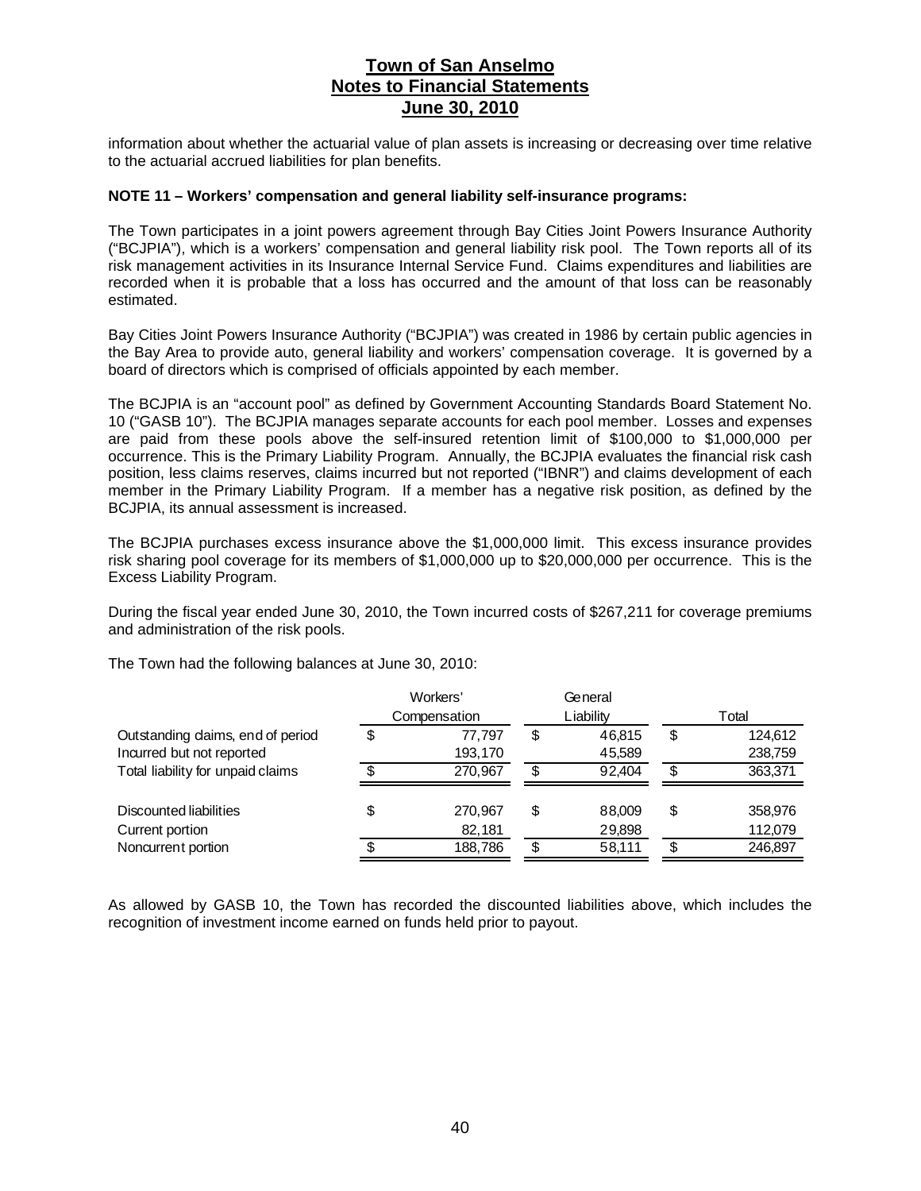information about whether the actuarial value of plan assets is increasing or decreasing over time relative to the actuarial accrued liabilities for plan benefits.

**NOTE 11 – Workers' compensation and general liability self-insurance programs:**

The Town participates in a joint powers agreement through Bay Cities Joint Powers Insurance Authority ("BCJPIA"), which is a workers' compensation and general liability risk pool. The Town reports all of its risk management activities in its Insurance Internal Service Fund. Claims expenditures and liabilities are recorded when it is probable that a loss has occurred and the amount of that loss can be reasonably estimated.

Bay Cities Joint Powers Insurance Authority ("BCJPIA") was created in 1986 by certain public agencies in the Bay Area to provide auto, general liability and workers' compensation coverage. It is governed by a board of directors which is comprised of officials appointed by each member.

The BCJPIA is an "account pool" as defined by Government Accounting Standards Board Statement No. 10 ("GASB 10"). The BCJPIA manages separate accounts for each pool member. Losses and expenses are paid from these pools above the self-insured retention limit of $100,000 to $1,000,000 per occurrence. This is the Primary Liability Program. Annually, the BCJPIA evaluates the financial risk cash position, less claims reserves, claims incurred but not reported ("IBNR") and claims development of each member in the Primary Liability Program. If a member has a negative risk position, as defined by the BCJPIA, its annual assessment is increased.

The BCJPIA purchases excess insurance above the $1,000,000 limit. This excess insurance provides risk sharing pool coverage for its members of $1,000,000 up to $20,000,000 per occurrence. This is the Excess Liability Program.

During the fiscal year ended June 30, 2010, the Town incurred costs of $267,211 for coverage premiums and administration of the risk pools.

The Town had the following balances at June 30, 2010:

| | Workers' Compensation | General Liability | Total |
|---|---|---|---|
| Outstanding claims, end of period | $ 77,797 | $ 46,815 | $ 124,612 |
| Incurred but not reported | 193,170 | 45,589 | 238,759 |
| Total liability for unpaid claims | $ 270,967 | $ 92,404 | $ 363,371 |
| | | | |
| Discounted liabilities | $ 270,967 | $ 88,009 | $ 358,976 |
| Current portion | 82,181 | 29,898 | 112,079 |
| Noncurrent portion | $ 188,786 | $ 58,111 | $ 246,897 |

As allowed by GASB 10, the Town has recorded the discounted liabilities above, which includes the recognition of investment income earned on funds held prior to payout.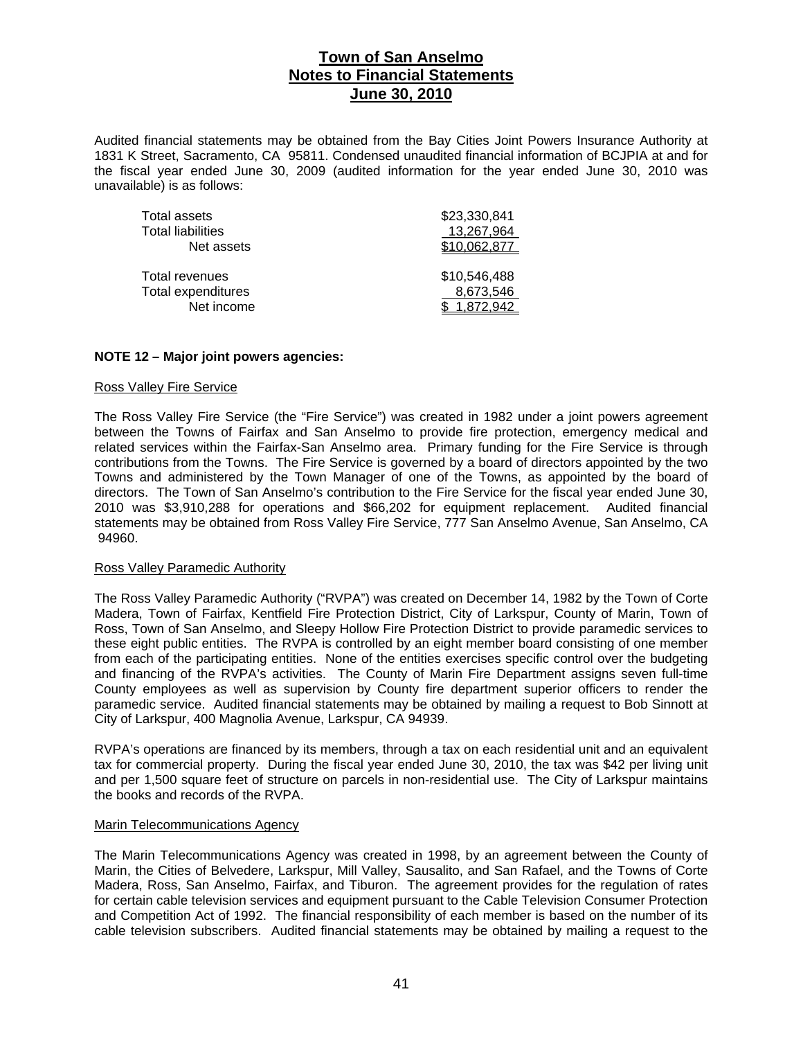Audited financial statements may be obtained from the Bay Cities Joint Powers Insurance Authority at 1831 K Street, Sacramento, CA 95811. Condensed unaudited financial information of BCJPIA at and for the fiscal year ended June 30, 2009 (audited information for the year ended June 30, 2010 was unavailable) is as follows:

| | |
|---|---|
| Total assets | $23,330,841 |
| Total liabilities | 13,267,964 |
| Net assets | $10,062,877 |
| | |
| Total revenues | $10,546,488 |
| Total expenditures | 8,673,546 |
| Net income | $ 1,872,942 |

**NOTE 12 – Major joint powers agencies:**

Ross Valley Fire Service

The Ross Valley Fire Service (the "Fire Service") was created in 1982 under a joint powers agreement between the Towns of Fairfax and San Anselmo to provide fire protection, emergency medical and related services within the Fairfax-San Anselmo area. Primary funding for the Fire Service is through contributions from the Towns. The Fire Service is governed by a board of directors appointed by the two Towns and administered by the Town Manager of one of the Towns, as appointed by the board of directors. The Town of San Anselmo's contribution to the Fire Service for the fiscal year ended June 30, 2010 was $3,910,288 for operations and $66,202 for equipment replacement. Audited financial statements may be obtained from Ross Valley Fire Service, 777 San Anselmo Avenue, San Anselmo, CA 94960.

Ross Valley Paramedic Authority

The Ross Valley Paramedic Authority ("RVPA") was created on December 14, 1982 by the Town of Corte Madera, Town of Fairfax, Kentfield Fire Protection District, City of Larkspur, County of Marin, Town of Ross, Town of San Anselmo, and Sleepy Hollow Fire Protection District to provide paramedic services to these eight public entities. The RVPA is controlled by an eight member board consisting of one member from each of the participating entities. None of the entities exercises specific control over the budgeting and financing of the RVPA's activities. The County of Marin Fire Department assigns seven full-time County employees as well as supervision by County fire department superior officers to render the paramedic service. Audited financial statements may be obtained by mailing a request to Bob Sinnott at City of Larkspur, 400 Magnolia Avenue, Larkspur, CA 94939.

RVPA's operations are financed by its members, through a tax on each residential unit and an equivalent tax for commercial property. During the fiscal year ended June 30, 2010, the tax was $42 per living unit and per 1,500 square feet of structure on parcels in non-residential use. The City of Larkspur maintains the books and records of the RVPA.

Marin Telecommunications Agency

The Marin Telecommunications Agency was created in 1998, by an agreement between the County of Marin, the Cities of Belvedere, Larkspur, Mill Valley, Sausalito, and San Rafael, and the Towns of Corte Madera, Ross, San Anselmo, Fairfax, and Tiburon. The agreement provides for the regulation of rates for certain cable television services and equipment pursuant to the Cable Television Consumer Protection and Competition Act of 1992. The financial responsibility of each member is based on the number of its cable television subscribers. Audited financial statements may be obtained by mailing a request to the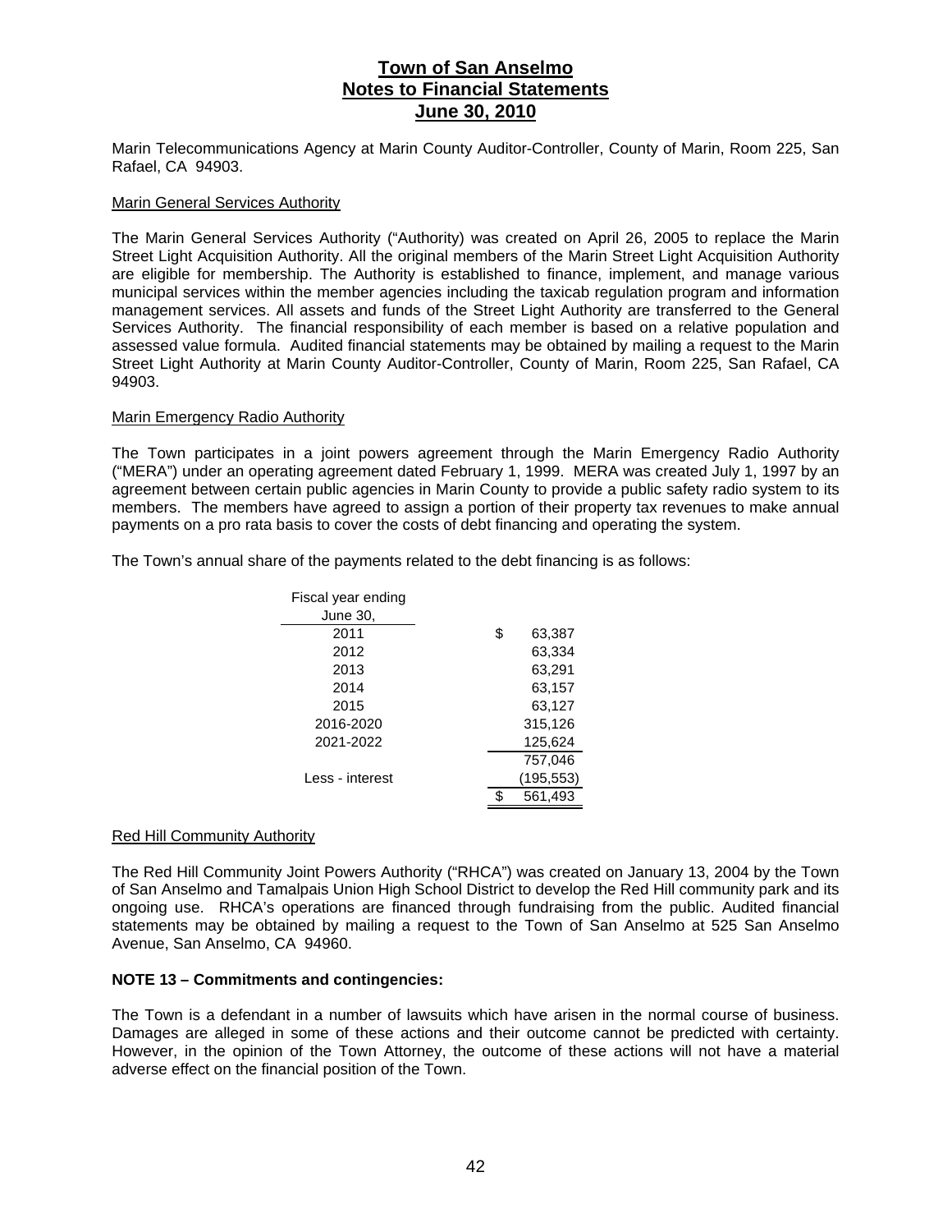Marin Telecommunications Agency at Marin County Auditor-Controller, County of Marin, Room 225, San Rafael, CA 94903.

Marin General Services Authority

The Marin General Services Authority ("Authority) was created on April 26, 2005 to replace the Marin Street Light Acquisition Authority. All the original members of the Marin Street Light Acquisition Authority are eligible for membership. The Authority is established to finance, implement, and manage various municipal services within the member agencies including the taxicab regulation program and information management services. All assets and funds of the Street Light Authority are transferred to the General Services Authority. The financial responsibility of each member is based on a relative population and assessed value formula. Audited financial statements may be obtained by mailing a request to the Marin Street Light Authority at Marin County Auditor-Controller, County of Marin, Room 225, San Rafael, CA 94903.

Marin Emergency Radio Authority

The Town participates in a joint powers agreement through the Marin Emergency Radio Authority ("MERA") under an operating agreement dated February 1, 1999. MERA was created July 1, 1997 by an agreement between certain public agencies in Marin County to provide a public safety radio system to its members. The members have agreed to assign a portion of their property tax revenues to make annual payments on a pro rata basis to cover the costs of debt financing and operating the system.

The Town's annual share of the payments related to the debt financing is as follows:

| Fiscal year ending June 30, | |
|---|---|
| 2011 | $ 63,387 |
| 2012 | 63,334 |
| 2013 | 63,291 |
| 2014 | 63,157 |
| 2015 | 63,127 |
| 2016-2020 | 315,126 |
| 2021-2022 | 125,624 |
| | 757,046 |
| Less - interest | (195,553) |
| | $ 561,493 |

Red Hill Community Authority

The Red Hill Community Joint Powers Authority ("RHCA") was created on January 13, 2004 by the Town of San Anselmo and Tamalpais Union High School District to develop the Red Hill community park and its ongoing use. RHCA's operations are financed through fundraising from the public. Audited financial statements may be obtained by mailing a request to the Town of San Anselmo at 525 San Anselmo Avenue, San Anselmo, CA 94960.

**NOTE 13 – Commitments and contingencies:**

The Town is a defendant in a number of lawsuits which have arisen in the normal course of business. Damages are alleged in some of these actions and their outcome cannot be predicted with certainty. However, in the opinion of the Town Attorney, the outcome of these actions will not have a material adverse effect on the financial position of the Town.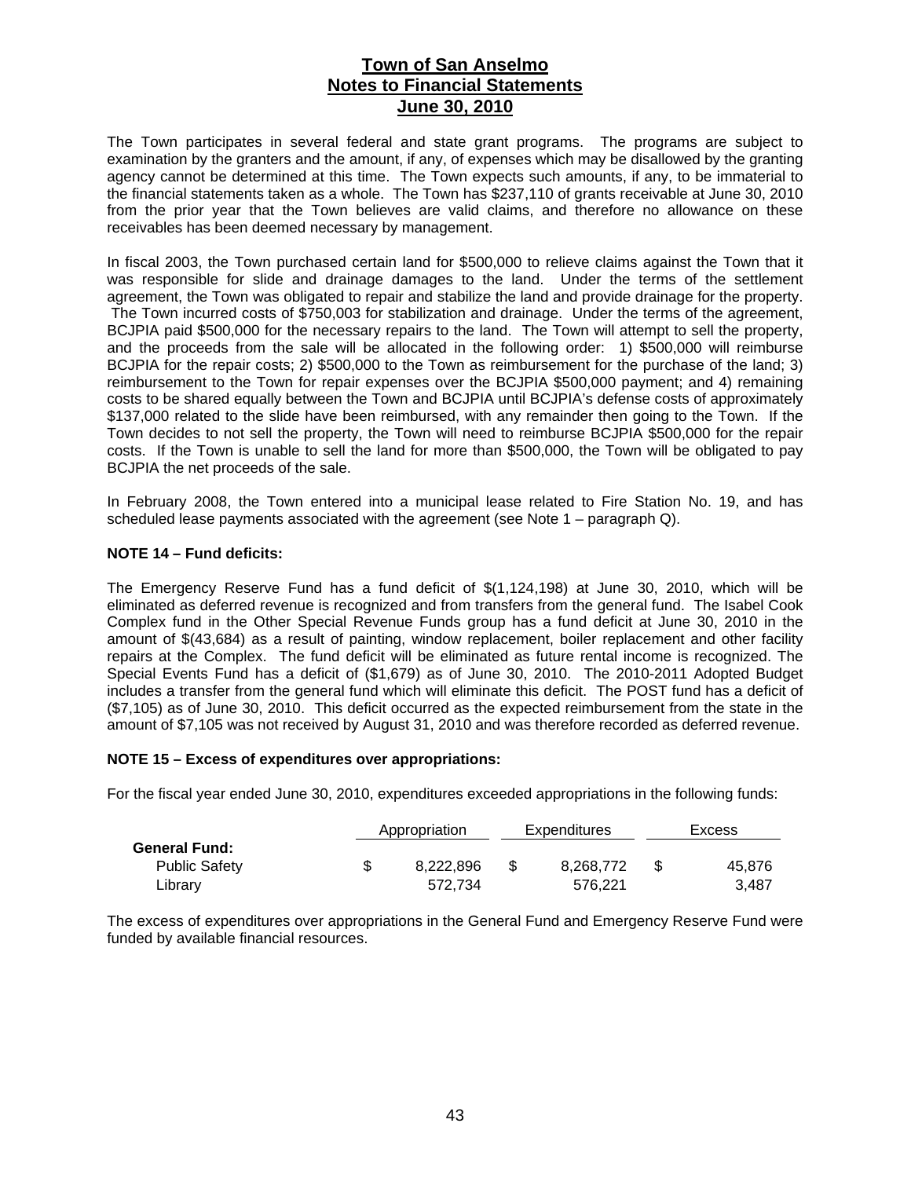The Town participates in several federal and state grant programs. The programs are subject to examination by the granters and the amount, if any, of expenses which may be disallowed by the granting agency cannot be determined at this time. The Town expects such amounts, if any, to be immaterial to the financial statements taken as a whole. The Town has $237,110 of grants receivable at June 30, 2010 from the prior year that the Town believes are valid claims, and therefore no allowance on these receivables has been deemed necessary by management.

In fiscal 2003, the Town purchased certain land for $500,000 to relieve claims against the Town that it was responsible for slide and drainage damages to the land. Under the terms of the settlement agreement, the Town was obligated to repair and stabilize the land and provide drainage for the property. The Town incurred costs of $750,003 for stabilization and drainage. Under the terms of the agreement, BCJPIA paid $500,000 for the necessary repairs to the land. The Town will attempt to sell the property, and the proceeds from the sale will be allocated in the following order: 1) $500,000 will reimburse BCJPIA for the repair costs; 2) $500,000 to the Town as reimbursement for the purchase of the land; 3) reimbursement to the Town for repair expenses over the BCJPIA $500,000 payment; and 4) remaining costs to be shared equally between the Town and BCJPIA until BCJPIA's defense costs of approximately $137,000 related to the slide have been reimbursed, with any remainder then going to the Town. If the Town decides to not sell the property, the Town will need to reimburse BCJPIA $500,000 for the repair costs. If the Town is unable to sell the land for more than $500,000, the Town will be obligated to pay BCJPIA the net proceeds of the sale.

In February 2008, the Town entered into a municipal lease related to Fire Station No. 19, and has scheduled lease payments associated with the agreement (see Note 1 – paragraph Q).

**NOTE 14 – Fund deficits:**

The Emergency Reserve Fund has a fund deficit of $(1,124,198) at June 30, 2010, which will be eliminated as deferred revenue is recognized and from transfers from the general fund. The Isabel Cook Complex fund in the Other Special Revenue Funds group has a fund deficit at June 30, 2010 in the amount of $(43,684) as a result of painting, window replacement, boiler replacement and other facility repairs at the Complex. The fund deficit will be eliminated as future rental income is recognized. The Special Events Fund has a deficit of ($1,679) as of June 30, 2010. The 2010-2011 Adopted Budget includes a transfer from the general fund which will eliminate this deficit. The POST fund has a deficit of ($7,105) as of June 30, 2010. This deficit occurred as the expected reimbursement from the state in the amount of $7,105 was not received by August 31, 2010 and was therefore recorded as deferred revenue.

**NOTE 15 – Excess of expenditures over appropriations:**

For the fiscal year ended June 30, 2010, expenditures exceeded appropriations in the following funds:

| | Appropriation | Expenditures | Excess |
|---|---|---|---|
| **General Fund:** | | | |
| Public Safety | $ 8,222,896 | $ 8,268,772 | $ 45,876 |
| Library | 572,734 | 576,221 | 3,487 |

The excess of expenditures over appropriations in the General Fund and Emergency Reserve Fund were funded by available financial resources.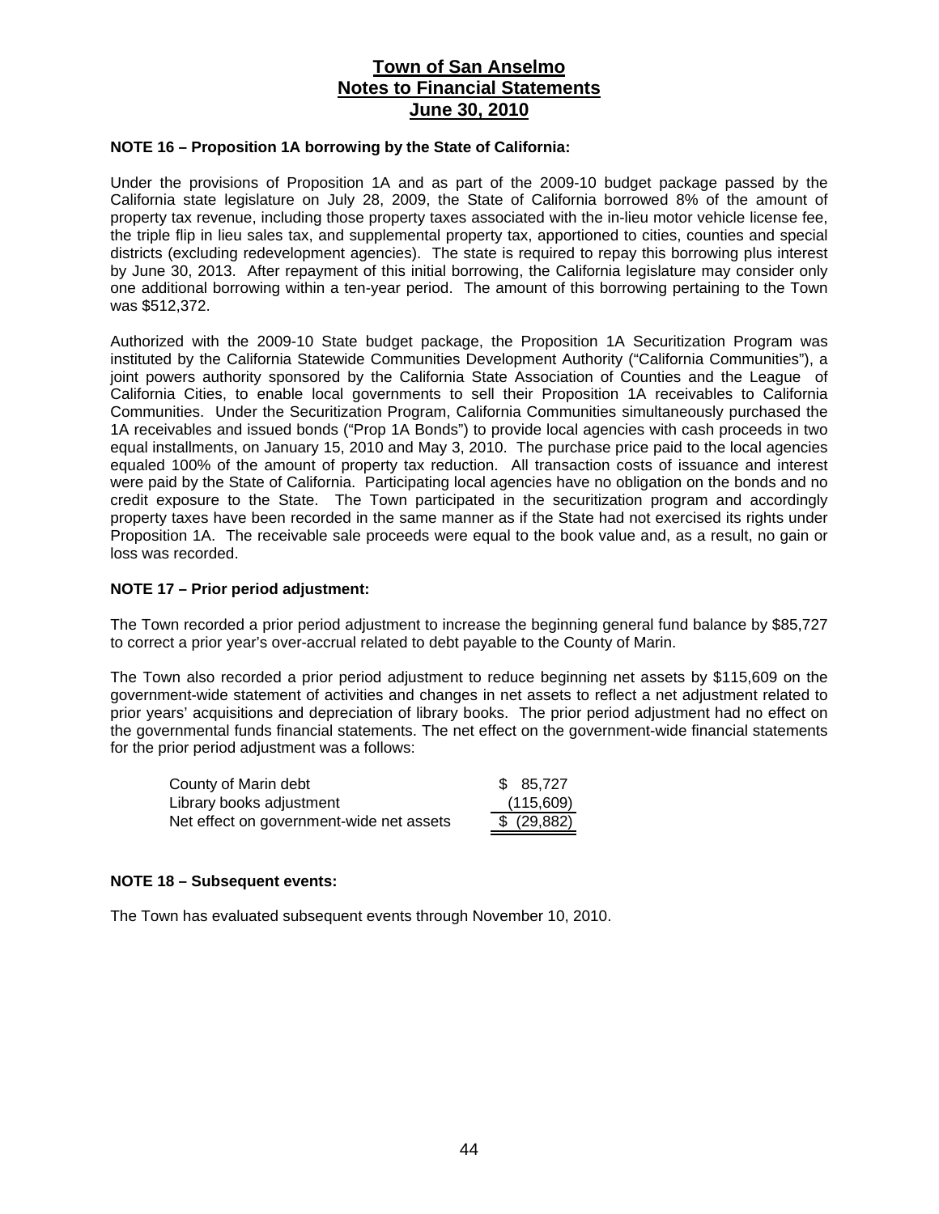# Town of San Anselmo
# Notes to Financial Statements
# June 30, 2010

**NOTE 16 – Proposition 1A borrowing by the State of California:**

Under the provisions of Proposition 1A and as part of the 2009-10 budget package passed by the California state legislature on July 28, 2009, the State of California borrowed 8% of the amount of property tax revenue, including those property taxes associated with the in-lieu motor vehicle license fee, the triple flip in lieu sales tax, and supplemental property tax, apportioned to cities, counties and special districts (excluding redevelopment agencies). The state is required to repay this borrowing plus interest by June 30, 2013. After repayment of this initial borrowing, the California legislature may consider only one additional borrowing within a ten-year period. The amount of this borrowing pertaining to the Town was $512,372.

Authorized with the 2009-10 State budget package, the Proposition 1A Securitization Program was instituted by the California Statewide Communities Development Authority ("California Communities"), a joint powers authority sponsored by the California State Association of Counties and the League of California Cities, to enable local governments to sell their Proposition 1A receivables to California Communities. Under the Securitization Program, California Communities simultaneously purchased the 1A receivables and issued bonds ("Prop 1A Bonds") to provide local agencies with cash proceeds in two equal installments, on January 15, 2010 and May 3, 2010. The purchase price paid to the local agencies equaled 100% of the amount of property tax reduction. All transaction costs of issuance and interest were paid by the State of California. Participating local agencies have no obligation on the bonds and no credit exposure to the State. The Town participated in the securitization program and accordingly property taxes have been recorded in the same manner as if the State had not exercised its rights under Proposition 1A. The receivable sale proceeds were equal to the book value and, as a result, no gain or loss was recorded.

**NOTE 17 – Prior period adjustment:**

The Town recorded a prior period adjustment to increase the beginning general fund balance by $85,727 to correct a prior year's over-accrual related to debt payable to the County of Marin.

The Town also recorded a prior period adjustment to reduce beginning net assets by $115,609 on the government-wide statement of activities and changes in net assets to reflect a net adjustment related to prior years' acquisitions and depreciation of library books. The prior period adjustment had no effect on the governmental funds financial statements. The net effect on the government-wide financial statements for the prior period adjustment was a follows:

| | |
|---|---|
| County of Marin debt | $ 85,727 |
| Library books adjustment | (115,609) |
| Net effect on government-wide net assets | $ (29,882) |

**NOTE 18 – Subsequent events:**

The Town has evaluated subsequent events through November 10, 2010.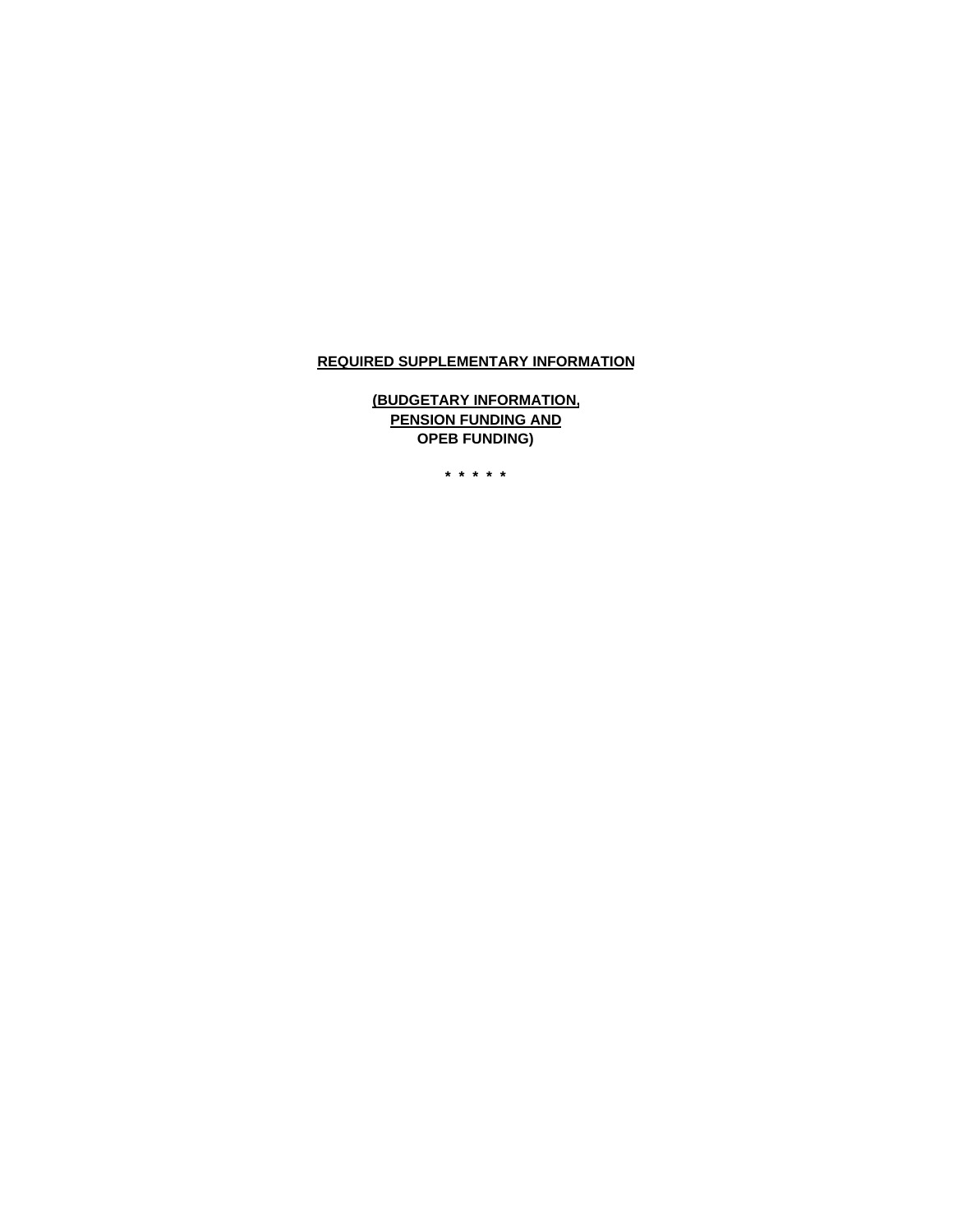**REQUIRED SUPPLEMENTARY INFORMATION**

**(BUDGETARY INFORMATION,**
**PENSION FUNDING AND**
**OPEB FUNDING)**

\* \* \* \* \*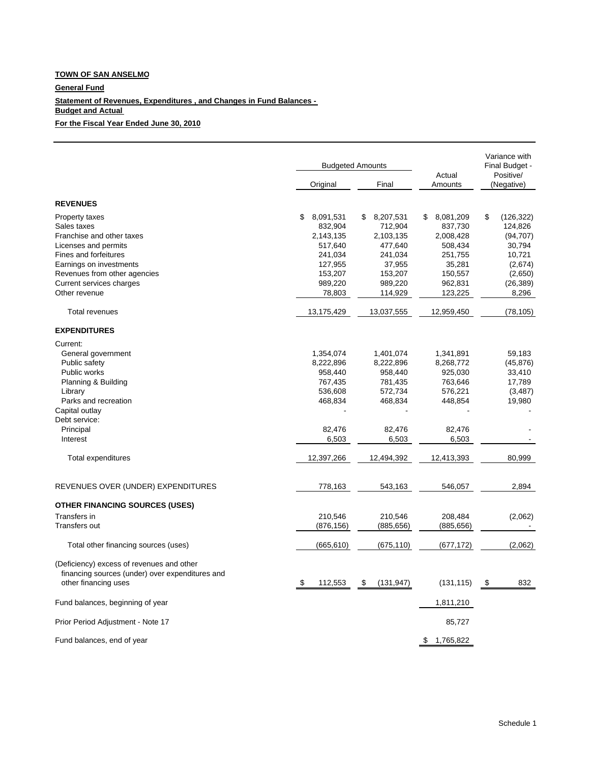**TOWN OF SAN ANSELMO**

**General Fund**

**Statement of Revenues, Expenditures , and Changes in Fund Balances - Budget and Actual**

**For the Fiscal Year Ended June 30, 2010**

| | Budgeted Amounts | | Actual Amounts | Variance with Final Budget - Positive/ (Negative) |
|---|---|---|---|---|
| | Original | Final | | |
| **REVENUES** | | | | |
| Property taxes | $ 8,091,531 | $ 8,207,531 | $ 8,081,209 | $ (126,322) |
| Sales taxes | 832,904 | 712,904 | 837,730 | 124,826 |
| Franchise and other taxes | 2,143,135 | 2,103,135 | 2,008,428 | (94,707) |
| Licenses and permits | 517,640 | 477,640 | 508,434 | 30,794 |
| Fines and forfeitures | 241,034 | 241,034 | 251,755 | 10,721 |
| Earnings on investments | 127,955 | 37,955 | 35,281 | (2,674) |
| Revenues from other agencies | 153,207 | 153,207 | 150,557 | (2,650) |
| Current services charges | 989,220 | 989,220 | 962,831 | (26,389) |
| Other revenue | 78,803 | 114,929 | 123,225 | 8,296 |
| Total revenues | 13,175,429 | 13,037,555 | 12,959,450 | (78,105) |
| **EXPENDITURES** | | | | |
| Current: | | | | |
| General government | 1,354,074 | 1,401,074 | 1,341,891 | 59,183 |
| Public safety | 8,222,896 | 8,222,896 | 8,268,772 | (45,876) |
| Public works | 958,440 | 958,440 | 925,030 | 33,410 |
| Planning & Building | 767,435 | 781,435 | 763,646 | 17,789 |
| Library | 536,608 | 572,734 | 576,221 | (3,487) |
| Parks and recreation | 468,834 | 468,834 | 448,854 | 19,980 |
| Capital outlay | - | - | - | - |
| Debt service: | | | | |
| Principal | 82,476 | 82,476 | 82,476 | - |
| Interest | 6,503 | 6,503 | 6,503 | - |
| Total expenditures | 12,397,266 | 12,494,392 | 12,413,393 | 80,999 |
| REVENUES OVER (UNDER) EXPENDITURES | 778,163 | 543,163 | 546,057 | 2,894 |
| **OTHER FINANCING SOURCES (USES)** | | | | |
| Transfers in | 210,546 | 210,546 | 208,484 | (2,062) |
| Transfers out | (876,156) | (885,656) | (885,656) | - |
| Total other financing sources (uses) | (665,610) | (675,110) | (677,172) | (2,062) |
| (Deficiency) excess of revenues and other financing sources (under) over expenditures and other financing uses | $ 112,553 | $ (131,947) | (131,115) | $ 832 |
| Fund balances, beginning of year | | | 1,811,210 | |
| Prior Period Adjustment - Note 17 | | | 85,727 | |
| Fund balances, end of year | | | $ 1,765,822 | |

Schedule 1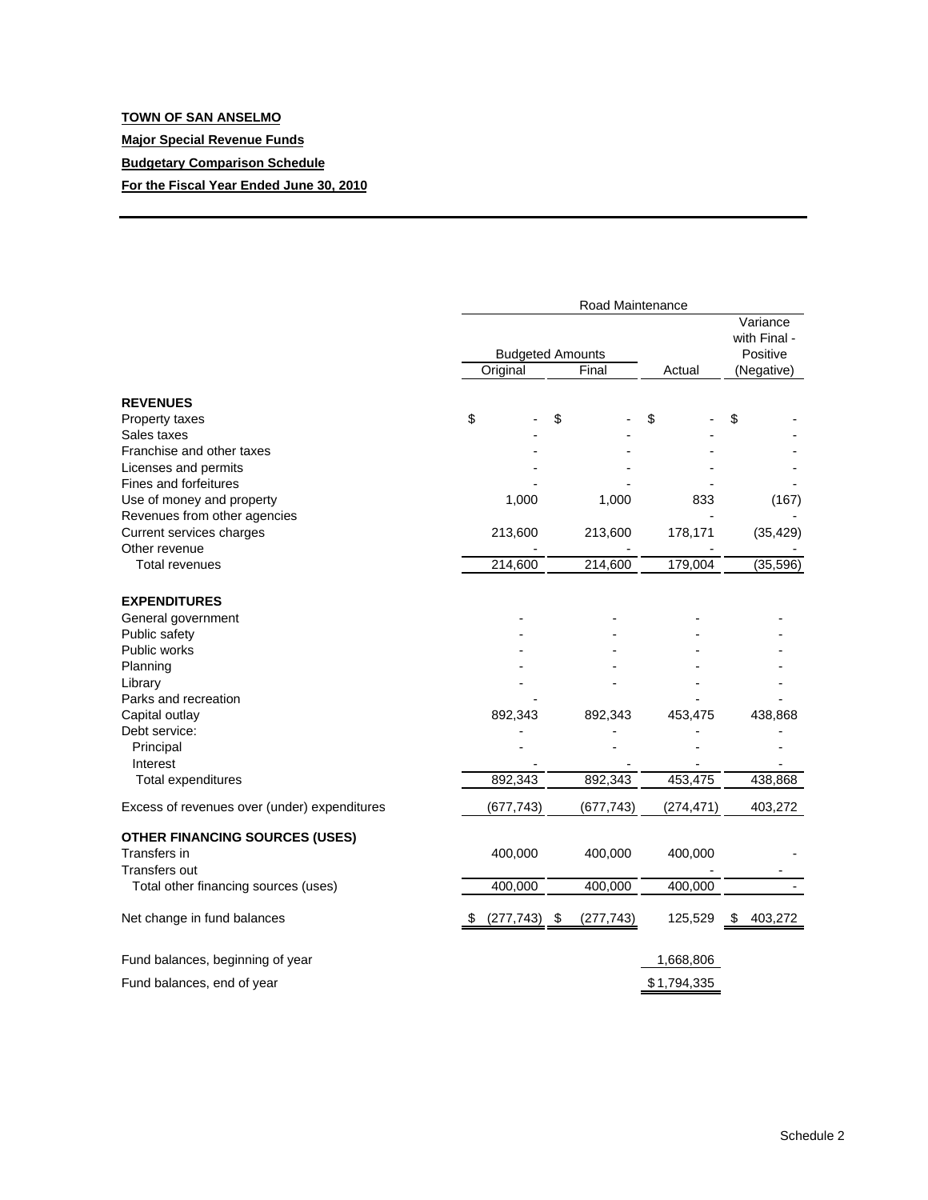**TOWN OF SAN ANSELMO**

**Major Special Revenue Funds**

**Budgetary Comparison Schedule**

**For the Fiscal Year Ended June 30, 2010**

| | Road Maintenance | | | |
|---|---|---|---|---|
| | Budgeted Amounts | | | Variance with Final - Positive |
| | Original | Final | Actual | (Negative) |
| **REVENUES** | | | | |
| Property taxes | $ - | $ - | $ - | $ - |
| Sales taxes | - | - | - | - |
| Franchise and other taxes | - | - | - | - |
| Licenses and permits | - | - | - | - |
| Fines and forfeitures | - | - | - | - |
| Use of money and property | 1,000 | 1,000 | 833 | (167) |
| Revenues from other agencies | | | - | - |
| Current services charges | 213,600 | 213,600 | 178,171 | (35,429) |
| Other revenue | - | - | - | - |
| Total revenues | 214,600 | 214,600 | 179,004 | (35,596) |
| **EXPENDITURES** | | | | |
| General government | - | - | - | - |
| Public safety | - | - | - | - |
| Public works | - | - | - | - |
| Planning | - | - | - | - |
| Library | - | - | - | - |
| Parks and recreation | - | | - | - |
| Capital outlay | 892,343 | 892,343 | 453,475 | 438,868 |
| Debt service: | - | - | - | - |
| Principal | - | - | - | - |
| Interest | - | - | - | - |
| Total expenditures | 892,343 | 892,343 | 453,475 | 438,868 |
| Excess of revenues over (under) expenditures | (677,743) | (677,743) | (274,471) | 403,272 |
| **OTHER FINANCING SOURCES (USES)** | | | | |
| Transfers in | 400,000 | 400,000 | 400,000 | - |
| Transfers out | | | - | - |
| Total other financing sources (uses) | 400,000 | 400,000 | 400,000 | - |
| Net change in fund balances | $ (277,743) | $ (277,743) | 125,529 | $ 403,272 |
| Fund balances, beginning of year | | | 1,668,806 | |
| Fund balances, end of year | | | $ 1,794,335 | |

Schedule 2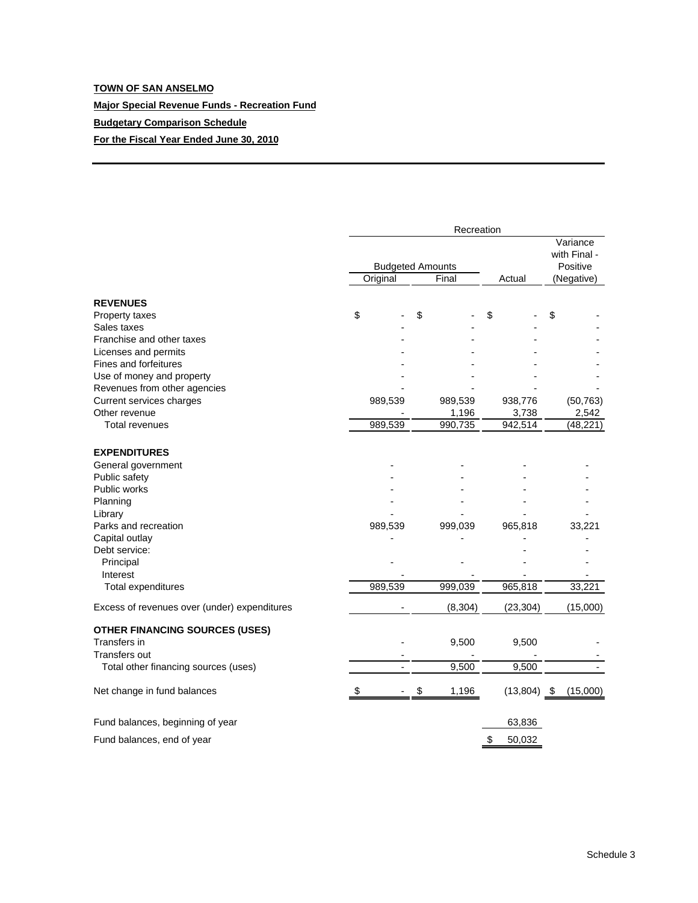**TOWN OF SAN ANSELMO**

**Major Special Revenue Funds - Recreation Fund**

**Budgetary Comparison Schedule**

**For the Fiscal Year Ended June 30, 2010**

| | Recreation | | | |
|---|---|---|---|---|
| | Budgeted Amounts | | | Variance with Final - Positive |
| | Original | Final | Actual | (Negative) |
| **REVENUES** | | | | |
| Property taxes | $ - | $ - | $ - | $ - |
| Sales taxes | - | - | - | - |
| Franchise and other taxes | - | - | - | - |
| Licenses and permits | - | - | - | - |
| Fines and forfeitures | - | - | - | - |
| Use of money and property | - | - | - | - |
| Revenues from other agencies | - | - | - | - |
| Current services charges | 989,539 | 989,539 | 938,776 | (50,763) |
| Other revenue | - | 1,196 | 3,738 | 2,542 |
| Total revenues | 989,539 | 990,735 | 942,514 | (48,221) |
| **EXPENDITURES** | | | | |
| General government | - | - | - | - |
| Public safety | - | - | - | - |
| Public works | - | - | - | - |
| Planning | - | - | - | - |
| Library | - | - | - | - |
| Parks and recreation | 989,539 | 999,039 | 965,818 | 33,221 |
| Capital outlay | - | - | - | - |
| Debt service: | | | - | - |
| Principal | - | - | - | - |
| Interest | - | - | - | - |
| Total expenditures | 989,539 | 999,039 | 965,818 | 33,221 |
| Excess of revenues over (under) expenditures | - | (8,304) | (23,304) | (15,000) |
| **OTHER FINANCING SOURCES (USES)** | | | | |
| Transfers in | - | 9,500 | 9,500 | - |
| Transfers out | - | - | - | - |
| Total other financing sources (uses) | - | 9,500 | 9,500 | - |
| Net change in fund balances | $ - | $ 1,196 | (13,804) | $ (15,000) |
| Fund balances, beginning of year | | | 63,836 | |
| Fund balances, end of year | | | $ 50,032 | |

Schedule 3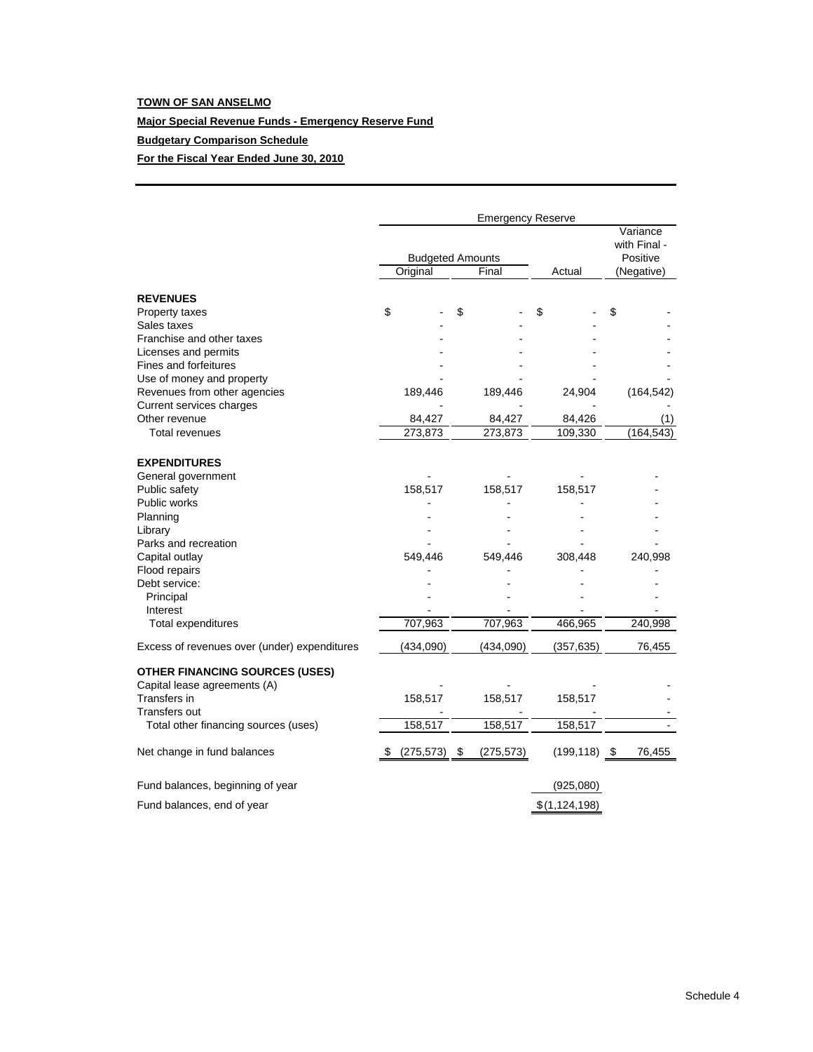**TOWN OF SAN ANSELMO**

**Major Special Revenue Funds - Emergency Reserve Fund**

**Budgetary Comparison Schedule**

**For the Fiscal Year Ended June 30, 2010**

| | Emergency Reserve | | | |
|---|---|---|---|---|
| | Budgeted Amounts | | | Variance with Final - Positive |
| | Original | Final | Actual | (Negative) |
| **REVENUES** | | | | |
| Property taxes | $ - | $ - | $ - | $ - |
| Sales taxes | - | - | - | - |
| Franchise and other taxes | - | - | - | - |
| Licenses and permits | - | - | - | - |
| Fines and forfeitures | - | - | - | - |
| Use of money and property | - | - | - | - |
| Revenues from other agencies | 189,446 | 189,446 | 24,904 | (164,542) |
| Current services charges | - | - | - | - |
| Other revenue | 84,427 | 84,427 | 84,426 | (1) |
| Total revenues | 273,873 | 273,873 | 109,330 | (164,543) |
| **EXPENDITURES** | | | | |
| General government | - | - | - | - |
| Public safety | 158,517 | 158,517 | 158,517 | - |
| Public works | - | - | - | - |
| Planning | - | - | - | - |
| Library | - | - | - | - |
| Parks and recreation | - | - | - | - |
| Capital outlay | 549,446 | 549,446 | 308,448 | 240,998 |
| Flood repairs | - | - | - | - |
| Debt service: | - | - | - | - |
| Principal | - | - | - | - |
| Interest | - | - | - | - |
| Total expenditures | 707,963 | 707,963 | 466,965 | 240,998 |
| Excess of revenues over (under) expenditures | (434,090) | (434,090) | (357,635) | 76,455 |
| **OTHER FINANCING SOURCES (USES)** | | | | |
| Capital lease agreements (A) | - | - | - | - |
| Transfers in | 158,517 | 158,517 | 158,517 | - |
| Transfers out | - | - | - | - |
| Total other financing sources (uses) | 158,517 | 158,517 | 158,517 | - |
| Net change in fund balances | $ (275,573) | $ (275,573) | (199,118) | $ 76,455 |
| Fund balances, beginning of year | | | (925,080) | |
| Fund balances, end of year | | | $ (1,124,198) | |

Schedule 4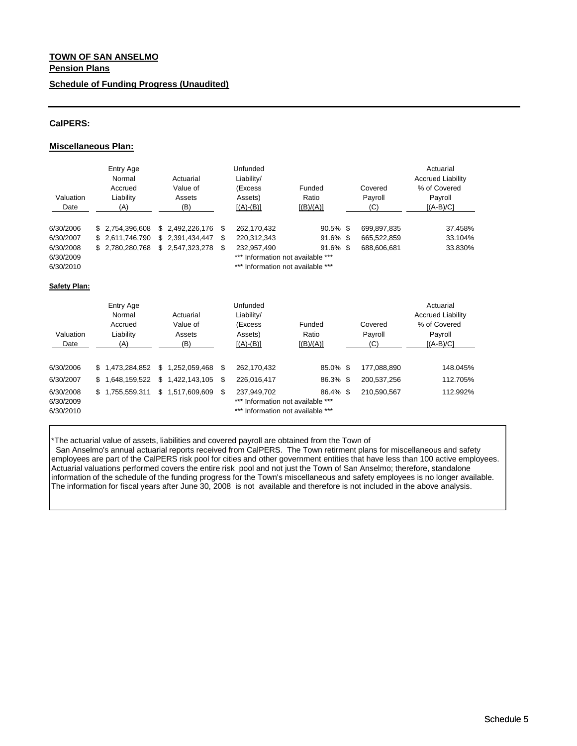**TOWN OF SAN ANSELMO**

**Pension Plans**

**Schedule of Funding Progress (Unaudited)**

**CalPERS:**

**Miscellaneous Plan:**

| Valuation Date | Entry Age Normal Accrued Liability (A) | Actuarial Value of Assets (B) | Unfunded Liability/ (Excess Assets) [(A)-(B)] | Funded Ratio [(B)/(A)] | Covered Payroll (C) | Actuarial Accrued Liability % of Covered Payroll [(A-B)/C] |
|---|---|---|---|---|---|---|
| 6/30/2006 | $ 2,754,396,608 | $ 2,492,226,176 | $ 262,170,432 | 90.5% | $ 699,897,835 | 37.458% |
| 6/30/2007 | $ 2,611,746,790 | $ 2,391,434,447 | $ 220,312,343 | 91.6% | $ 665,522,859 | 33.104% |
| 6/30/2008 | $ 2,780,280,768 | $ 2,547,323,278 | $ 232,957,490 | 91.6% | $ 688,606,681 | 33.830% |
| 6/30/2009 | | | *** Information not available *** | | | |
| 6/30/2010 | | | *** Information not available *** | | | |

**Safety Plan:**

| Valuation Date | Entry Age Normal Accrued Liability (A) | Actuarial Value of Assets (B) | Unfunded Liability/ (Excess Assets) [(A)-(B)] | Funded Ratio [(B)/(A)] | Covered Payroll (C) | Actuarial Accrued Liability % of Covered Payroll [(A-B)/C] |
|---|---|---|---|---|---|---|
| 6/30/2006 | $ 1,473,284,852 | $ 1,252,059,468 | $ 262,170,432 | 85.0% | $ 177,088,890 | 148.045% |
| 6/30/2007 | $ 1,648,159,522 | $ 1,422,143,105 | $ 226,016,417 | 86.3% | $ 200,537,256 | 112.705% |
| 6/30/2008 | $ 1,755,559,311 | $ 1,517,609,609 | $ 237,949,702 | 86.4% | $ 210,590,567 | 112.992% |
| 6/30/2009 | | | *** Information not available *** | | | |
| 6/30/2010 | | | *** Information not available *** | | | |

*The actuarial value of assets, liabilities and covered payroll are obtained from the Town of San Anselmo's annual actuarial reports received from CalPERS. The Town retirment plans for miscellaneous and safety employees are part of the CalPERS risk pool for cities and other government entities that have less than 100 active employees. Actuarial valuations performed covers the entire risk pool and not just the Town of San Anselmo; therefore, standalone information of the schedule of the funding progress for the Town's miscellaneous and safety employees is no longer available. The information for fiscal years after June 30, 2008 is not available and therefore is not included in the above analysis.

Schedule 5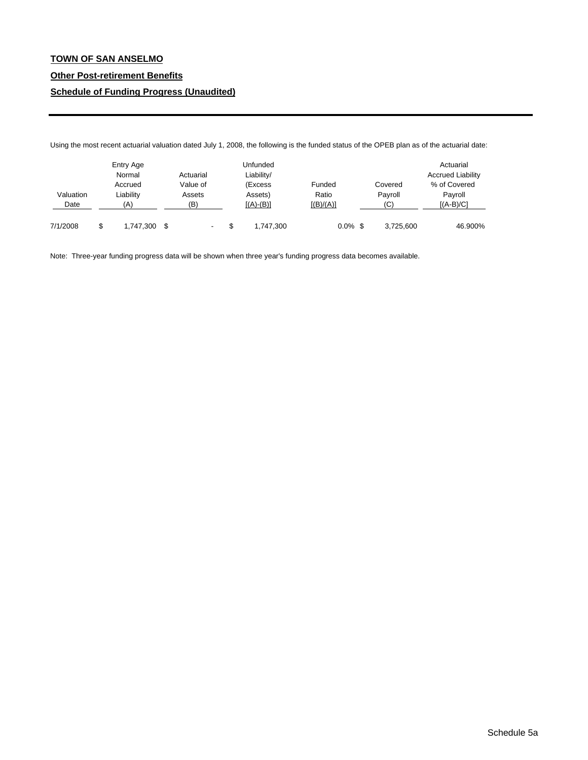**TOWN OF SAN ANSELMO**

**Other Post-retirement Benefits**

**Schedule of Funding Progress (Unaudited)**

Using the most recent actuarial valuation dated July 1, 2008, the following is the funded status of the OPEB plan as of the actuarial date:

| Valuation Date | Entry Age Normal Accrued Liability (A) | Actuarial Value of Assets (B) | Unfunded Liability/ (Excess Assets) [(A)-(B)] | Funded Ratio [(B)/(A)] | Covered Payroll (C) | Actuarial Accrued Liability % of Covered Payroll [(A-B)/C] |
|---|---|---|---|---|---|---|
| 7/1/2008 | $ 1,747,300 | $ - | $ 1,747,300 | 0.0% | $ 3,725,600 | 46.900% |

Note: Three-year funding progress data will be shown when three year's funding progress data becomes available.

Schedule 5a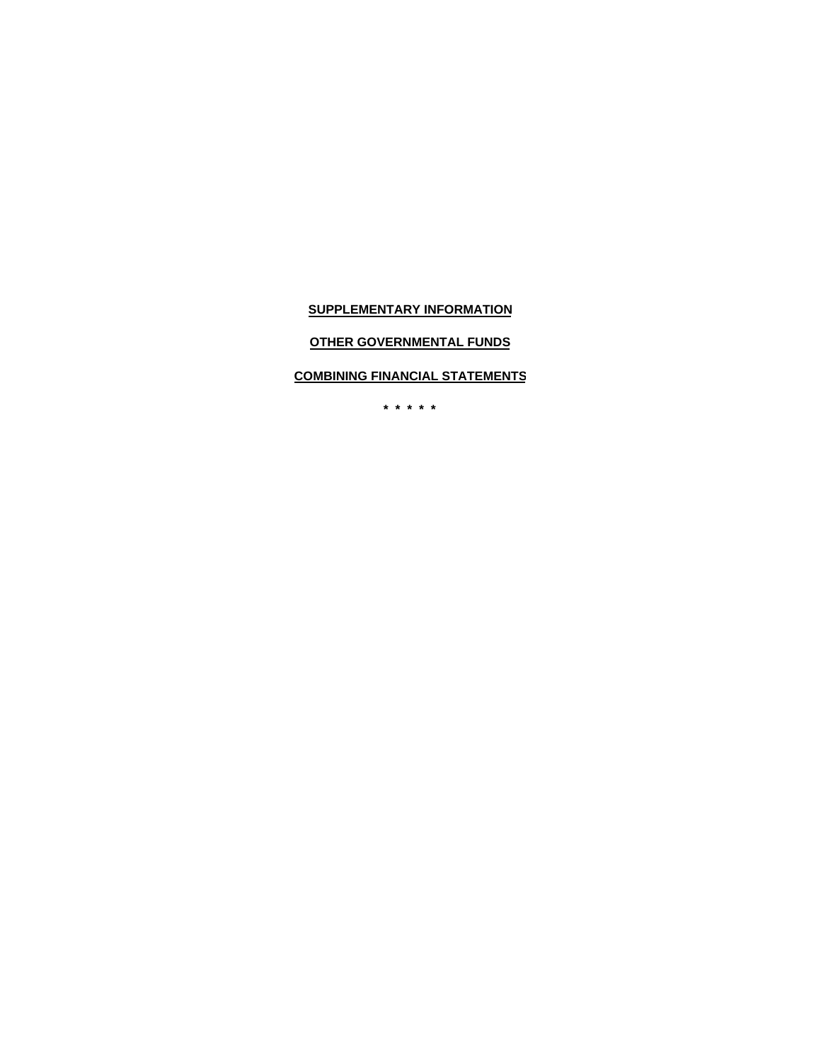# SUPPLEMENTARY INFORMATION

## OTHER GOVERNMENTAL FUNDS

## COMBINING FINANCIAL STATEMENTS

* * * * *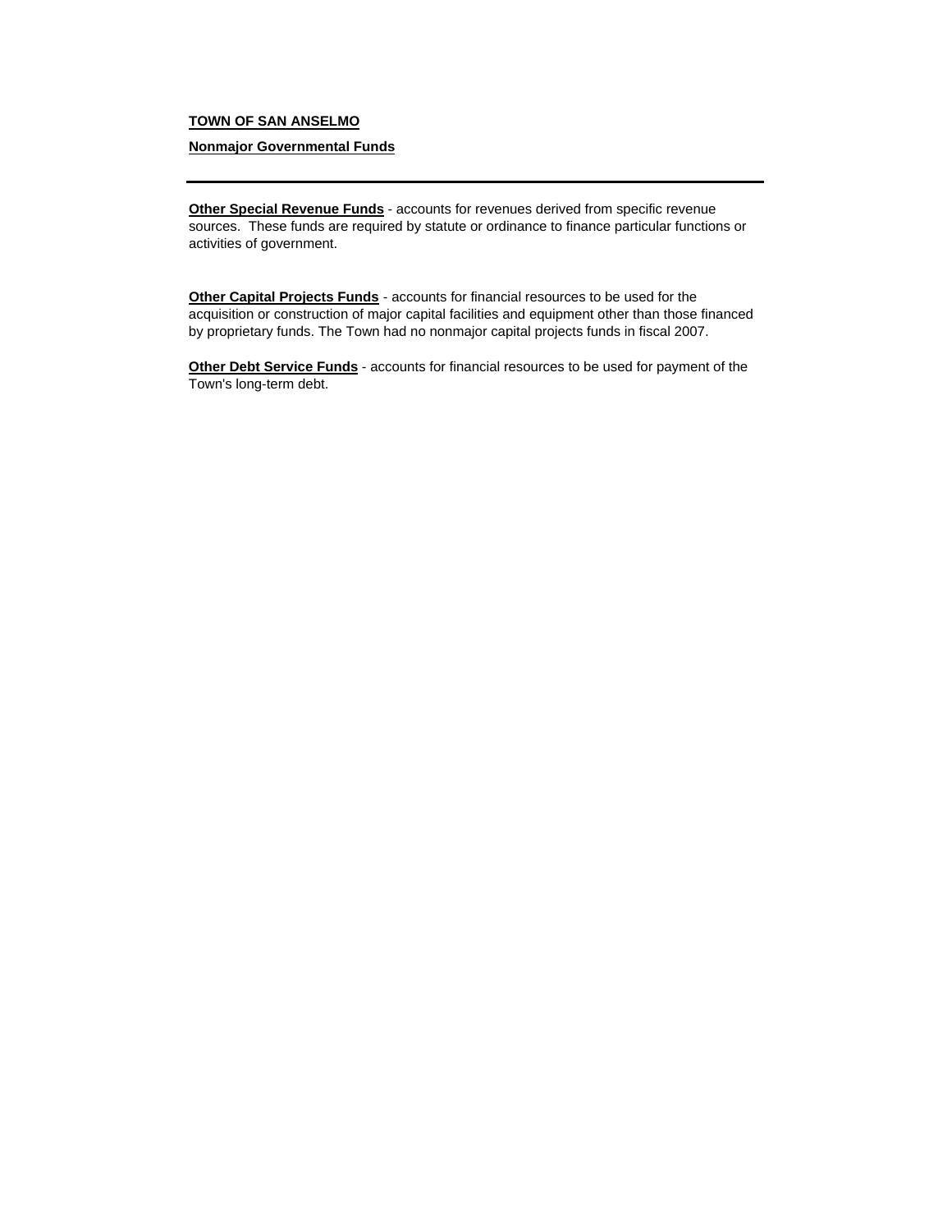**TOWN OF SAN ANSELMO**

**Nonmajor Governmental Funds**

---

**Other Special Revenue Funds** - accounts for revenues derived from specific revenue sources. These funds are required by statute or ordinance to finance particular functions or activities of government.

**Other Capital Projects Funds** - accounts for financial resources to be used for the acquisition or construction of major capital facilities and equipment other than those financed by proprietary funds. The Town had no nonmajor capital projects funds in fiscal 2007.

**Other Debt Service Funds** - accounts for financial resources to be used for payment of the Town's long-term debt.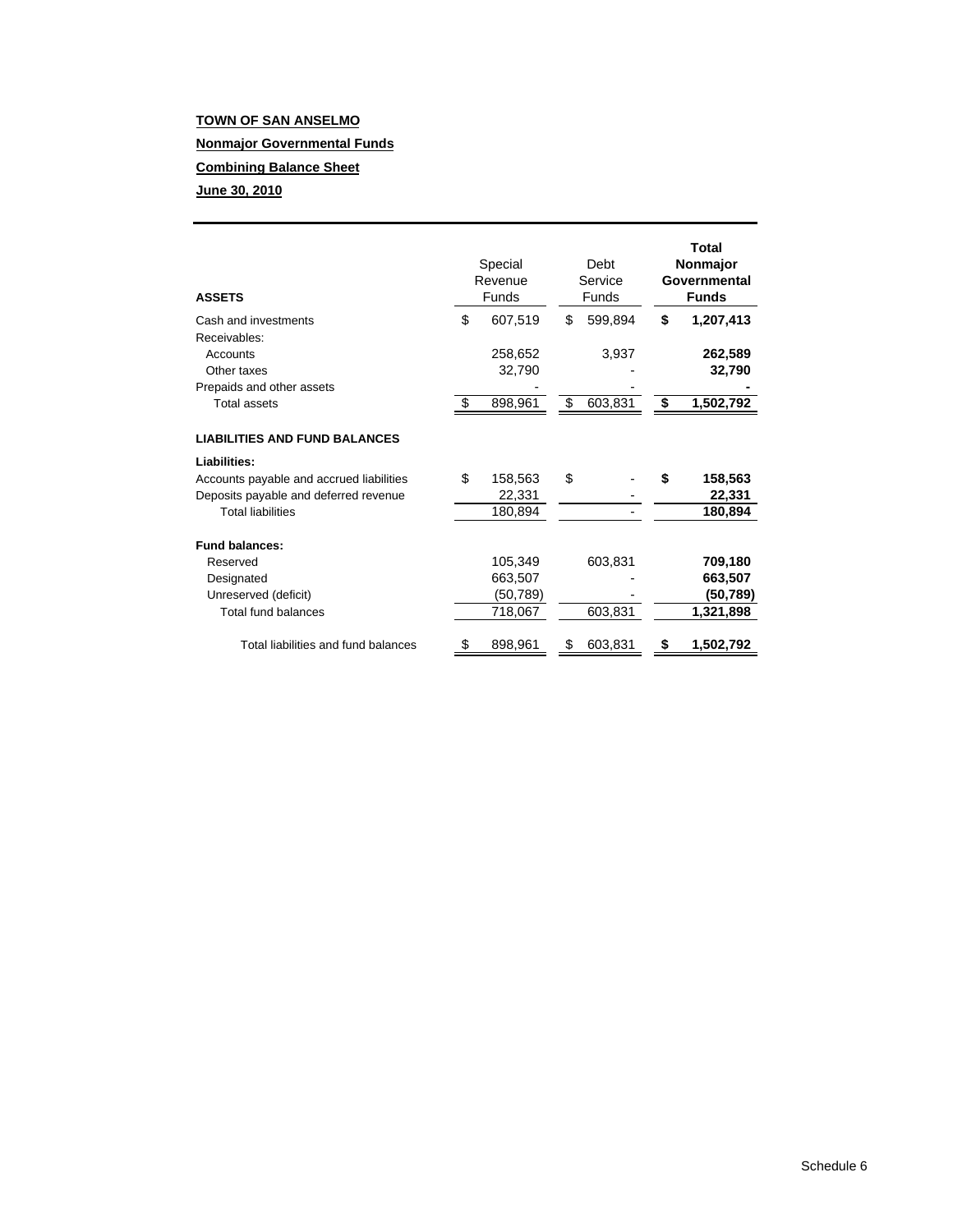**TOWN OF SAN ANSELMO**

**Nonmajor Governmental Funds**

**Combining Balance Sheet**

**June 30, 2010**

| ASSETS | Special Revenue Funds | Debt Service Funds | Total Nonmajor Governmental Funds |
|---|---|---|---|
| Cash and investments | $ 607,519 | $ 599,894 | **$ 1,207,413** |
| Receivables: | | | |
| Accounts | 258,652 | 3,937 | **262,589** |
| Other taxes | 32,790 | - | **32,790** |
| Prepaids and other assets | - | - | **-** |
| Total assets | $ 898,961 | $ 603,831 | **$ 1,502,792** |
| **LIABILITIES AND FUND BALANCES** | | | |
| **Liabilities:** | | | |
| Accounts payable and accrued liabilities | $ 158,563 | $ - | **$ 158,563** |
| Deposits payable and deferred revenue | 22,331 | - | **22,331** |
| Total liabilities | 180,894 | - | **180,894** |
| **Fund balances:** | | | |
| Reserved | 105,349 | 603,831 | **709,180** |
| Designated | 663,507 | - | **663,507** |
| Unreserved (deficit) | (50,789) | - | **(50,789)** |
| Total fund balances | 718,067 | 603,831 | **1,321,898** |
| Total liabilities and fund balances | $ 898,961 | $ 603,831 | **$ 1,502,792** |

Schedule 6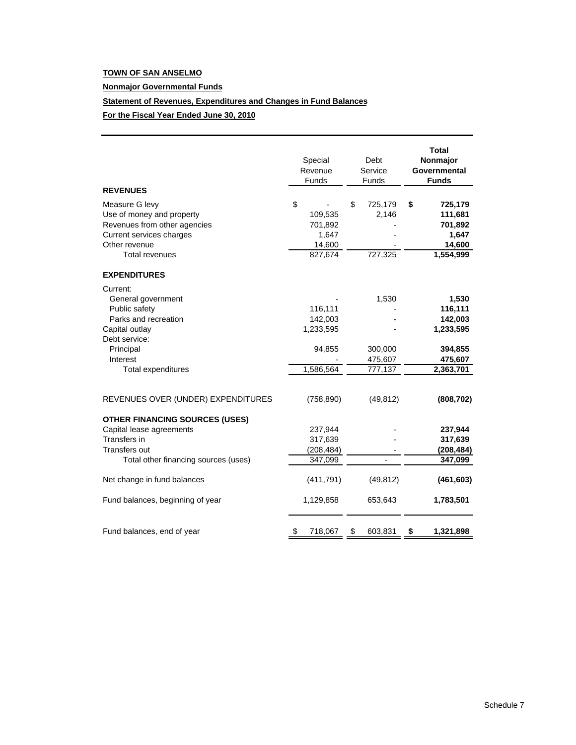**TOWN OF SAN ANSELMO**

**Nonmajor Governmental Funds**

**Statement of Revenues, Expenditures and Changes in Fund Balances**

**For the Fiscal Year Ended June 30, 2010**

| | Special Revenue Funds | Debt Service Funds | **Total Nonmajor Governmental Funds** |
|---|---|---|---|
| **REVENUES** | | | |
| Measure G levy | $ - | $ 725,179 | **$ 725,179** |
| Use of money and property | 109,535 | 2,146 | **111,681** |
| Revenues from other agencies | 701,892 | - | **701,892** |
| Current services charges | 1,647 | - | **1,647** |
| Other revenue | 14,600 | - | **14,600** |
| Total revenues | 827,674 | 727,325 | **1,554,999** |
| **EXPENDITURES** | | | |
| Current: | | | |
| General government | - | 1,530 | **1,530** |
| Public safety | 116,111 | - | **116,111** |
| Parks and recreation | 142,003 | - | **142,003** |
| Capital outlay | 1,233,595 | - | **1,233,595** |
| Debt service: | | | |
| Principal | 94,855 | 300,000 | **394,855** |
| Interest | - | 475,607 | **475,607** |
| Total expenditures | 1,586,564 | 777,137 | **2,363,701** |
| REVENUES OVER (UNDER) EXPENDITURES | (758,890) | (49,812) | **(808,702)** |
| **OTHER FINANCING SOURCES (USES)** | | | |
| Capital lease agreements | 237,944 | - | **237,944** |
| Transfers in | 317,639 | - | **317,639** |
| Transfers out | (208,484) | - | **(208,484)** |
| Total other financing sources (uses) | 347,099 | - | **347,099** |
| Net change in fund balances | (411,791) | (49,812) | **(461,603)** |
| Fund balances, beginning of year | 1,129,858 | 653,643 | **1,783,501** |
| Fund balances, end of year | $ 718,067 | $ 603,831 | **$ 1,321,898** |

Schedule 7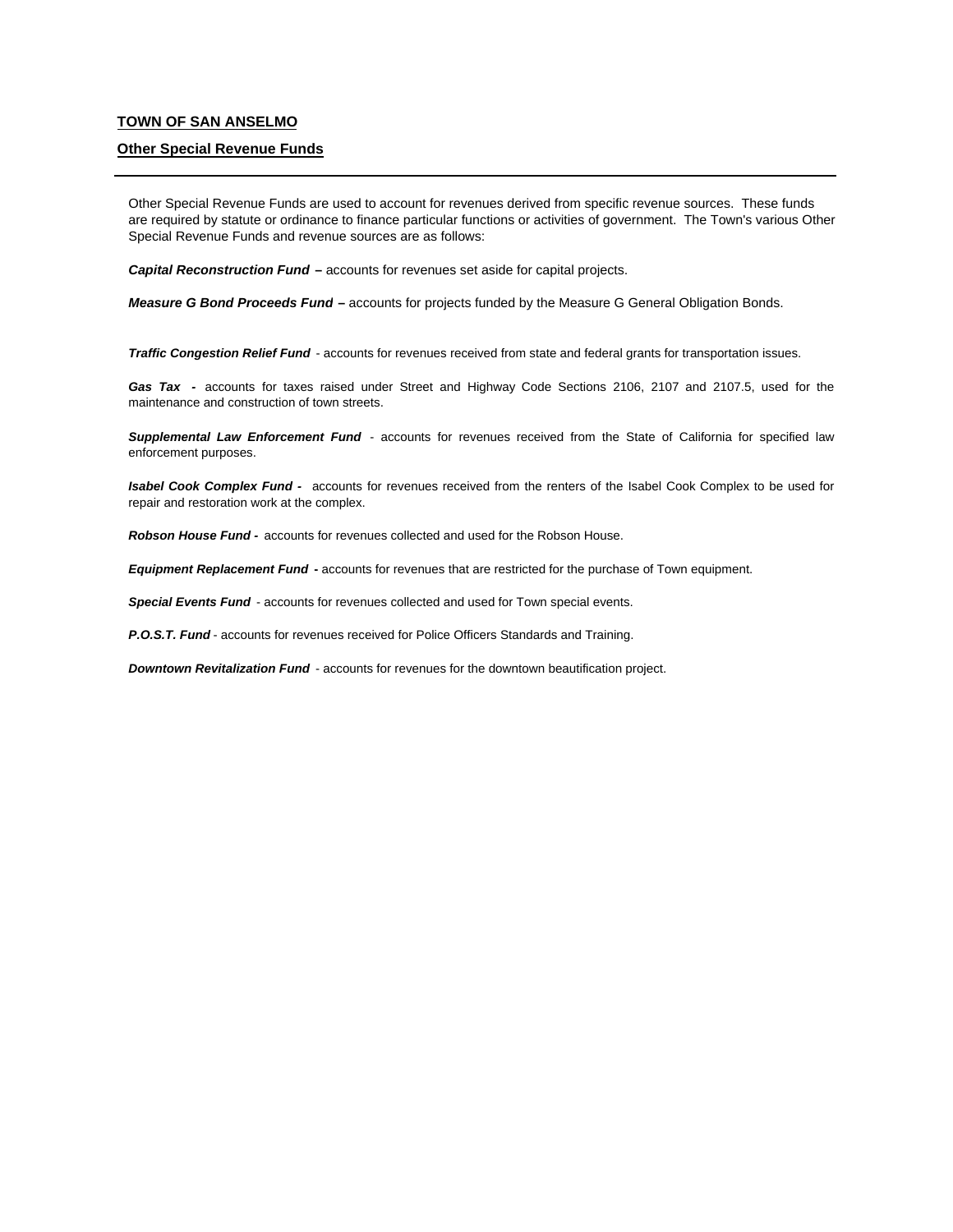**TOWN OF SAN ANSELMO**

**Other Special Revenue Funds**

---

Other Special Revenue Funds are used to account for revenues derived from specific revenue sources. These funds are required by statute or ordinance to finance particular functions or activities of government. The Town's various Other Special Revenue Funds and revenue sources are as follows:

***Capital Reconstruction Fund*** **–** accounts for revenues set aside for capital projects.

***Measure G Bond Proceeds Fund*** **–** accounts for projects funded by the Measure G General Obligation Bonds.

***Traffic Congestion Relief Fund*** - accounts for revenues received from state and federal grants for transportation issues.

***Gas Tax -*** accounts for taxes raised under Street and Highway Code Sections 2106, 2107 and 2107.5, used for the maintenance and construction of town streets.

***Supplemental Law Enforcement Fund*** - accounts for revenues received from the State of California for specified law enforcement purposes.

***Isabel Cook Complex Fund -*** accounts for revenues received from the renters of the Isabel Cook Complex to be used for repair and restoration work at the complex.

***Robson House Fund -*** accounts for revenues collected and used for the Robson House.

***Equipment Replacement Fund*** **-** accounts for revenues that are restricted for the purchase of Town equipment.

***Special Events Fund*** - accounts for revenues collected and used for Town special events.

***P.O.S.T. Fund*** - accounts for revenues received for Police Officers Standards and Training.

***Downtown Revitalization Fund*** - accounts for revenues for the downtown beautification project.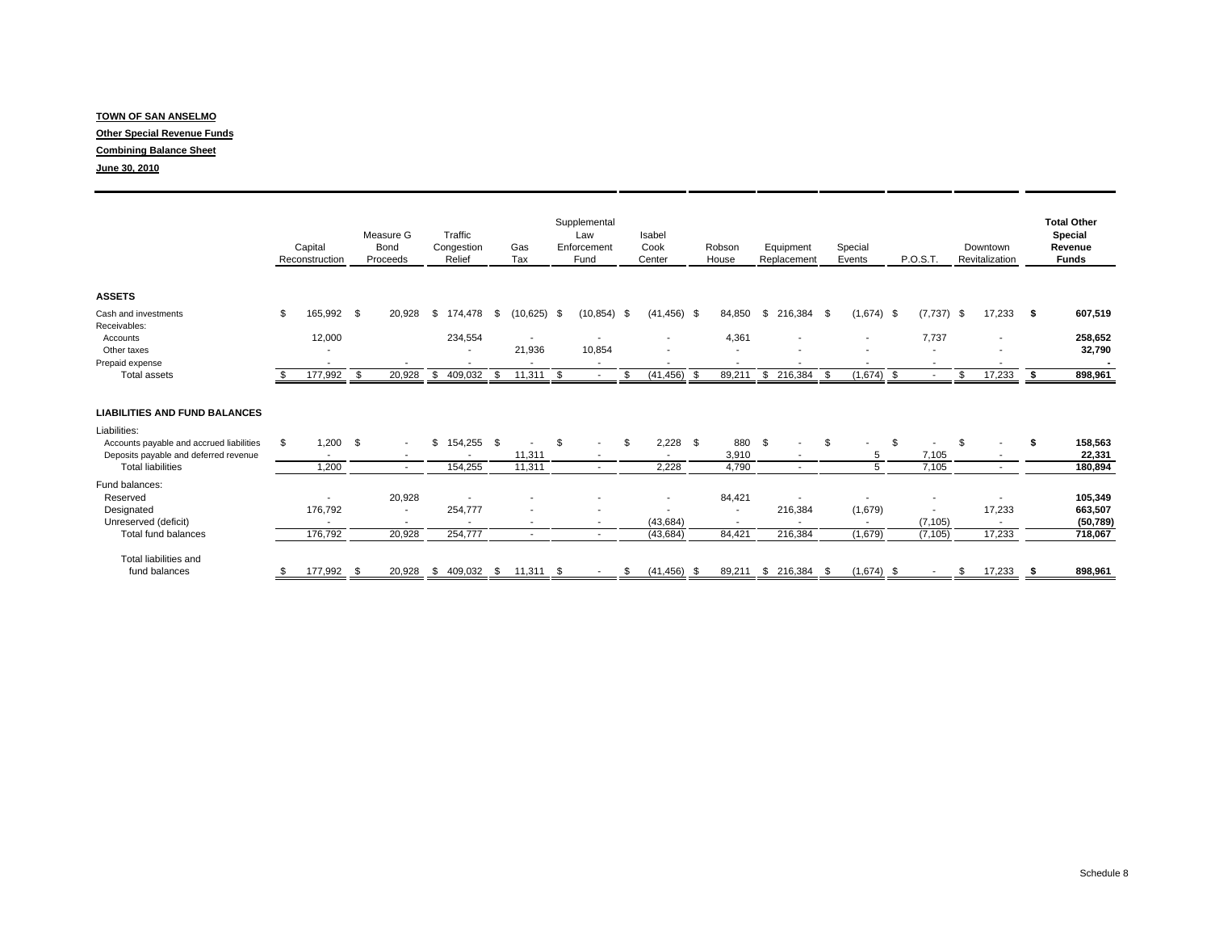**TOWN OF SAN ANSELMO**

**Other Special Revenue Funds**

**Combining Balance Sheet**

**June 30, 2010**

| | Capital Reconstruction | Measure G Bond Proceeds | Traffic Congestion Relief | Gas Tax | Supplemental Law Enforcement Fund | Isabel Cook Center | Robson House | Equipment Replacement | Special Events | P.O.S.T. | Downtown Revitalization | **Total Other Special Revenue Funds** |
|---|---|---|---|---|---|---|---|---|---|---|---|---|
| **ASSETS** | | | | | | | | | | | | |
| Cash and investments | $ 165,992 | $ 20,928 | $ 174,478 | $ (10,625) | $ (10,854) | $ (41,456) | $ 84,850 | $ 216,384 | $ (1,674) | $ (7,737) | $ 17,233 | **$ 607,519** |
| Receivables: | | | | | | | | | | | | |
| Accounts | 12,000 | | 234,554 | - | - | - | 4,361 | - | - | 7,737 | - | **258,652** |
| Other taxes | - | | - | 21,936 | 10,854 | - | - | - | - | - | - | **32,790** |
| Prepaid expense | - | - | - | - | - | - | - | - | - | - | - | **-** |
| Total assets | $ 177,992 | $ 20,928 | $ 409,032 | $ 11,311 | $ - | $ (41,456) | $ 89,211 | $ 216,384 | $ (1,674) | $ - | $ 17,233 | **$ 898,961** |
| **LIABILITIES AND FUND BALANCES** | | | | | | | | | | | | |
| Liabilities: | | | | | | | | | | | | |
| Accounts payable and accrued liabilities | $ 1,200 | $ - | $ 154,255 | $ - | $ - | $ 2,228 | $ 880 | $ - | $ - | $ - | $ - | **$ 158,563** |
| Deposits payable and deferred revenue | - | - | - | 11,311 | - | - | 3,910 | - | 5 | 7,105 | - | **22,331** |
| Total liabilities | 1,200 | - | 154,255 | 11,311 | - | 2,228 | 4,790 | - | 5 | 7,105 | - | **180,894** |
| Fund balances: | | | | | | | | | | | | |
| Reserved | - | 20,928 | - | - | - | - | 84,421 | - | - | - | - | **105,349** |
| Designated | 176,792 | - | 254,777 | - | - | - | - | 216,384 | (1,679) | - | 17,233 | **663,507** |
| Unreserved (deficit) | - | - | - | - | - | (43,684) | - | - | - | (7,105) | - | **(50,789)** |
| Total fund balances | 176,792 | 20,928 | 254,777 | - | - | (43,684) | 84,421 | 216,384 | (1,679) | (7,105) | 17,233 | **718,067** |
| Total liabilities and fund balances | $ 177,992 | $ 20,928 | $ 409,032 | $ 11,311 | $ - | $ (41,456) | $ 89,211 | $ 216,384 | $ (1,674) | $ - | $ 17,233 | **$ 898,961** |

Schedule 8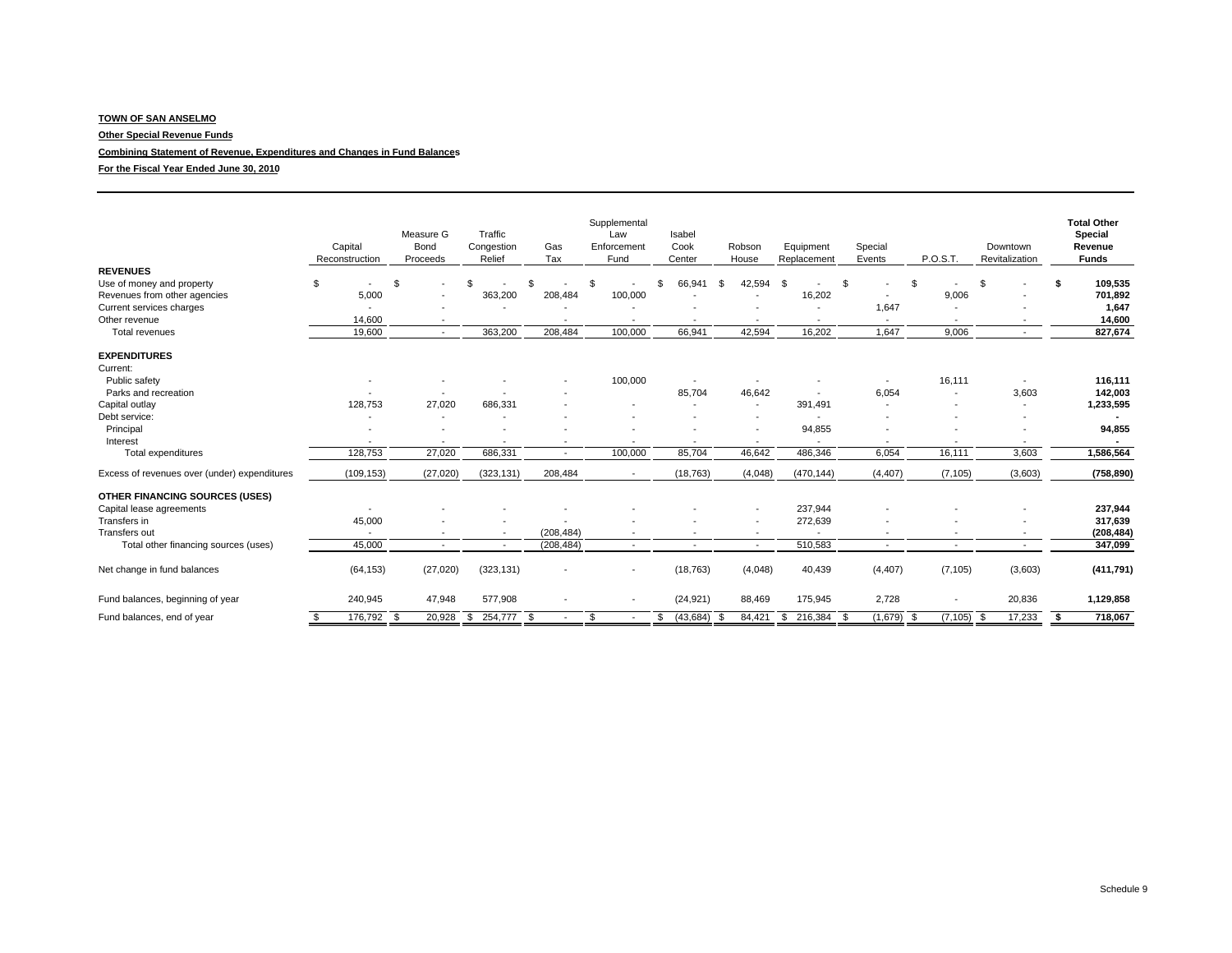**TOWN OF SAN ANSELMO**

**Other Special Revenue Funds**

**Combining Statement of Revenue, Expenditures and Changes in Fund Balances**

**For the Fiscal Year Ended June 30, 2010**

| | Capital Reconstruction | Measure G Bond Proceeds | Traffic Congestion Relief | Gas Tax | Supplemental Law Enforcement Fund | Isabel Cook Center | Robson House | Equipment Replacement | Special Events | P.O.S.T. | Downtown Revitalization | **Total Other Special Revenue Funds** |
|---|---|---|---|---|---|---|---|---|---|---|---|---|
| **REVENUES** | | | | | | | | | | | | |
| Use of money and property | $ - | $ - | $ - | $ - | $ - | $ 66,941 | $ 42,594 | $ - | $ - | $ - | $ - | **$ 109,535** |
| Revenues from other agencies | 5,000 | - | 363,200 | 208,484 | 100,000 | - | - | 16,202 | - | 9,006 | - | **701,892** |
| Current services charges | - | - | - | - | - | - | - | - | 1,647 | - | - | **1,647** |
| Other revenue | 14,600 | - | | - | - | - | - | - | - | - | - | **14,600** |
| Total revenues | 19,600 | - | 363,200 | 208,484 | 100,000 | 66,941 | 42,594 | 16,202 | 1,647 | 9,006 | - | **827,674** |
| **EXPENDITURES** | | | | | | | | | | | | |
| Current: | | | | | | | | | | | | |
| Public safety | - | - | - | - | 100,000 | - | - | - | - | 16,111 | - | **116,111** |
| Parks and recreation | - | - | - | - | | 85,704 | 46,642 | - | 6,054 | - | 3,603 | **142,003** |
| Capital outlay | 128,753 | 27,020 | 686,331 | - | - | - | - | 391,491 | - | - | - | **1,233,595** |
| Debt service: | - | - | - | - | - | - | - | - | - | - | - | **-** |
| Principal | - | - | - | - | - | - | - | 94,855 | - | - | - | **94,855** |
| Interest | - | - | - | - | - | - | - | - | - | - | - | **-** |
| Total expenditures | 128,753 | 27,020 | 686,331 | - | 100,000 | 85,704 | 46,642 | 486,346 | 6,054 | 16,111 | 3,603 | **1,586,564** |
| Excess of revenues over (under) expenditures | (109,153) | (27,020) | (323,131) | 208,484 | - | (18,763) | (4,048) | (470,144) | (4,407) | (7,105) | (3,603) | **(758,890)** |
| **OTHER FINANCING SOURCES (USES)** | | | | | | | | | | | | |
| Capital lease agreements | - | - | - | - | - | - | - | 237,944 | - | - | - | **237,944** |
| Transfers in | 45,000 | - | - | - | - | - | - | 272,639 | - | - | - | **317,639** |
| Transfers out | - | - | - | (208,484) | - | - | - | - | - | - | - | **(208,484)** |
| Total other financing sources (uses) | 45,000 | - | - | (208,484) | - | - | - | 510,583 | - | - | - | **347,099** |
| Net change in fund balances | (64,153) | (27,020) | (323,131) | - | - | (18,763) | (4,048) | 40,439 | (4,407) | (7,105) | (3,603) | **(411,791)** |
| Fund balances, beginning of year | 240,945 | 47,948 | 577,908 | - | - | (24,921) | 88,469 | 175,945 | 2,728 | - | 20,836 | **1,129,858** |
| Fund balances, end of year | $ 176,792 | $ 20,928 | $ 254,777 | $ - | $ - | $ (43,684) | $ 84,421 | $ 216,384 | $ (1,679) | $ (7,105) | $ 17,233 | **$ 718,067** |

Schedule 9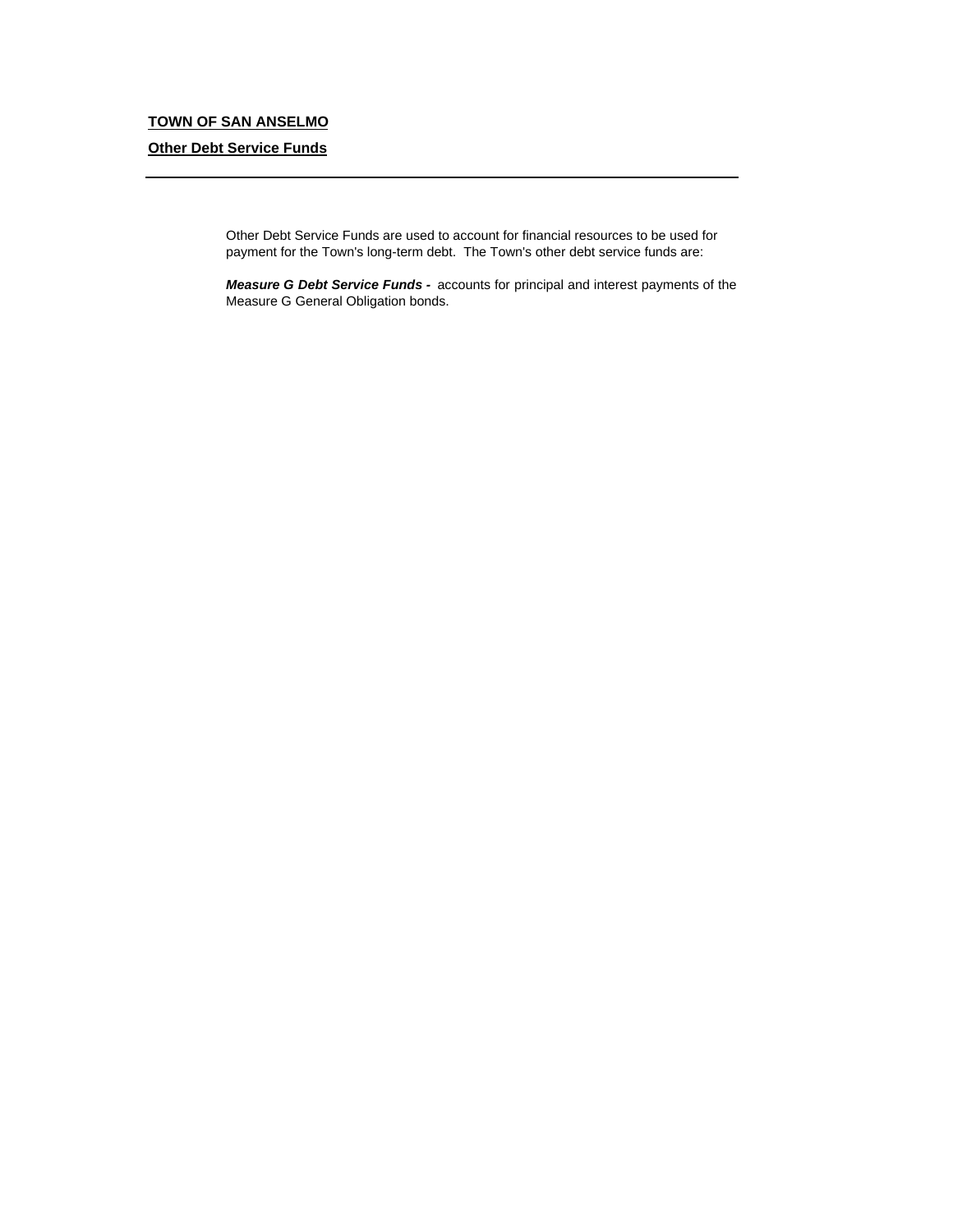**TOWN OF SAN ANSELMO**

**Other Debt Service Funds**

---

Other Debt Service Funds are used to account for financial resources to be used for payment for the Town's long-term debt. The Town's other debt service funds are:

***Measure G Debt Service Funds -*** accounts for principal and interest payments of the Measure G General Obligation bonds.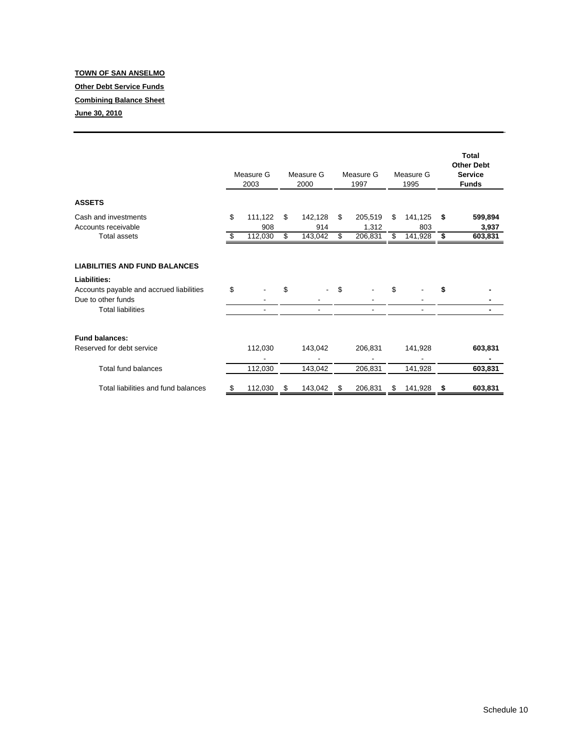**TOWN OF SAN ANSELMO**

**Other Debt Service Funds**

**Combining Balance Sheet**

**June 30, 2010**

| | Measure G 2003 | Measure G 2000 | Measure G 1997 | Measure G 1995 | **Total Other Debt Service Funds** |
|---|---|---|---|---|---|
| **ASSETS** | | | | | |
| Cash and investments | $ 111,122 | $ 142,128 | $ 205,519 | $ 141,125 | **$ 599,894** |
| Accounts receivable | 908 | 914 | 1,312 | 803 | **3,937** |
| Total assets | $ 112,030 | $ 143,042 | $ 206,831 | $ 141,928 | **$ 603,831** |
| **LIABILITIES AND FUND BALANCES** | | | | | |
| **Liabilities:** | | | | | |
| Accounts payable and accrued liabilities | $ - | $ - | $ - | $ - | **$ -** |
| Due to other funds | - | - | - | - | **-** |
| Total liabilities | - | - | - | - | **-** |
| **Fund balances:** | | | | | |
| Reserved for debt service | 112,030 | 143,042 | 206,831 | 141,928 | **603,831** |
| | - | - | - | - | **-** |
| Total fund balances | 112,030 | 143,042 | 206,831 | 141,928 | **603,831** |
| Total liabilities and fund balances | $ 112,030 | $ 143,042 | $ 206,831 | $ 141,928 | **$ 603,831** |

Schedule 10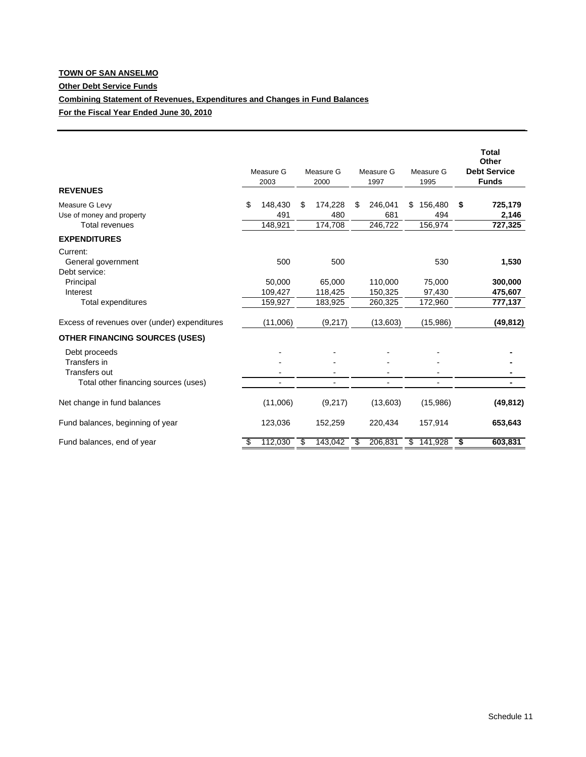**TOWN OF SAN ANSELMO**

**Other Debt Service Funds**

**Combining Statement of Revenues, Expenditures and Changes in Fund Balances**

**For the Fiscal Year Ended June 30, 2010**

| | Measure G 2003 | Measure G 2000 | Measure G 1997 | Measure G 1995 | **Total Other Debt Service Funds** |
|---|---|---|---|---|---|
| **REVENUES** | | | | | |
| Measure G Levy | $ 148,430 | $ 174,228 | $ 246,041 | $ 156,480 | **$ 725,179** |
| Use of money and property | 491 | 480 | 681 | 494 | **2,146** |
| Total revenues | 148,921 | 174,708 | 246,722 | 156,974 | **727,325** |
| **EXPENDITURES** | | | | | |
| Current: | | | | | |
| General government | 500 | 500 | | 530 | **1,530** |
| Debt service: | | | | | |
| Principal | 50,000 | 65,000 | 110,000 | 75,000 | **300,000** |
| Interest | 109,427 | 118,425 | 150,325 | 97,430 | **475,607** |
| Total expenditures | 159,927 | 183,925 | 260,325 | 172,960 | **777,137** |
| Excess of revenues over (under) expenditures | (11,006) | (9,217) | (13,603) | (15,986) | **(49,812)** |
| **OTHER FINANCING SOURCES (USES)** | | | | | |
| Debt proceeds | - | - | - | - | **-** |
| Transfers in | - | - | - | - | **-** |
| Transfers out | - | - | - | - | **-** |
| Total other financing sources (uses) | - | - | - | - | **-** |
| Net change in fund balances | (11,006) | (9,217) | (13,603) | (15,986) | **(49,812)** |
| Fund balances, beginning of year | 123,036 | 152,259 | 220,434 | 157,914 | **653,643** |
| Fund balances, end of year | $ 112,030 | $ 143,042 | $ 206,831 | $ 141,928 | **$ 603,831** |

Schedule 11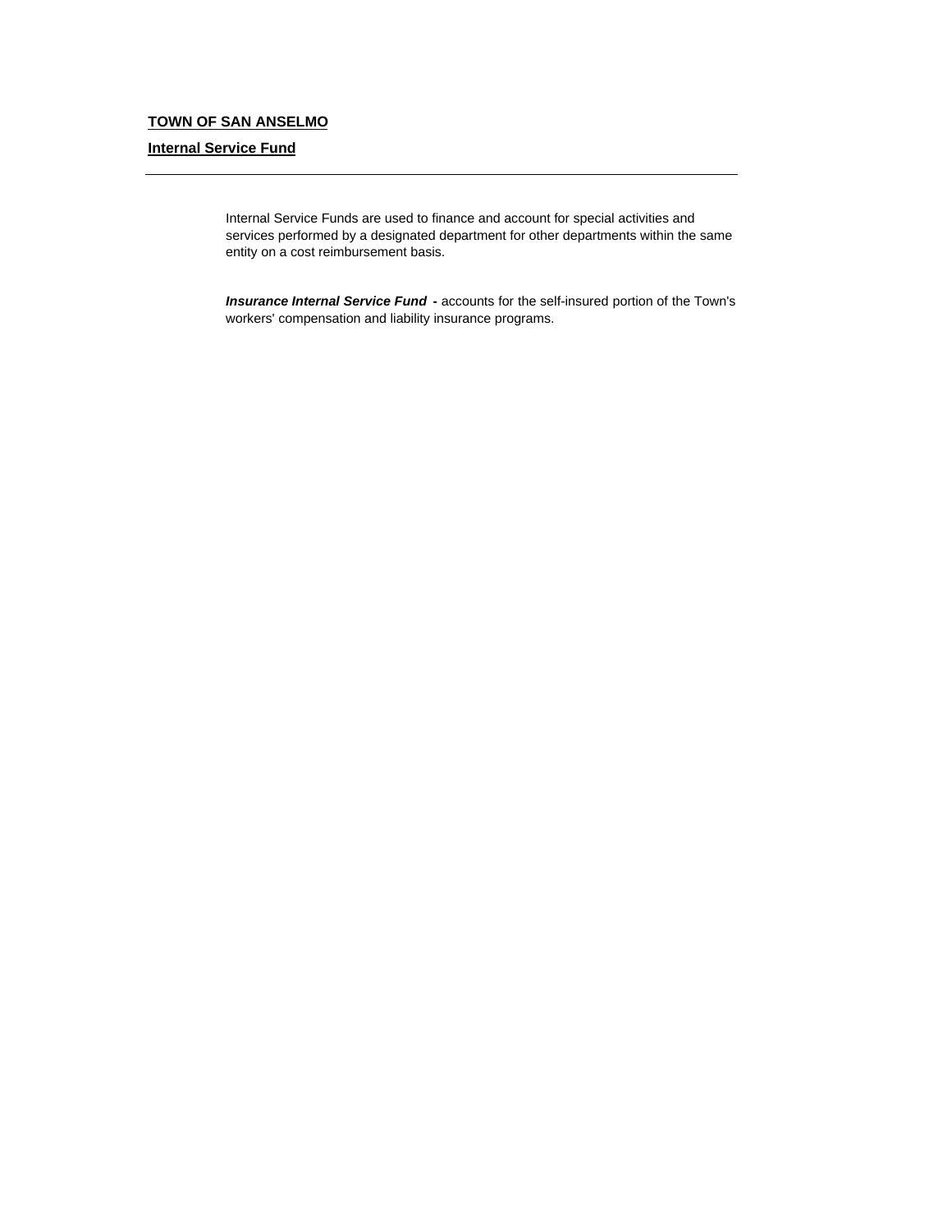## TOWN OF SAN ANSELMO

### Internal Service Fund

---

Internal Service Funds are used to finance and account for special activities and services performed by a designated department for other departments within the same entity on a cost reimbursement basis.

***Insurance Internal Service Fund* -** accounts for the self-insured portion of the Town's workers' compensation and liability insurance programs.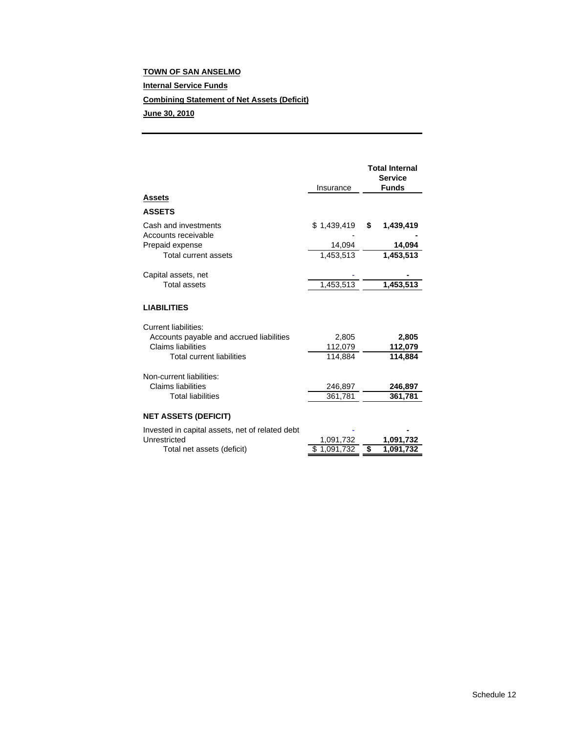**TOWN OF SAN ANSELMO**

**Internal Service Funds**

**Combining Statement of Net Assets (Deficit)**

**June 30, 2010**

| | Insurance | Total Internal Service Funds |
|---|---|---|
| **Assets** | | |
| **ASSETS** | | |
| Cash and investments | $ 1,439,419 | $ 1,439,419 |
| Accounts receivable | - | - |
| Prepaid expense | 14,094 | 14,094 |
| Total current assets | 1,453,513 | 1,453,513 |
| Capital assets, net | - | - |
| Total assets | 1,453,513 | 1,453,513 |
| **LIABILITIES** | | |
| Current liabilities: | | |
| Accounts payable and accrued liabilities | 2,805 | 2,805 |
| Claims liabilities | 112,079 | 112,079 |
| Total current liabilities | 114,884 | 114,884 |
| Non-current liabilities: | | |
| Claims liabilities | 246,897 | 246,897 |
| Total liabilities | 361,781 | 361,781 |
| **NET ASSETS (DEFICIT)** | | |
| Invested in capital assets, net of related debt | - | - |
| Unrestricted | 1,091,732 | 1,091,732 |
| Total net assets (deficit) | $ 1,091,732 | $ 1,091,732 |

Schedule 12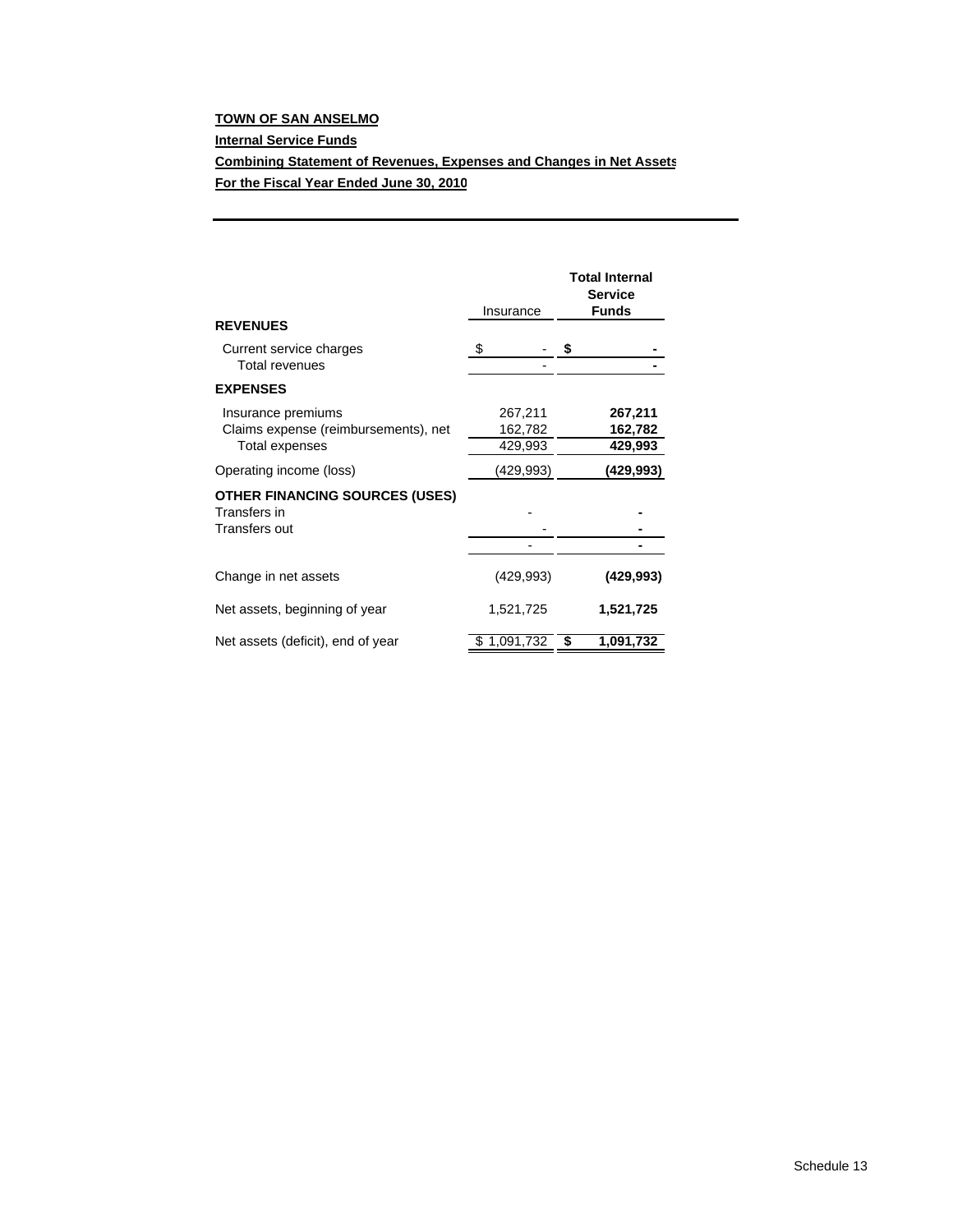**TOWN OF SAN ANSELMO**

**Internal Service Funds**

**Combining Statement of Revenues, Expenses and Changes in Net Assets**

**For the Fiscal Year Ended June 30, 2010**

| | Insurance | **Total Internal Service Funds** |
|---|---|---|
| **REVENUES** | | |
| Current service charges | $ - | **$ -** |
| Total revenues | - | **-** |
| **EXPENSES** | | |
| Insurance premiums | 267,211 | **267,211** |
| Claims expense (reimbursements), net | 162,782 | **162,782** |
| Total expenses | 429,993 | **429,993** |
| Operating income (loss) | (429,993) | **(429,993)** |
| **OTHER FINANCING SOURCES (USES)** | | |
| Transfers in | - | **-** |
| Transfers out | - | **-** |
| | - | **-** |
| Change in net assets | (429,993) | **(429,993)** |
| Net assets, beginning of year | 1,521,725 | **1,521,725** |
| Net assets (deficit), end of year | $ 1,091,732 | **$ 1,091,732** |

Schedule 13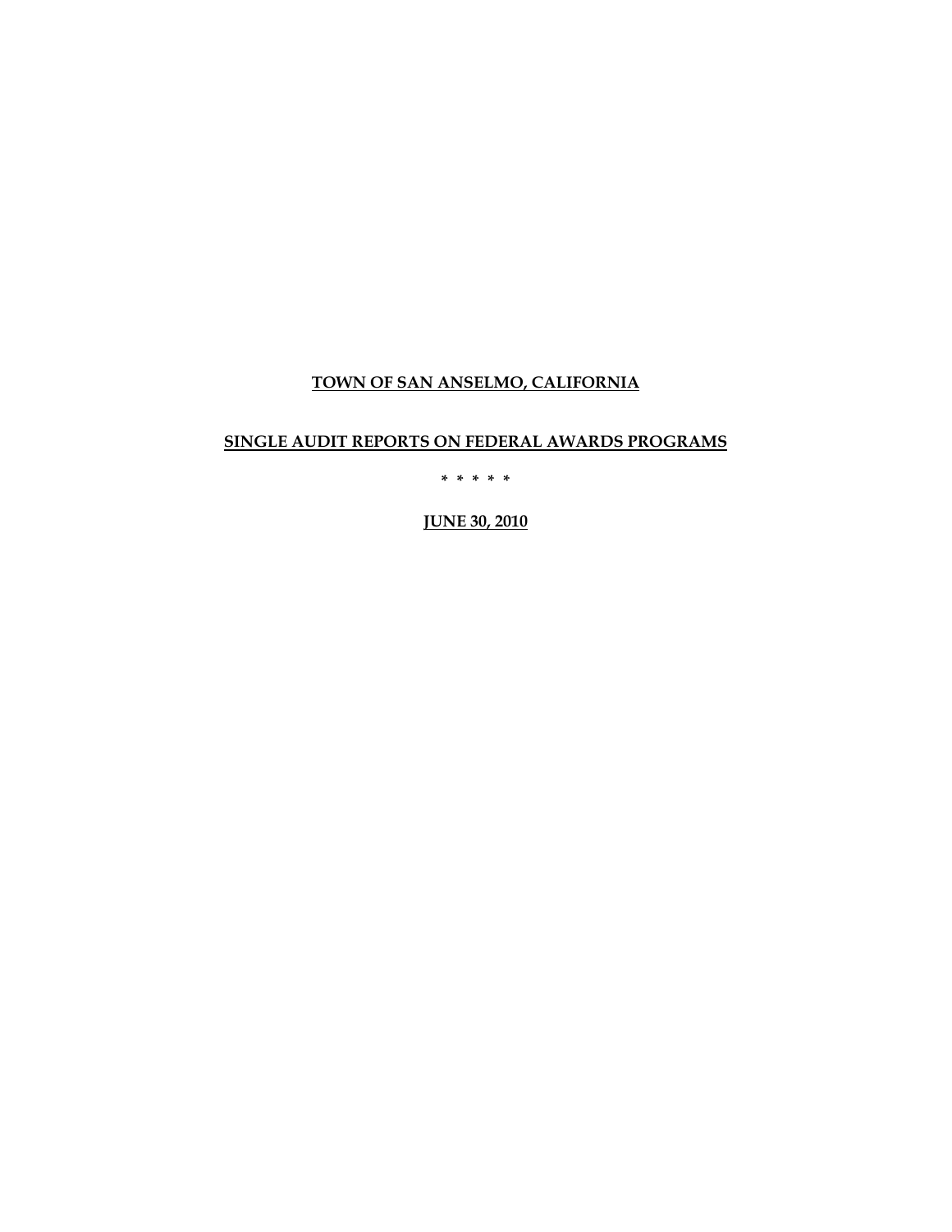# TOWN OF SAN ANSELMO, CALIFORNIA

## SINGLE AUDIT REPORTS ON FEDERAL AWARDS PROGRAMS

\* \* \* \* \*

**JUNE 30, 2010**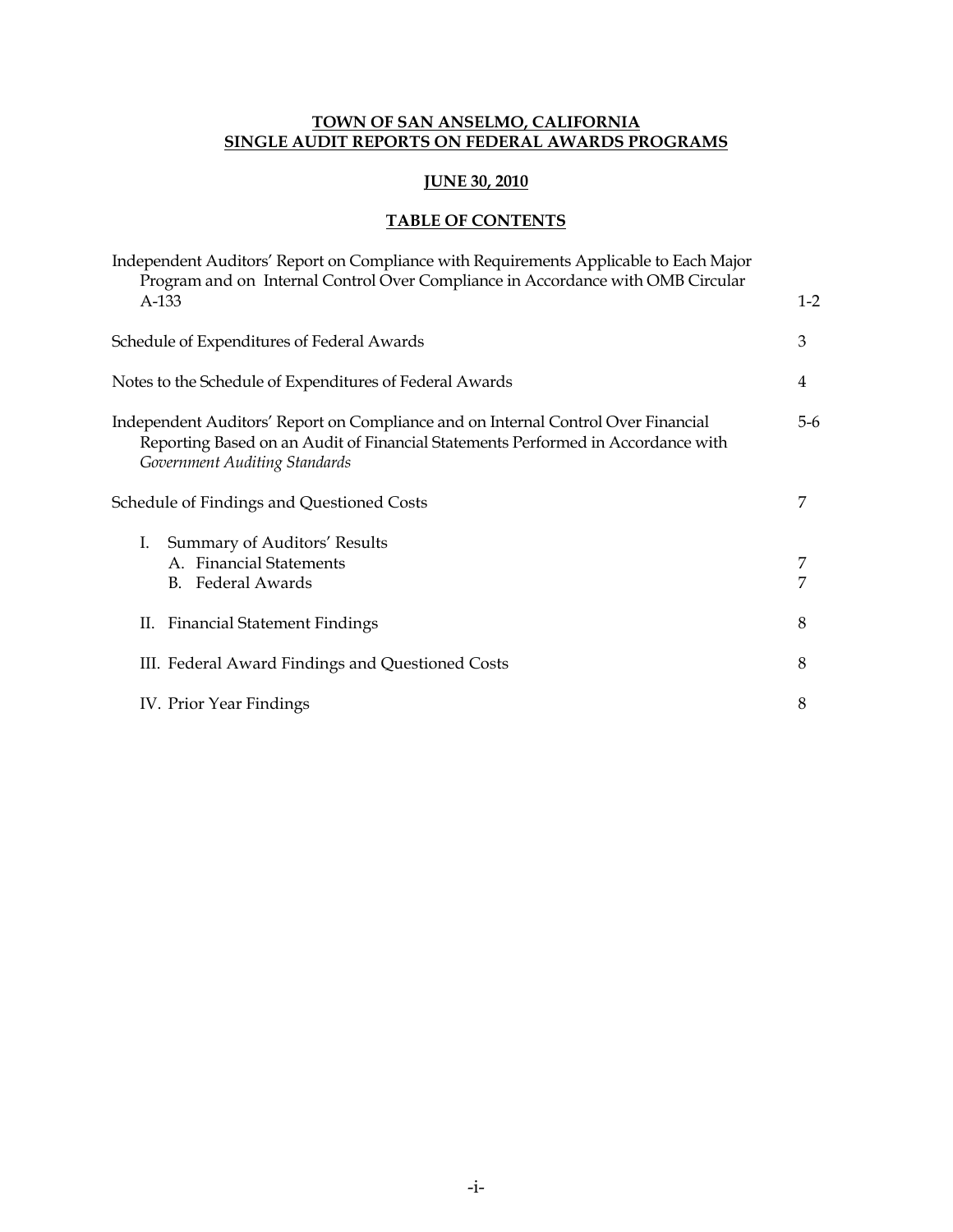# TOWN OF SAN ANSELMO, CALIFORNIA
# SINGLE AUDIT REPORTS ON FEDERAL AWARDS PROGRAMS

## JUNE 30, 2010

## TABLE OF CONTENTS

| | |
|---|---|
| Independent Auditors' Report on Compliance with Requirements Applicable to Each Major Program and on Internal Control Over Compliance in Accordance with OMB Circular A-133 | 1-2 |
| Schedule of Expenditures of Federal Awards | 3 |
| Notes to the Schedule of Expenditures of Federal Awards | 4 |
| Independent Auditors' Report on Compliance and on Internal Control Over Financial Reporting Based on an Audit of Financial Statements Performed in Accordance with *Government Auditing Standards* | 5-6 |
| Schedule of Findings and Questioned Costs | 7 |
| I. Summary of Auditors' Results | |
| A. Financial Statements | 7 |
| B. Federal Awards | 7 |
| II. Financial Statement Findings | 8 |
| III. Federal Award Findings and Questioned Costs | 8 |
| IV. Prior Year Findings | 8 |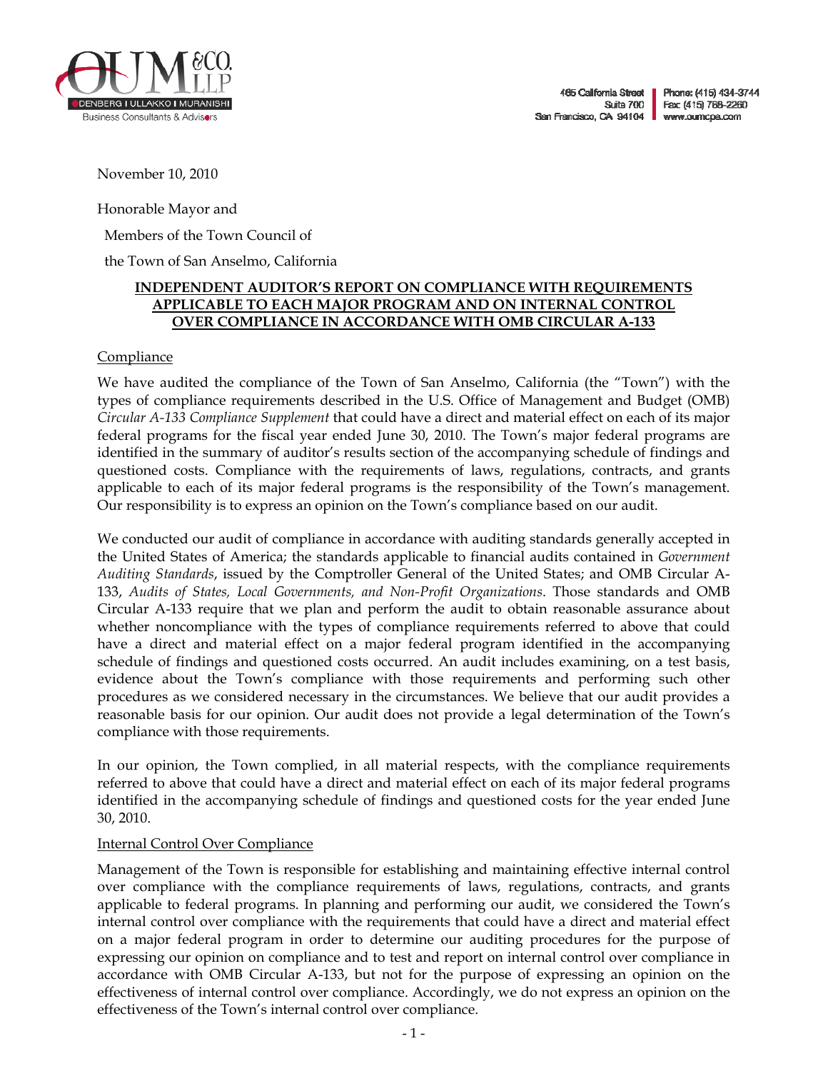OUM &CO. LLP
ODENBERG I ULLAKKO I MURANISHI
Business Consultants & Advisors

465 California Street
Suite 700
San Francisco, CA 94104

Phone: (415) 434-3744
Fax: (415) 788-2260
www.oumcpa.com

November 10, 2010

Honorable Mayor and

Members of the Town Council of

the Town of San Anselmo, California

**INDEPENDENT AUDITOR'S REPORT ON COMPLIANCE WITH REQUIREMENTS APPLICABLE TO EACH MAJOR PROGRAM AND ON INTERNAL CONTROL OVER COMPLIANCE IN ACCORDANCE WITH OMB CIRCULAR A-133**

Compliance

We have audited the compliance of the Town of San Anselmo, California (the "Town") with the types of compliance requirements described in the U.S. Office of Management and Budget (OMB) *Circular A-133 Compliance Supplement* that could have a direct and material effect on each of its major federal programs for the fiscal year ended June 30, 2010. The Town's major federal programs are identified in the summary of auditor's results section of the accompanying schedule of findings and questioned costs. Compliance with the requirements of laws, regulations, contracts, and grants applicable to each of its major federal programs is the responsibility of the Town's management. Our responsibility is to express an opinion on the Town's compliance based on our audit.

We conducted our audit of compliance in accordance with auditing standards generally accepted in the United States of America; the standards applicable to financial audits contained in *Government Auditing Standards*, issued by the Comptroller General of the United States; and OMB Circular A-133, *Audits of States, Local Governments, and Non-Profit Organizations*. Those standards and OMB Circular A-133 require that we plan and perform the audit to obtain reasonable assurance about whether noncompliance with the types of compliance requirements referred to above that could have a direct and material effect on a major federal program identified in the accompanying schedule of findings and questioned costs occurred. An audit includes examining, on a test basis, evidence about the Town's compliance with those requirements and performing such other procedures as we considered necessary in the circumstances. We believe that our audit provides a reasonable basis for our opinion. Our audit does not provide a legal determination of the Town's compliance with those requirements.

In our opinion, the Town complied, in all material respects, with the compliance requirements referred to above that could have a direct and material effect on each of its major federal programs identified in the accompanying schedule of findings and questioned costs for the year ended June 30, 2010.

Internal Control Over Compliance

Management of the Town is responsible for establishing and maintaining effective internal control over compliance with the compliance requirements of laws, regulations, contracts, and grants applicable to federal programs. In planning and performing our audit, we considered the Town's internal control over compliance with the requirements that could have a direct and material effect on a major federal program in order to determine our auditing procedures for the purpose of expressing our opinion on compliance and to test and report on internal control over compliance in accordance with OMB Circular A-133, but not for the purpose of expressing an opinion on the effectiveness of internal control over compliance. Accordingly, we do not express an opinion on the effectiveness of the Town's internal control over compliance.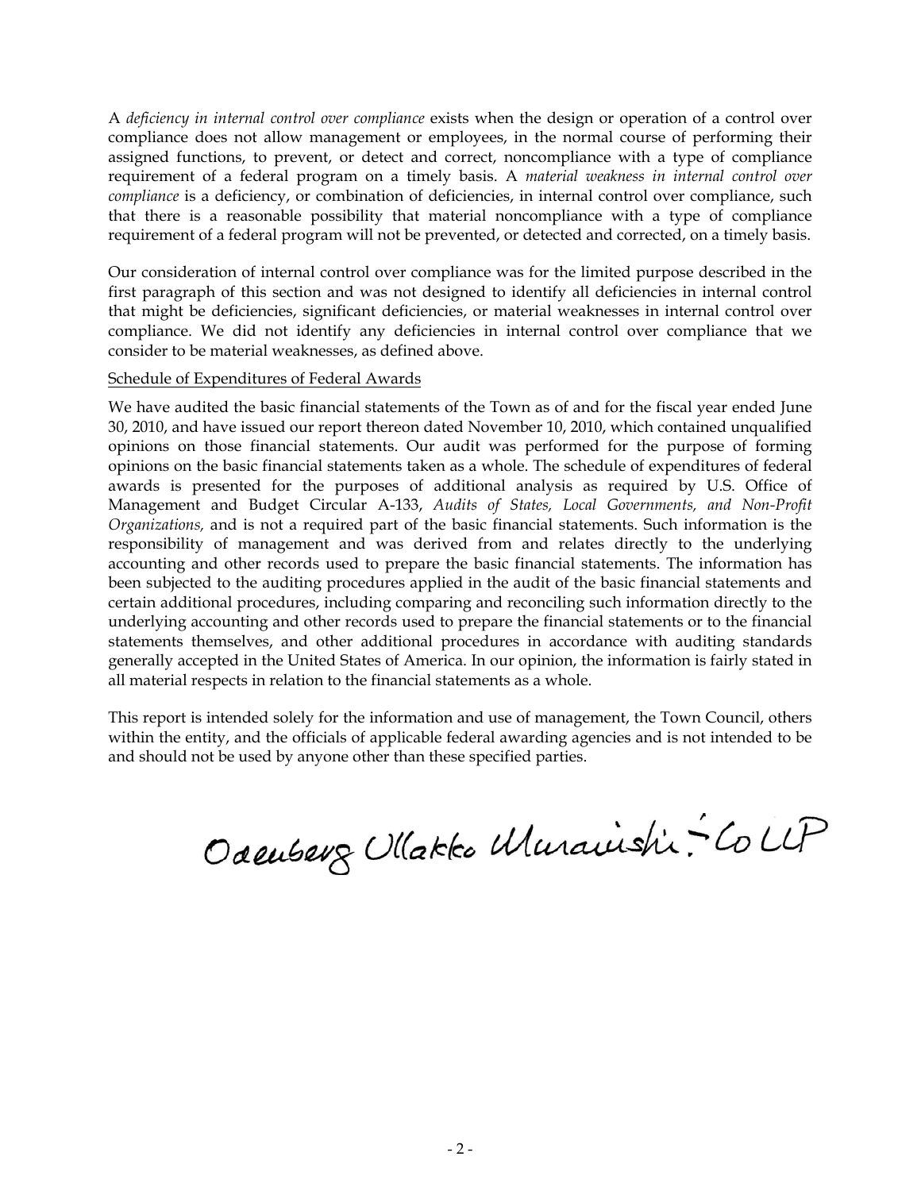A *deficiency in internal control over compliance* exists when the design or operation of a control over compliance does not allow management or employees, in the normal course of performing their assigned functions, to prevent, or detect and correct, noncompliance with a type of compliance requirement of a federal program on a timely basis. A *material weakness in internal control over compliance* is a deficiency, or combination of deficiencies, in internal control over compliance, such that there is a reasonable possibility that material noncompliance with a type of compliance requirement of a federal program will not be prevented, or detected and corrected, on a timely basis.

Our consideration of internal control over compliance was for the limited purpose described in the first paragraph of this section and was not designed to identify all deficiencies in internal control that might be deficiencies, significant deficiencies, or material weaknesses in internal control over compliance. We did not identify any deficiencies in internal control over compliance that we consider to be material weaknesses, as defined above.

Schedule of Expenditures of Federal Awards

We have audited the basic financial statements of the Town as of and for the fiscal year ended June 30, 2010, and have issued our report thereon dated November 10, 2010, which contained unqualified opinions on those financial statements. Our audit was performed for the purpose of forming opinions on the basic financial statements taken as a whole. The schedule of expenditures of federal awards is presented for the purposes of additional analysis as required by U.S. Office of Management and Budget Circular A-133, *Audits of States, Local Governments, and Non-Profit Organizations,* and is not a required part of the basic financial statements. Such information is the responsibility of management and was derived from and relates directly to the underlying accounting and other records used to prepare the basic financial statements. The information has been subjected to the auditing procedures applied in the audit of the basic financial statements and certain additional procedures, including comparing and reconciling such information directly to the underlying accounting and other records used to prepare the financial statements or to the financial statements themselves, and other additional procedures in accordance with auditing standards generally accepted in the United States of America. In our opinion, the information is fairly stated in all material respects in relation to the financial statements as a whole.

This report is intended solely for the information and use of management, the Town Council, others within the entity, and the officials of applicable federal awarding agencies and is not intended to be and should not be used by anyone other than these specified parties.

Odenberg Ullakko Muranishi & Co LLP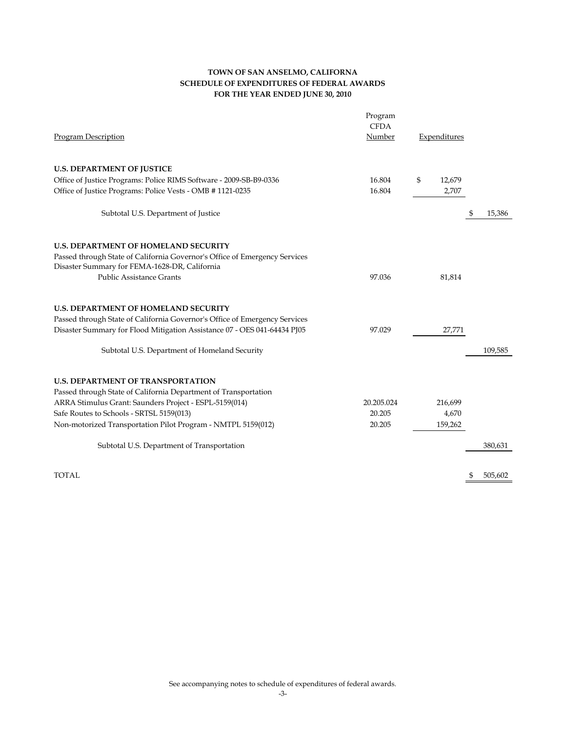# TOWN OF SAN ANSELMO, CALIFORNA
## SCHEDULE OF EXPENDITURES OF FEDERAL AWARDS
### FOR THE YEAR ENDED JUNE 30, 2010

| Program Description | Program CFDA Number | Expenditures | |
|---|---|---|---|
| **U.S. DEPARTMENT OF JUSTICE** | | | |
| Office of Justice Programs: Police RIMS Software - 2009-SB-B9-0336 | 16.804 | $ 12,679 | |
| Office of Justice Programs: Police Vests - OMB # 1121-0235 | 16.804 | 2,707 | |
| Subtotal U.S. Department of Justice | | | $ 15,386 |
| **U.S. DEPARTMENT OF HOMELAND SECURITY** | | | |
| Passed through State of California Governor's Office of Emergency Services | | | |
| Disaster Summary for FEMA-1628-DR, California | | | |
| Public Assistance Grants | 97.036 | 81,814 | |
| **U.S. DEPARTMENT OF HOMELAND SECURITY** | | | |
| Passed through State of California Governor's Office of Emergency Services | | | |
| Disaster Summary for Flood Mitigation Assistance 07 - OES 041-64434 PJ05 | 97.029 | 27,771 | |
| Subtotal U.S. Department of Homeland Security | | | 109,585 |
| **U.S. DEPARTMENT OF TRANSPORTATION** | | | |
| Passed through State of California Department of Transportation | | | |
| ARRA Stimulus Grant: Saunders Project - ESPL-5159(014) | 20.205.024 | 216,699 | |
| Safe Routes to Schools - SRTSL 5159(013) | 20.205 | 4,670 | |
| Non-motorized Transportation Pilot Program - NMTPL 5159(012) | 20.205 | 159,262 | |
| Subtotal U.S. Department of Transportation | | | 380,631 |
| TOTAL | | | $ 505,602 |

See accompanying notes to schedule of expenditures of federal awards.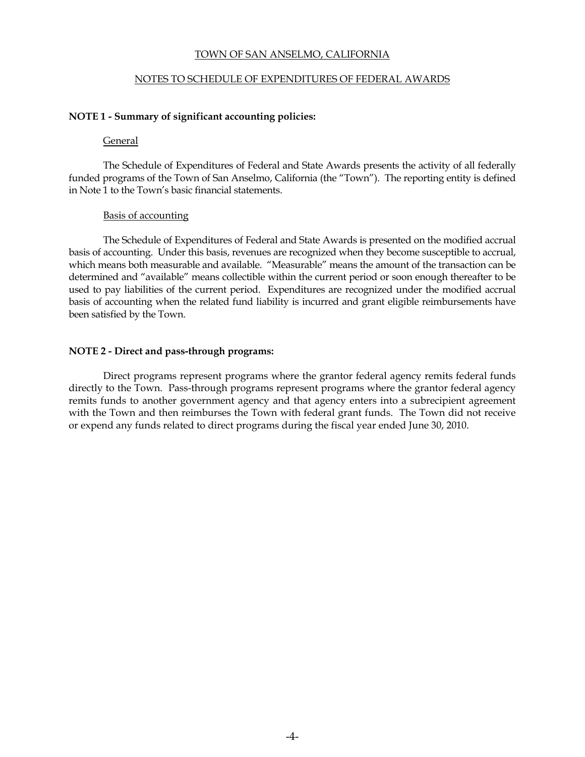# TOWN OF SAN ANSELMO, CALIFORNIA

## NOTES TO SCHEDULE OF EXPENDITURES OF FEDERAL AWARDS

**NOTE 1 - Summary of significant accounting policies:**

General

The Schedule of Expenditures of Federal and State Awards presents the activity of all federally funded programs of the Town of San Anselmo, California (the "Town"). The reporting entity is defined in Note 1 to the Town's basic financial statements.

Basis of accounting

The Schedule of Expenditures of Federal and State Awards is presented on the modified accrual basis of accounting. Under this basis, revenues are recognized when they become susceptible to accrual, which means both measurable and available. "Measurable" means the amount of the transaction can be determined and "available" means collectible within the current period or soon enough thereafter to be used to pay liabilities of the current period. Expenditures are recognized under the modified accrual basis of accounting when the related fund liability is incurred and grant eligible reimbursements have been satisfied by the Town.

**NOTE 2 - Direct and pass-through programs:**

Direct programs represent programs where the grantor federal agency remits federal funds directly to the Town. Pass-through programs represent programs where the grantor federal agency remits funds to another government agency and that agency enters into a subrecipient agreement with the Town and then reimburses the Town with federal grant funds. The Town did not receive or expend any funds related to direct programs during the fiscal year ended June 30, 2010.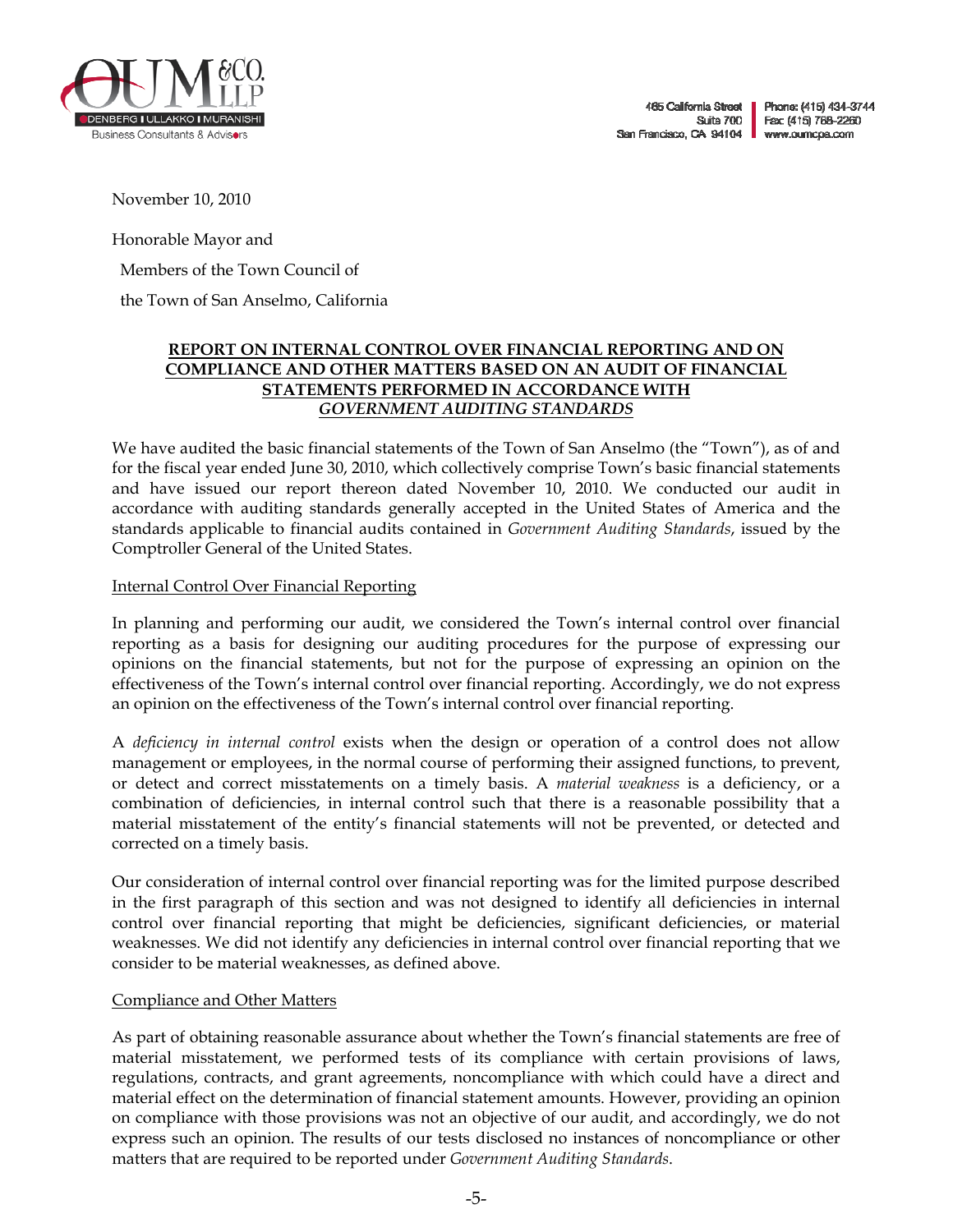November 10, 2010

Honorable Mayor and

Members of the Town Council of

the Town of San Anselmo, California

## REPORT ON INTERNAL CONTROL OVER FINANCIAL REPORTING AND ON COMPLIANCE AND OTHER MATTERS BASED ON AN AUDIT OF FINANCIAL STATEMENTS PERFORMED IN ACCORDANCE WITH *GOVERNMENT AUDITING STANDARDS*

We have audited the basic financial statements of the Town of San Anselmo (the "Town"), as of and for the fiscal year ended June 30, 2010, which collectively comprise Town's basic financial statements and have issued our report thereon dated November 10, 2010. We conducted our audit in accordance with auditing standards generally accepted in the United States of America and the standards applicable to financial audits contained in *Government Auditing Standards*, issued by the Comptroller General of the United States.

### Internal Control Over Financial Reporting

In planning and performing our audit, we considered the Town's internal control over financial reporting as a basis for designing our auditing procedures for the purpose of expressing our opinions on the financial statements, but not for the purpose of expressing an opinion on the effectiveness of the Town's internal control over financial reporting. Accordingly, we do not express an opinion on the effectiveness of the Town's internal control over financial reporting.

A *deficiency in internal control* exists when the design or operation of a control does not allow management or employees, in the normal course of performing their assigned functions, to prevent, or detect and correct misstatements on a timely basis. A *material weakness* is a deficiency, or a combination of deficiencies, in internal control such that there is a reasonable possibility that a material misstatement of the entity's financial statements will not be prevented, or detected and corrected on a timely basis.

Our consideration of internal control over financial reporting was for the limited purpose described in the first paragraph of this section and was not designed to identify all deficiencies in internal control over financial reporting that might be deficiencies, significant deficiencies, or material weaknesses. We did not identify any deficiencies in internal control over financial reporting that we consider to be material weaknesses, as defined above.

### Compliance and Other Matters

As part of obtaining reasonable assurance about whether the Town's financial statements are free of material misstatement, we performed tests of its compliance with certain provisions of laws, regulations, contracts, and grant agreements, noncompliance with which could have a direct and material effect on the determination of financial statement amounts. However, providing an opinion on compliance with those provisions was not an objective of our audit, and accordingly, we do not express such an opinion. The results of our tests disclosed no instances of noncompliance or other matters that are required to be reported under *Government Auditing Standards*.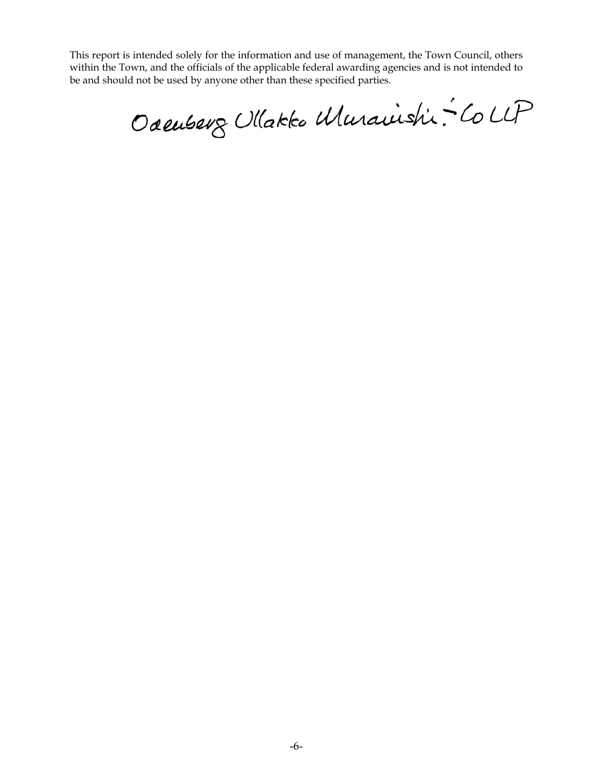This report is intended solely for the information and use of management, the Town Council, others within the Town, and the officials of the applicable federal awarding agencies and is not intended to be and should not be used by anyone other than these specified parties.

Odenberg Ullakko Muranishi & Co LLP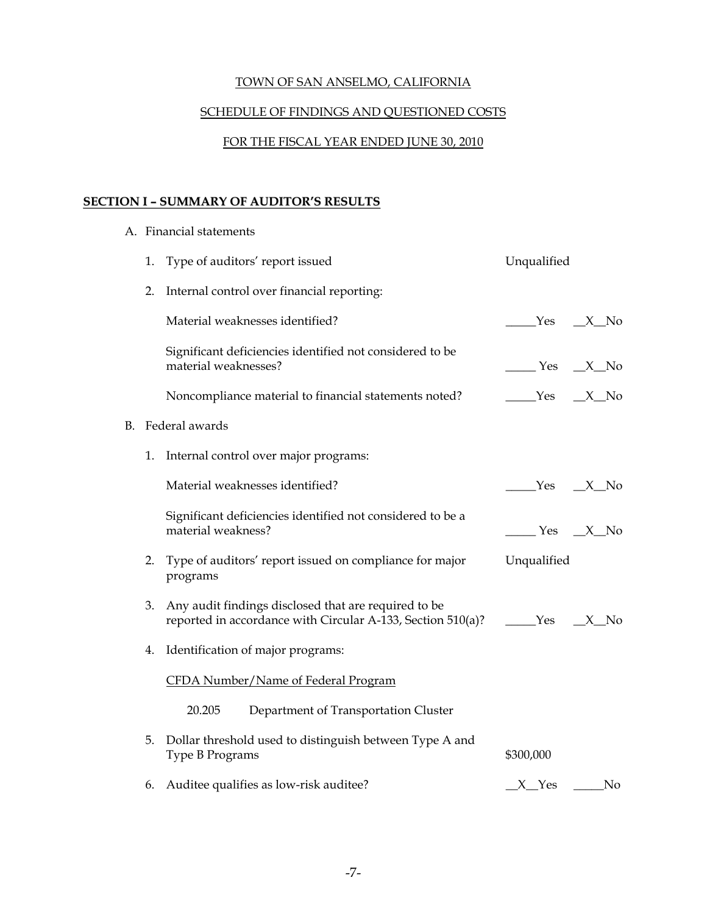TOWN OF SAN ANSELMO, CALIFORNIA

SCHEDULE OF FINDINGS AND QUESTIONED COSTS

FOR THE FISCAL YEAR ENDED JUNE 30, 2010

## SECTION I – SUMMARY OF AUDITOR'S RESULTS

A. Financial statements

1. Type of auditors' report issued — Unqualified

2. Internal control over financial reporting:

   Material weaknesses identified? _____Yes __X__No

   Significant deficiencies identified not considered to be material weaknesses? _____ Yes __X__No

   Noncompliance material to financial statements noted? _____Yes __X__No

B. Federal awards

1. Internal control over major programs:

   Material weaknesses identified? _____Yes __X__No

   Significant deficiencies identified not considered to be a material weakness? _____ Yes __X__No

2. Type of auditors' report issued on compliance for major programs — Unqualified

3. Any audit findings disclosed that are required to be reported in accordance with Circular A-133, Section 510(a)? _____Yes __X__No

4. Identification of major programs:

   CFDA Number/Name of Federal Program

   20.205 Department of Transportation Cluster

5. Dollar threshold used to distinguish between Type A and Type B Programs — $300,000

6. Auditee qualifies as low-risk auditee? __X__Yes _____No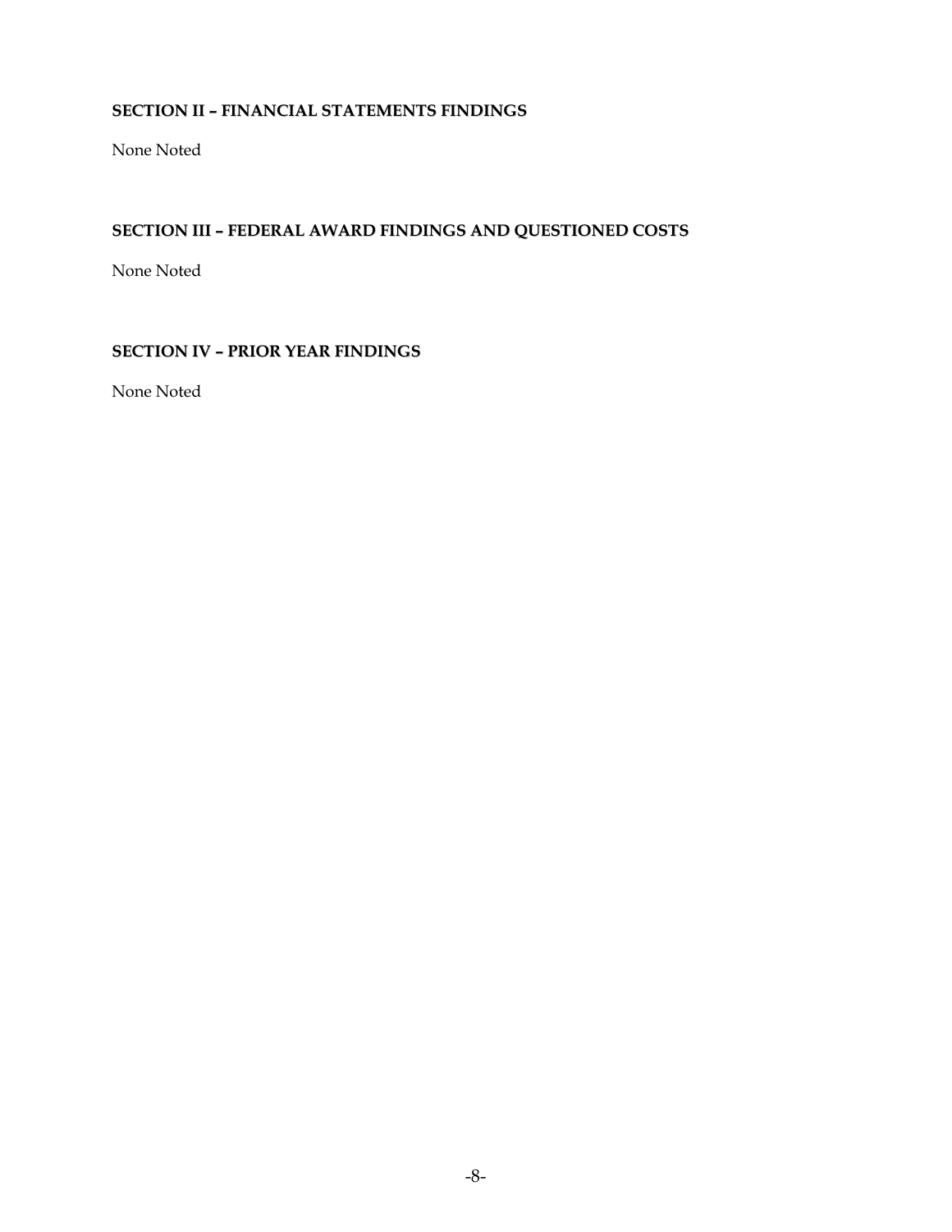## SECTION II – FINANCIAL STATEMENTS FINDINGS

None Noted

## SECTION III – FEDERAL AWARD FINDINGS AND QUESTIONED COSTS

None Noted

## SECTION IV – PRIOR YEAR FINDINGS

None Noted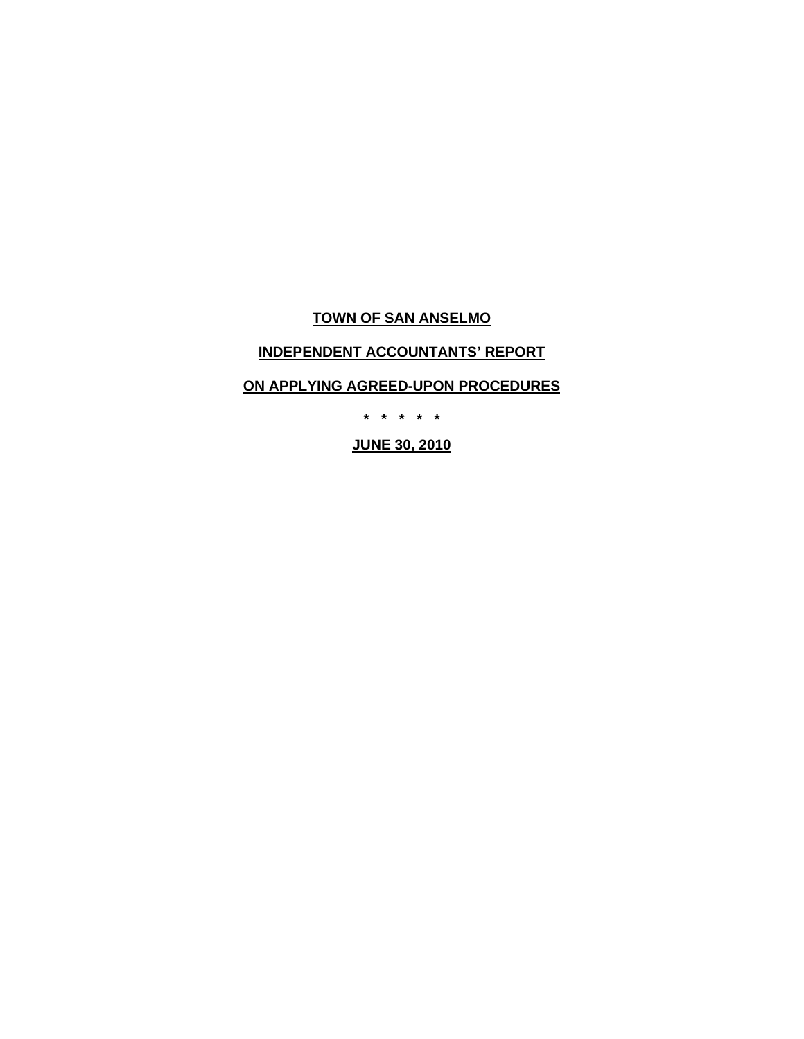# TOWN OF SAN ANSELMO

## INDEPENDENT ACCOUNTANTS' REPORT

## ON APPLYING AGREED-UPON PROCEDURES

**\* \* \* \* \***

**JUNE 30, 2010**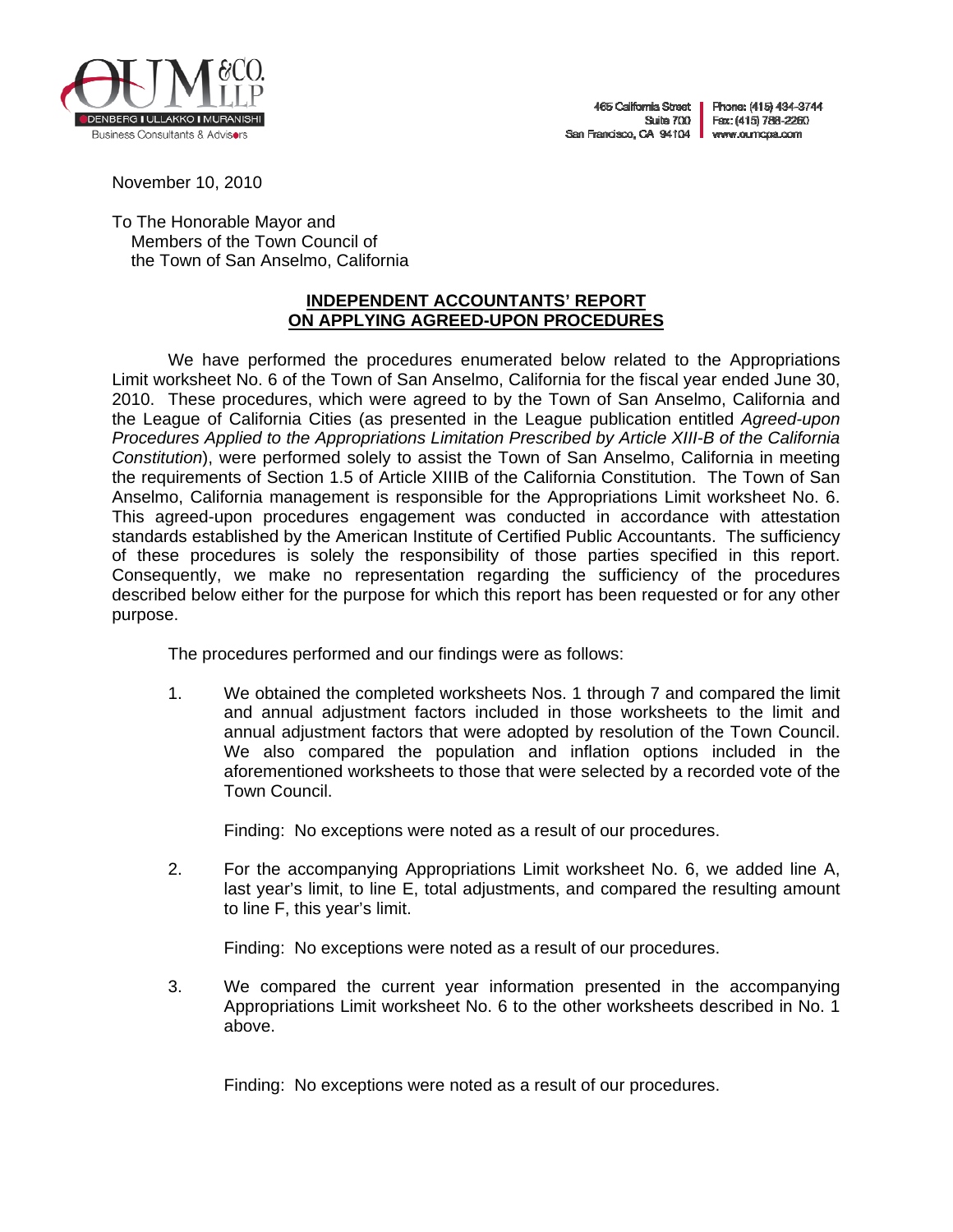OUM &CO. LLP
ODENBERG | ULLAKKO | MURANISHI
Business Consultants & Advisors

465 California Street
Suite 700
San Francisco, CA 94104

Phone: (415) 434-3744
Fax: (415) 788-2260
www.oumcpa.com

November 10, 2010

To The Honorable Mayor and
Members of the Town Council of
the Town of San Anselmo, California

## INDEPENDENT ACCOUNTANTS' REPORT ON APPLYING AGREED-UPON PROCEDURES

We have performed the procedures enumerated below related to the Appropriations Limit worksheet No. 6 of the Town of San Anselmo, California for the fiscal year ended June 30, 2010. These procedures, which were agreed to by the Town of San Anselmo, California and the League of California Cities (as presented in the League publication entitled *Agreed-upon Procedures Applied to the Appropriations Limitation Prescribed by Article XIII-B of the California Constitution*), were performed solely to assist the Town of San Anselmo, California in meeting the requirements of Section 1.5 of Article XIIIB of the California Constitution. The Town of San Anselmo, California management is responsible for the Appropriations Limit worksheet No. 6. This agreed-upon procedures engagement was conducted in accordance with attestation standards established by the American Institute of Certified Public Accountants. The sufficiency of these procedures is solely the responsibility of those parties specified in this report. Consequently, we make no representation regarding the sufficiency of the procedures described below either for the purpose for which this report has been requested or for any other purpose.

The procedures performed and our findings were as follows:

1. We obtained the completed worksheets Nos. 1 through 7 and compared the limit and annual adjustment factors included in those worksheets to the limit and annual adjustment factors that were adopted by resolution of the Town Council. We also compared the population and inflation options included in the aforementioned worksheets to those that were selected by a recorded vote of the Town Council.

   Finding: No exceptions were noted as a result of our procedures.

2. For the accompanying Appropriations Limit worksheet No. 6, we added line A, last year's limit, to line E, total adjustments, and compared the resulting amount to line F, this year's limit.

   Finding: No exceptions were noted as a result of our procedures.

3. We compared the current year information presented in the accompanying Appropriations Limit worksheet No. 6 to the other worksheets described in No. 1 above.

   Finding: No exceptions were noted as a result of our procedures.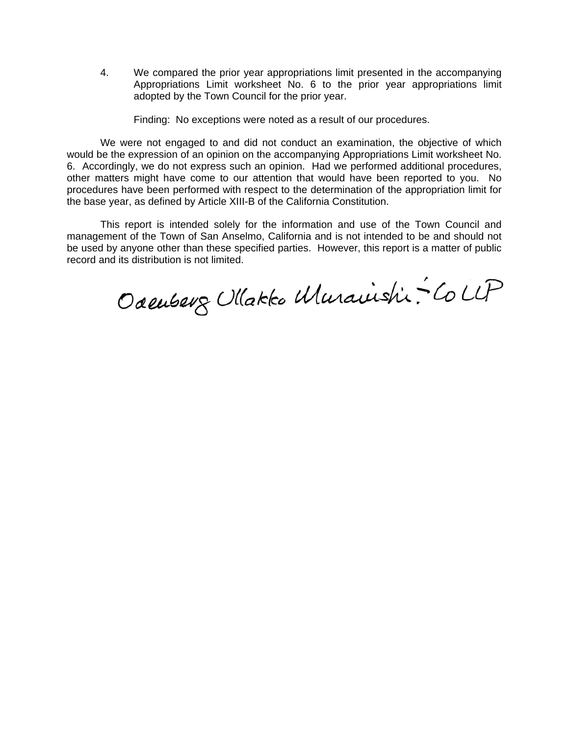4. We compared the prior year appropriations limit presented in the accompanying Appropriations Limit worksheet No. 6 to the prior year appropriations limit adopted by the Town Council for the prior year.

   Finding: No exceptions were noted as a result of our procedures.

We were not engaged to and did not conduct an examination, the objective of which would be the expression of an opinion on the accompanying Appropriations Limit worksheet No. 6. Accordingly, we do not express such an opinion. Had we performed additional procedures, other matters might have come to our attention that would have been reported to you. No procedures have been performed with respect to the determination of the appropriation limit for the base year, as defined by Article XIII-B of the California Constitution.

This report is intended solely for the information and use of the Town Council and management of the Town of San Anselmo, California and is not intended to be and should not be used by anyone other than these specified parties. However, this report is a matter of public record and its distribution is not limited.

Odenberg Ullakko Muranishi & Co LLP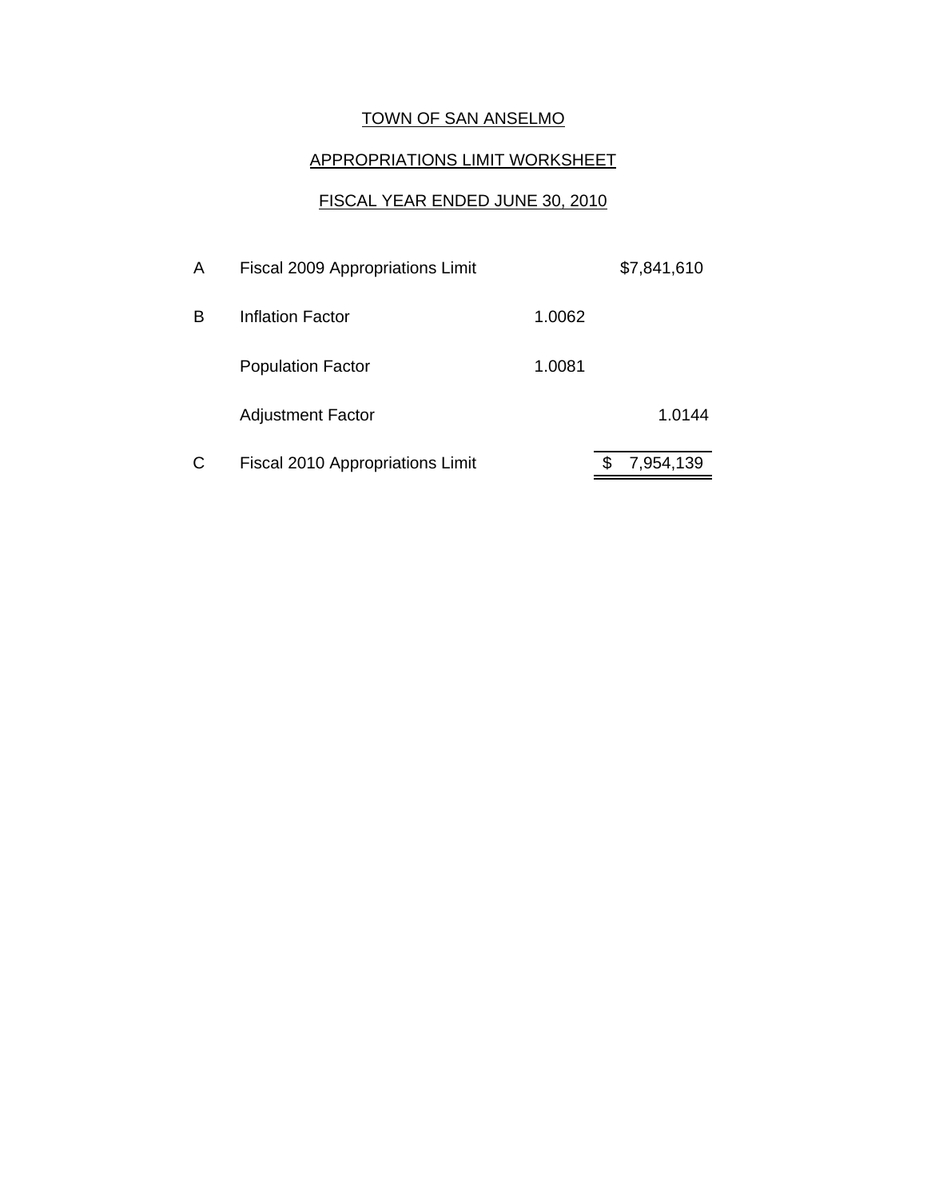TOWN OF SAN ANSELMO

APPROPRIATIONS LIMIT WORKSHEET

FISCAL YEAR ENDED JUNE 30, 2010

| | | | |
|---|---|---|---|
| A | Fiscal 2009 Appropriations Limit | | $7,841,610 |
| B | Inflation Factor | 1.0062 | |
| | Population Factor | 1.0081 | |
| | Adjustment Factor | | 1.0144 |
| C | Fiscal 2010 Appropriations Limit | | $ 7,954,139 |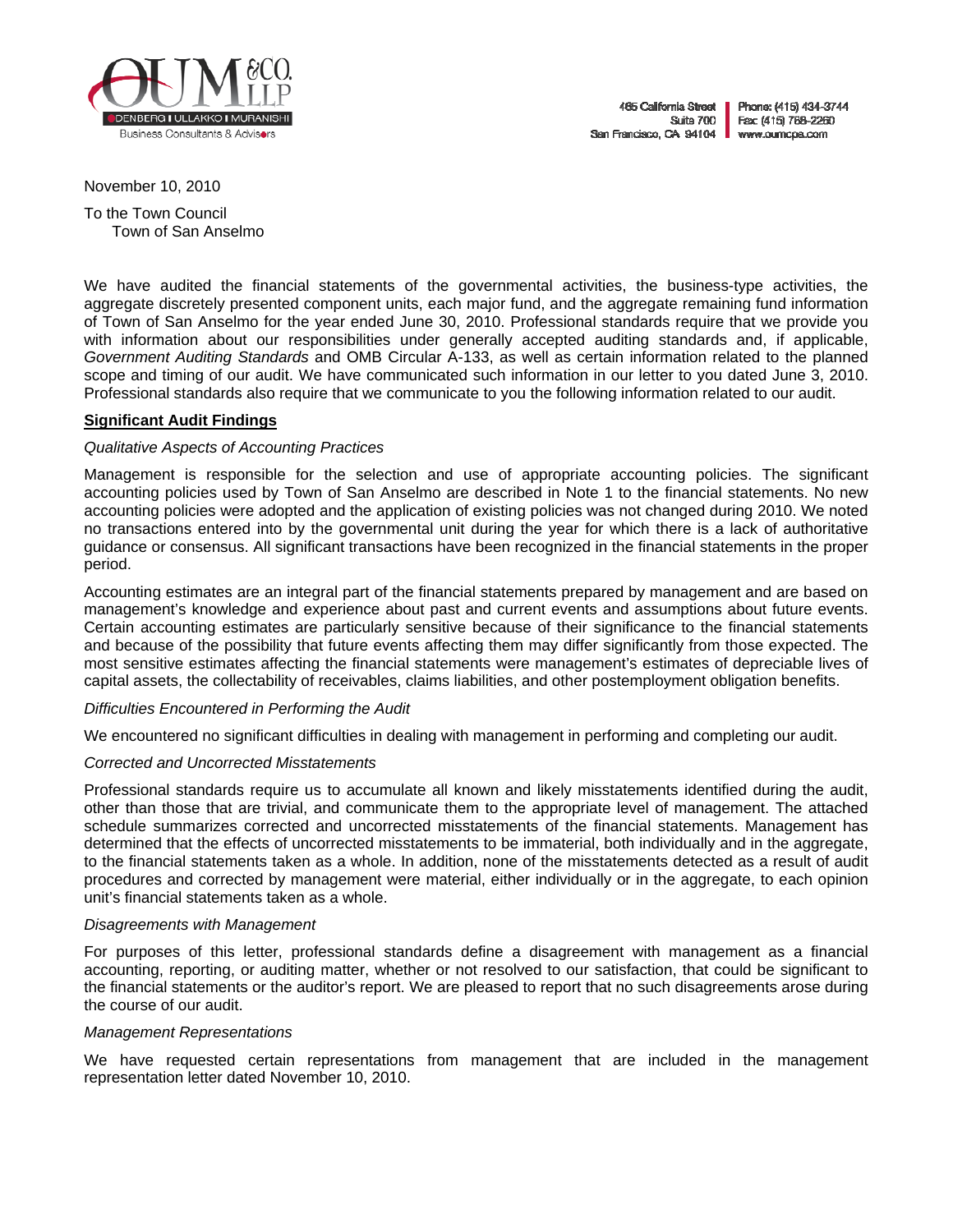OUM &CO. LLP
ODENBERG | ULLAKKO | MURANISHI
Business Consultants & Advisors

465 California Street
Suite 700
San Francisco, CA 94104

Phone: (415) 434-3744
Fax: (415) 788-2260
www.oumcpa.com

November 10, 2010

To the Town Council
Town of San Anselmo

We have audited the financial statements of the governmental activities, the business-type activities, the aggregate discretely presented component units, each major fund, and the aggregate remaining fund information of Town of San Anselmo for the year ended June 30, 2010. Professional standards require that we provide you with information about our responsibilities under generally accepted auditing standards and, if applicable, *Government Auditing Standards* and OMB Circular A-133, as well as certain information related to the planned scope and timing of our audit. We have communicated such information in our letter to you dated June 3, 2010. Professional standards also require that we communicate to you the following information related to our audit.

**Significant Audit Findings**

*Qualitative Aspects of Accounting Practices*

Management is responsible for the selection and use of appropriate accounting policies. The significant accounting policies used by Town of San Anselmo are described in Note 1 to the financial statements. No new accounting policies were adopted and the application of existing policies was not changed during 2010. We noted no transactions entered into by the governmental unit during the year for which there is a lack of authoritative guidance or consensus. All significant transactions have been recognized in the financial statements in the proper period.

Accounting estimates are an integral part of the financial statements prepared by management and are based on management's knowledge and experience about past and current events and assumptions about future events. Certain accounting estimates are particularly sensitive because of their significance to the financial statements and because of the possibility that future events affecting them may differ significantly from those expected. The most sensitive estimates affecting the financial statements were management's estimates of depreciable lives of capital assets, the collectability of receivables, claims liabilities, and other postemployment obligation benefits.

*Difficulties Encountered in Performing the Audit*

We encountered no significant difficulties in dealing with management in performing and completing our audit.

*Corrected and Uncorrected Misstatements*

Professional standards require us to accumulate all known and likely misstatements identified during the audit, other than those that are trivial, and communicate them to the appropriate level of management. The attached schedule summarizes corrected and uncorrected misstatements of the financial statements. Management has determined that the effects of uncorrected misstatements to be immaterial, both individually and in the aggregate, to the financial statements taken as a whole. In addition, none of the misstatements detected as a result of audit procedures and corrected by management were material, either individually or in the aggregate, to each opinion unit's financial statements taken as a whole.

*Disagreements with Management*

For purposes of this letter, professional standards define a disagreement with management as a financial accounting, reporting, or auditing matter, whether or not resolved to our satisfaction, that could be significant to the financial statements or the auditor's report. We are pleased to report that no such disagreements arose during the course of our audit.

*Management Representations*

We have requested certain representations from management that are included in the management representation letter dated November 10, 2010.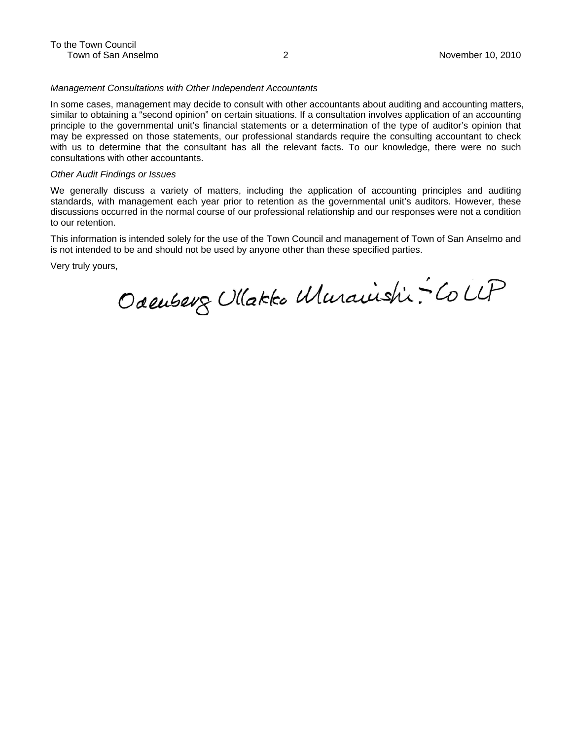*Management Consultations with Other Independent Accountants*

In some cases, management may decide to consult with other accountants about auditing and accounting matters, similar to obtaining a "second opinion" on certain situations. If a consultation involves application of an accounting principle to the governmental unit's financial statements or a determination of the type of auditor's opinion that may be expressed on those statements, our professional standards require the consulting accountant to check with us to determine that the consultant has all the relevant facts. To our knowledge, there were no such consultations with other accountants.

*Other Audit Findings or Issues*

We generally discuss a variety of matters, including the application of accounting principles and auditing standards, with management each year prior to retention as the governmental unit's auditors. However, these discussions occurred in the normal course of our professional relationship and our responses were not a condition to our retention.

This information is intended solely for the use of the Town Council and management of Town of San Anselmo and is not intended to be and should not be used by anyone other than these specified parties.

Very truly yours,

Odenberg Ullakko Muranishi & Co LLP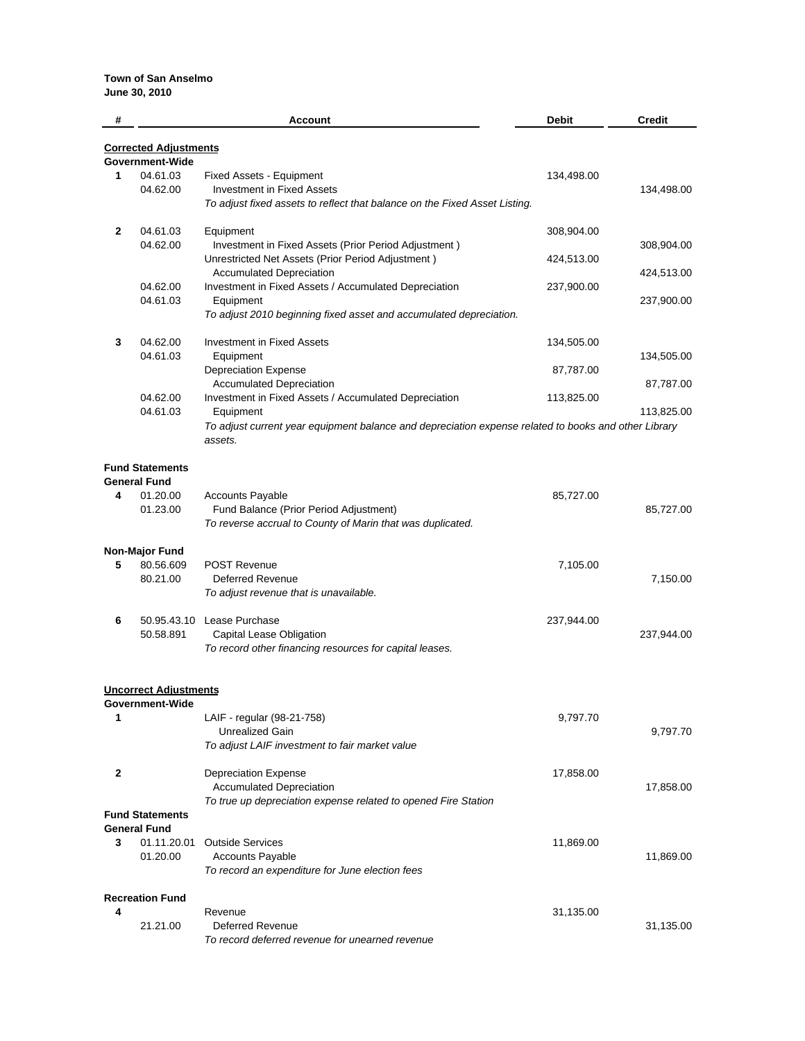**Town of San Anselmo**
**June 30, 2010**

| # | | Account | Debit | Credit |
|---|---|---|---|---|
| **Corrected Adjustments** | | | | |
| **Government-Wide** | | | | |
| **1** | 04.61.03 | Fixed Assets - Equipment | 134,498.00 | |
| | 04.62.00 | Investment in Fixed Assets | | 134,498.00 |
| | | *To adjust fixed assets to reflect that balance on the Fixed Asset Listing.* | | |
| **2** | 04.61.03 | Equipment | 308,904.00 | |
| | 04.62.00 | Investment in Fixed Assets (Prior Period Adjustment ) | | 308,904.00 |
| | | Unrestricted Net Assets (Prior Period Adjustment ) | 424,513.00 | |
| | | Accumulated Depreciation | | 424,513.00 |
| | 04.62.00 | Investment in Fixed Assets / Accumulated Depreciation | 237,900.00 | |
| | 04.61.03 | Equipment | | 237,900.00 |
| | | *To adjust 2010 beginning fixed asset and accumulated depreciation.* | | |
| **3** | 04.62.00 | Investment in Fixed Assets | 134,505.00 | |
| | 04.61.03 | Equipment | | 134,505.00 |
| | | Depreciation Expense | 87,787.00 | |
| | | Accumulated Depreciation | | 87,787.00 |
| | 04.62.00 | Investment in Fixed Assets / Accumulated Depreciation | 113,825.00 | |
| | 04.61.03 | Equipment | | 113,825.00 |
| | | *To adjust current year equipment balance and depreciation expense related to books and other Library assets.* | | |
| **Fund Statements** | | | | |
| **General Fund** | | | | |
| **4** | 01.20.00 | Accounts Payable | 85,727.00 | |
| | 01.23.00 | Fund Balance (Prior Period Adjustment) | | 85,727.00 |
| | | *To reverse accrual to County of Marin that was duplicated.* | | |
| **Non-Major Fund** | | | | |
| **5** | 80.56.609 | POST Revenue | 7,105.00 | |
| | 80.21.00 | Deferred Revenue | | 7,150.00 |
| | | *To adjust revenue that is unavailable.* | | |
| **6** | 50.95.43.10 | Lease Purchase | 237,944.00 | |
| | 50.58.891 | Capital Lease Obligation | | 237,944.00 |
| | | *To record other financing resources for capital leases.* | | |
| **Uncorrect Adjustments** | | | | |
| **Government-Wide** | | | | |
| **1** | | LAIF - regular (98-21-758) | 9,797.70 | |
| | | Unrealized Gain | | 9,797.70 |
| | | *To adjust LAIF investment to fair market value* | | |
| **2** | | Depreciation Expense | 17,858.00 | |
| | | Accumulated Depreciation | | 17,858.00 |
| | | *To true up depreciation expense related to opened Fire Station* | | |
| **Fund Statements** | | | | |
| **General Fund** | | | | |
| **3** | 01.11.20.01 | Outside Services | 11,869.00 | |
| | 01.20.00 | Accounts Payable | | 11,869.00 |
| | | *To record an expenditure for June election fees* | | |
| **Recreation Fund** | | | | |
| **4** | | Revenue | 31,135.00 | |
| | 21.21.00 | Deferred Revenue | | 31,135.00 |
| | | *To record deferred revenue for unearned revenue* | | |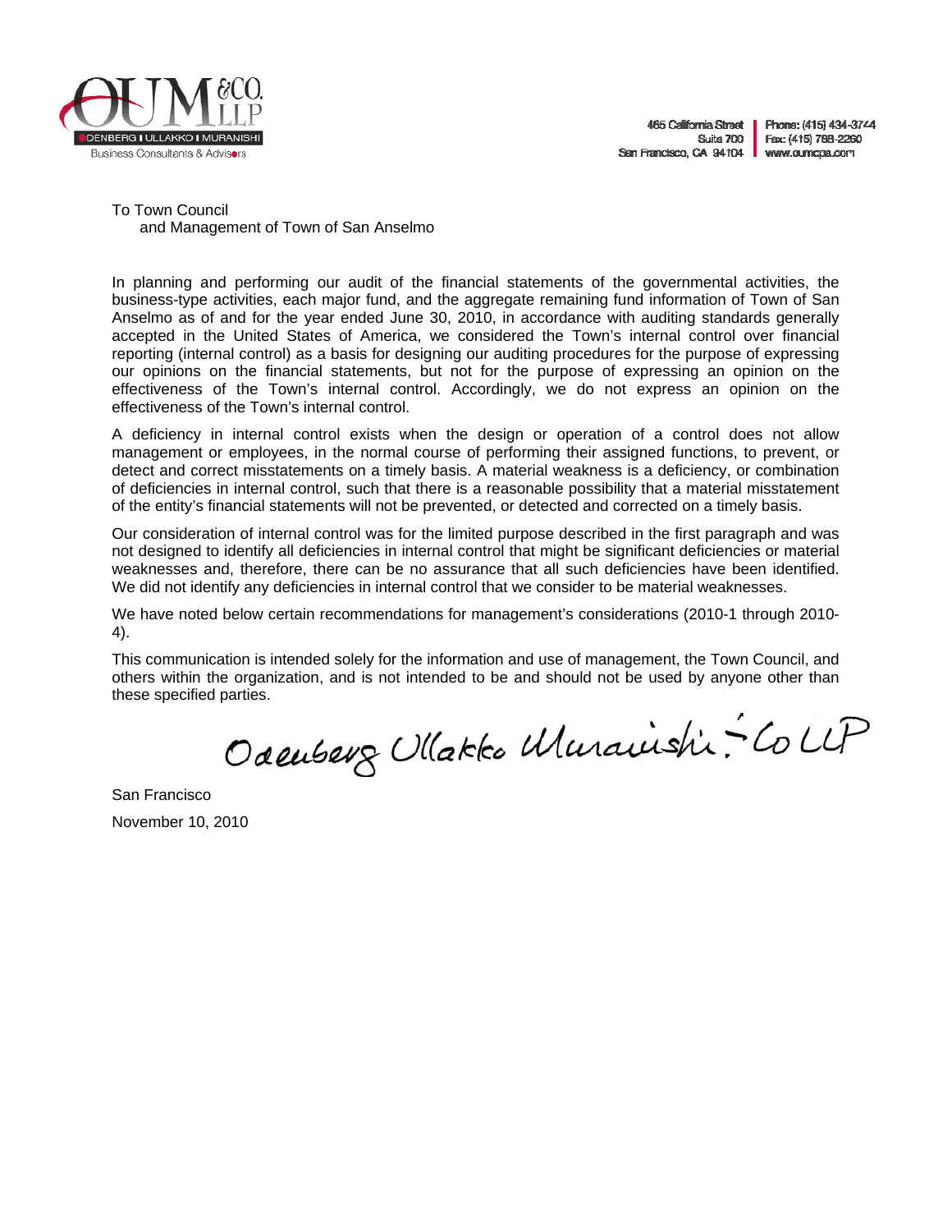465 California Street
Suite 700
San Francisco, CA 94104

Phone: (415) 434-3744
Fax: (415) 788-2260
www.oumcpa.com

To Town Council
and Management of Town of San Anselmo

In planning and performing our audit of the financial statements of the governmental activities, the business-type activities, each major fund, and the aggregate remaining fund information of Town of San Anselmo as of and for the year ended June 30, 2010, in accordance with auditing standards generally accepted in the United States of America, we considered the Town's internal control over financial reporting (internal control) as a basis for designing our auditing procedures for the purpose of expressing our opinions on the financial statements, but not for the purpose of expressing an opinion on the effectiveness of the Town's internal control. Accordingly, we do not express an opinion on the effectiveness of the Town's internal control.

A deficiency in internal control exists when the design or operation of a control does not allow management or employees, in the normal course of performing their assigned functions, to prevent, or detect and correct misstatements on a timely basis. A material weakness is a deficiency, or combination of deficiencies in internal control, such that there is a reasonable possibility that a material misstatement of the entity's financial statements will not be prevented, or detected and corrected on a timely basis.

Our consideration of internal control was for the limited purpose described in the first paragraph and was not designed to identify all deficiencies in internal control that might be significant deficiencies or material weaknesses and, therefore, there can be no assurance that all such deficiencies have been identified. We did not identify any deficiencies in internal control that we consider to be material weaknesses.

We have noted below certain recommendations for management's considerations (2010-1 through 2010-4).

This communication is intended solely for the information and use of management, the Town Council, and others within the organization, and is not intended to be and should not be used by anyone other than these specified parties.

Odenberg Ullakko Muranishi & Co LLP

San Francisco

November 10, 2010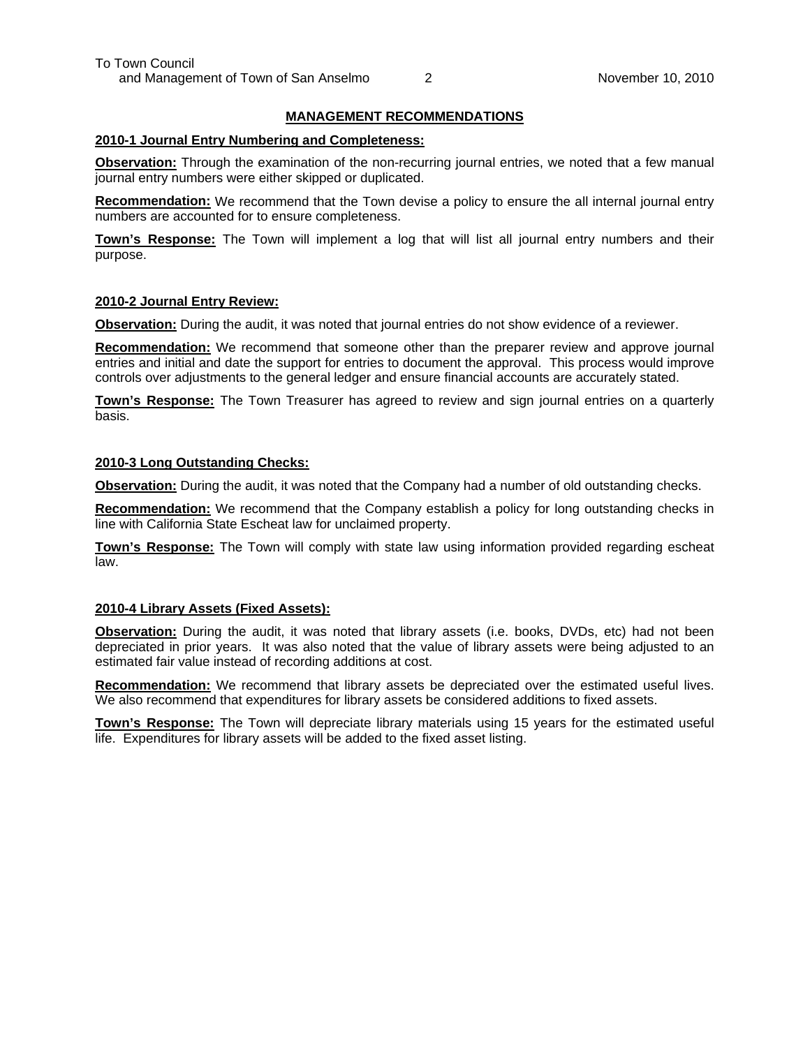## MANAGEMENT RECOMMENDATIONS

### 2010-1 Journal Entry Numbering and Completeness:

**Observation:** Through the examination of the non-recurring journal entries, we noted that a few manual journal entry numbers were either skipped or duplicated.

**Recommendation:** We recommend that the Town devise a policy to ensure the all internal journal entry numbers are accounted for to ensure completeness.

**Town's Response:** The Town will implement a log that will list all journal entry numbers and their purpose.

### 2010-2 Journal Entry Review:

**Observation:** During the audit, it was noted that journal entries do not show evidence of a reviewer.

**Recommendation:** We recommend that someone other than the preparer review and approve journal entries and initial and date the support for entries to document the approval. This process would improve controls over adjustments to the general ledger and ensure financial accounts are accurately stated.

**Town's Response:** The Town Treasurer has agreed to review and sign journal entries on a quarterly basis.

### 2010-3 Long Outstanding Checks:

**Observation:** During the audit, it was noted that the Company had a number of old outstanding checks.

**Recommendation:** We recommend that the Company establish a policy for long outstanding checks in line with California State Escheat law for unclaimed property.

**Town's Response:** The Town will comply with state law using information provided regarding escheat law.

### 2010-4 Library Assets (Fixed Assets):

**Observation:** During the audit, it was noted that library assets (i.e. books, DVDs, etc) had not been depreciated in prior years. It was also noted that the value of library assets were being adjusted to an estimated fair value instead of recording additions at cost.

**Recommendation:** We recommend that library assets be depreciated over the estimated useful lives. We also recommend that expenditures for library assets be considered additions to fixed assets.

**Town's Response:** The Town will depreciate library materials using 15 years for the estimated useful life. Expenditures for library assets will be added to the fixed asset listing.